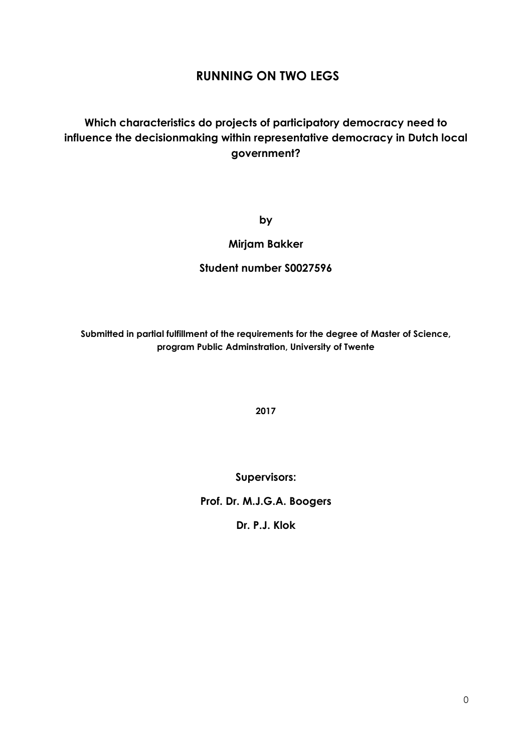# RUNNING ON TWO LEGS

## Which characteristics do projects of participatory democracy need to influence the decisionmaking within representative democracy in Dutch local government?

**by**

**Mirjam Bakker**

**Student number S0027596**

**Submitted in partial fulfillment of the requirements for the degree of Master of Science, program Public Adminstration, University of Twente**

**2017**

**Supervisors:**

**Prof. Dr. M.J.G.A. Boogers**

**Dr. P.J. Klok**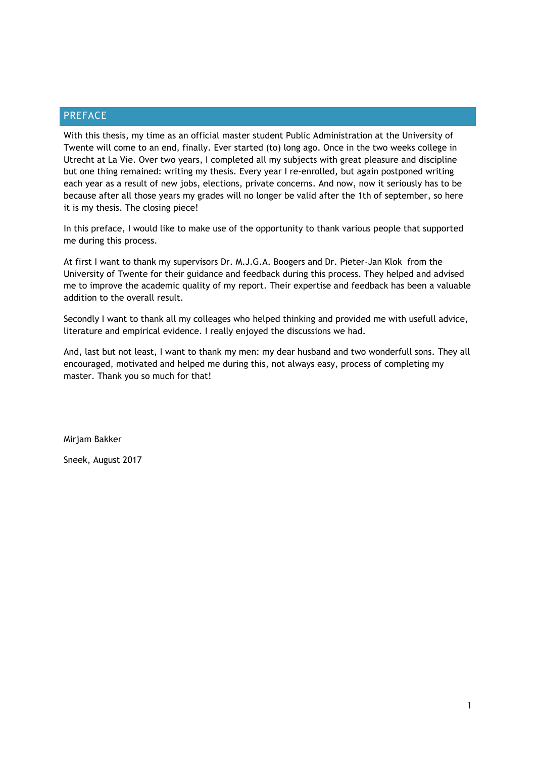## PREFACE

With this thesis, my time as an official master student Public Administration at the University of Twente will come to an end, finally. Ever started (to) long ago. Once in the two weeks college in Utrecht at La Vie. Over two years, I completed all my subjects with great pleasure and discipline but one thing remained: writing my thesis. Every year I re-enrolled, but again postponed writing each year as a result of new jobs, elections, private concerns. And now, now it seriously has to be because after all those years my grades will no longer be valid after the 1th of september, so here it is my thesis. The closing piece!

In this preface, I would like to make use of the opportunity to thank various people that supported me during this process.

At first I want to thank my supervisors Dr. M.J.G.A. Boogers and Dr. Pieter-Jan Klok from the University of Twente for their guidance and feedback during this process. They helped and advised me to improve the academic quality of my report. Their expertise and feedback has been a valuable addition to the overall result.

Secondly I want to thank all my colleages who helped thinking and provided me with usefull advice, literature and empirical evidence. I really enjoyed the discussions we had.

And, last but not least, I want to thank my men: my dear husband and two wonderfull sons. They all encouraged, motivated and helped me during this, not always easy, process of completing my master. Thank you so much for that!

Mirjam Bakker

Sneek, August 2017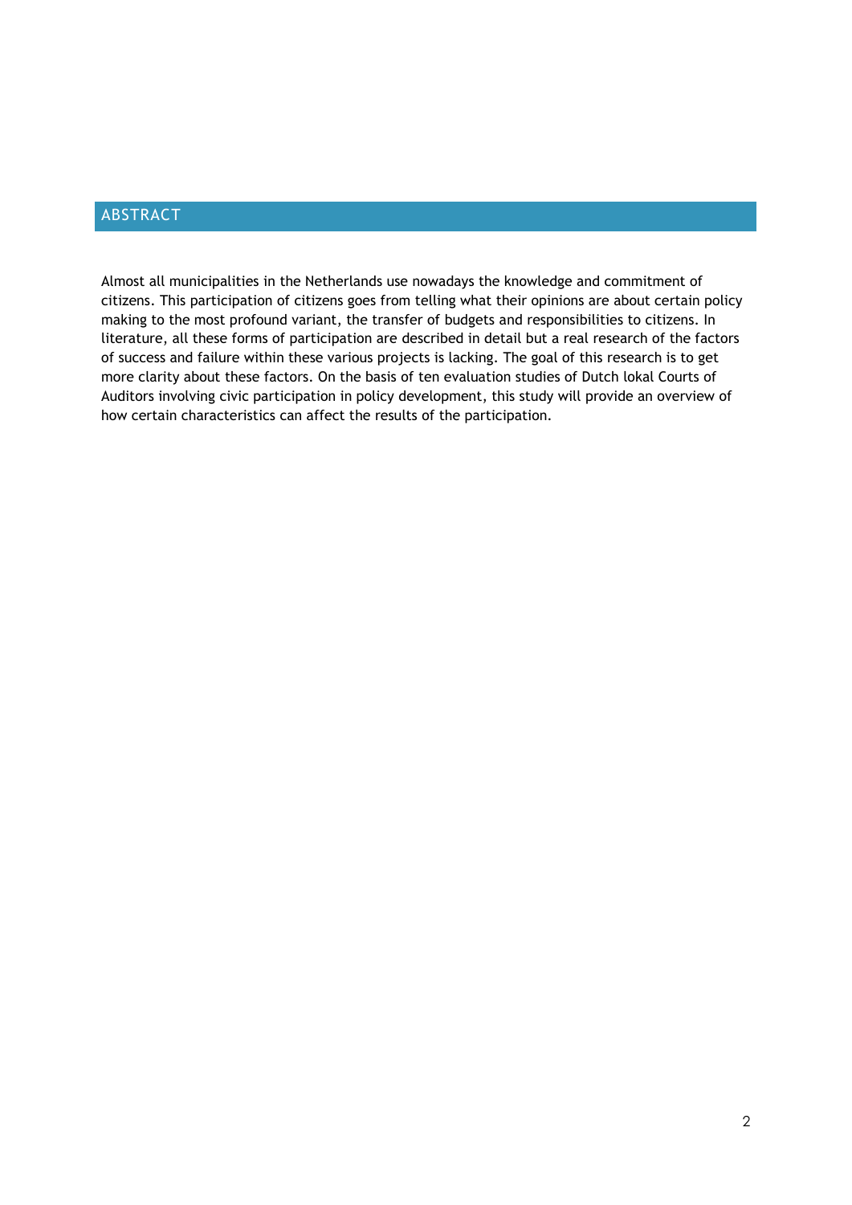# ABSTRACT

Almost all municipalities in the Netherlands use nowadays the knowledge and commitment of citizens. This participation of citizens goes from telling what their opinions are about certain policy making to the most profound variant, the transfer of budgets and responsibilities to citizens. In literature, all these forms of participation are described in detail but a real research of the factors of success and failure within these various projects is lacking. The goal of this research is to get more clarity about these factors. On the basis of ten evaluation studies of Dutch lokal Courts of Auditors involving civic participation in policy development, this study will provide an overview of how certain characteristics can affect the results of the participation.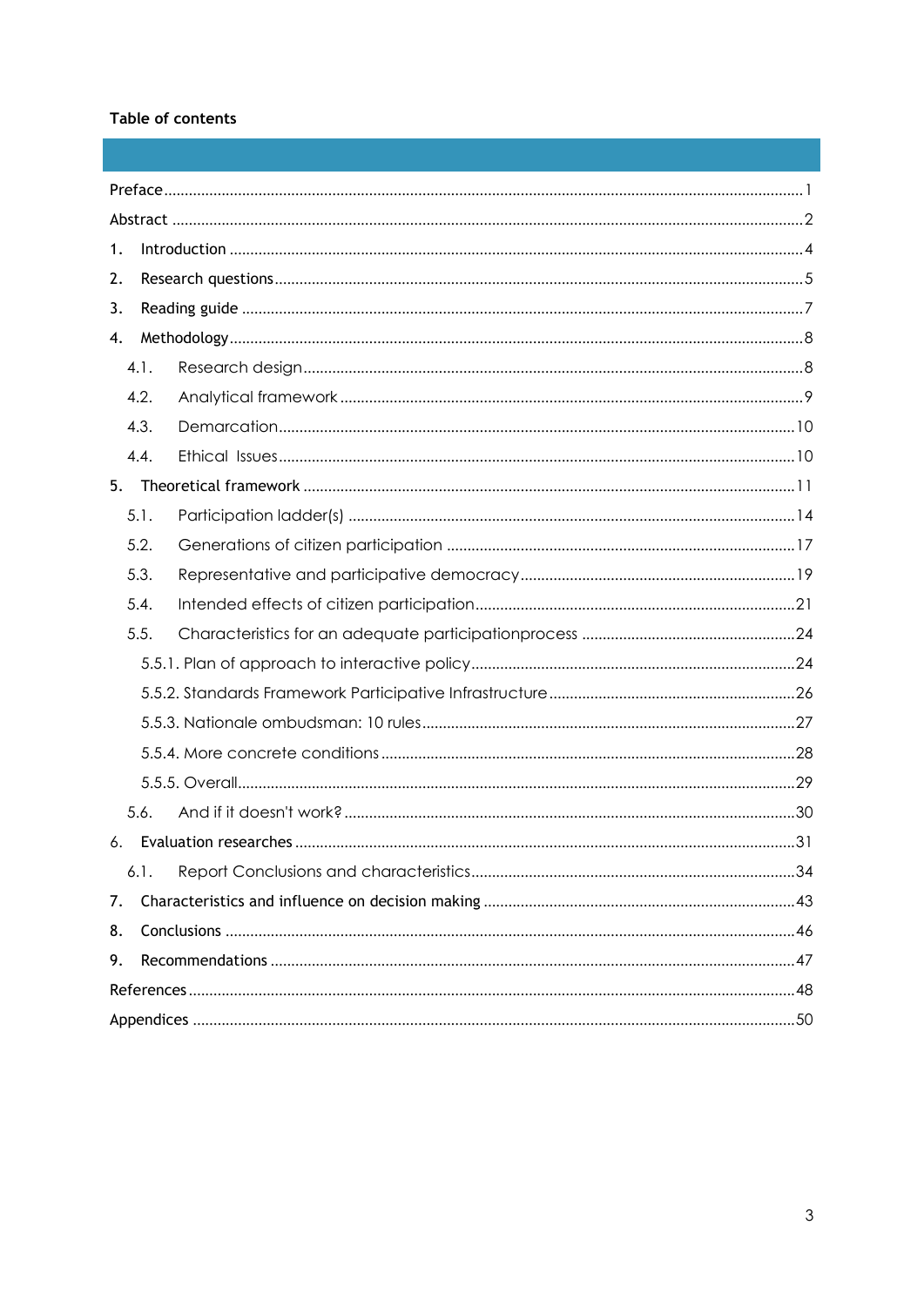# Table of contents

Preface ........................................................................................................ 1
Abstract ........................................................................................................ 2
1. Introduction ........................................................................................................ 4
2. Research questions ........................................................................................................ 5
3. Reading guide ........................................................................................................ 7
4. Methodology ........................................................................................................ 8
 4.1. Research design ........................................................................................................ 8
 4.2. Analytical framework ........................................................................................................ 9
 4.3. Demarcation ........................................................................................................ 10
 4.4. Ethical Issues ........................................................................................................ 10
5. Theoretical framework ........................................................................................................ 11
 5.1. Participation ladder(s) ........................................................................................................ 14
 5.2. Generations of citizen participation ........................................................................................................ 17
 5.3. Representative and participative democracy ........................................................................................................ 19
 5.4. Intended effects of citizen participation ........................................................................................................ 21
 5.5. Characteristics for an adequate participationprocess ........................................................................................................ 24
  5.5.1. Plan of approach to interactive policy ........................................................................................................ 24
  5.5.2. Standards Framework Participative Infrastructure ........................................................................................................ 26
  5.5.3. Nationale ombudsman: 10 rules ........................................................................................................ 27
  5.5.4. More concrete conditions ........................................................................................................ 28
  5.5.5. Overall ........................................................................................................ 29
 5.6. And if it doesn't work? ........................................................................................................ 30
6. Evaluation researches ........................................................................................................ 31
 6.1. Report Conclusions and characteristics ........................................................................................................ 34
7. Characteristics and influence on decision making ........................................................................................................ 43
8. Conclusions ........................................................................................................ 46
9. Recommendations ........................................................................................................ 47
References ........................................................................................................ 48
Appendices ........................................................................................................ 50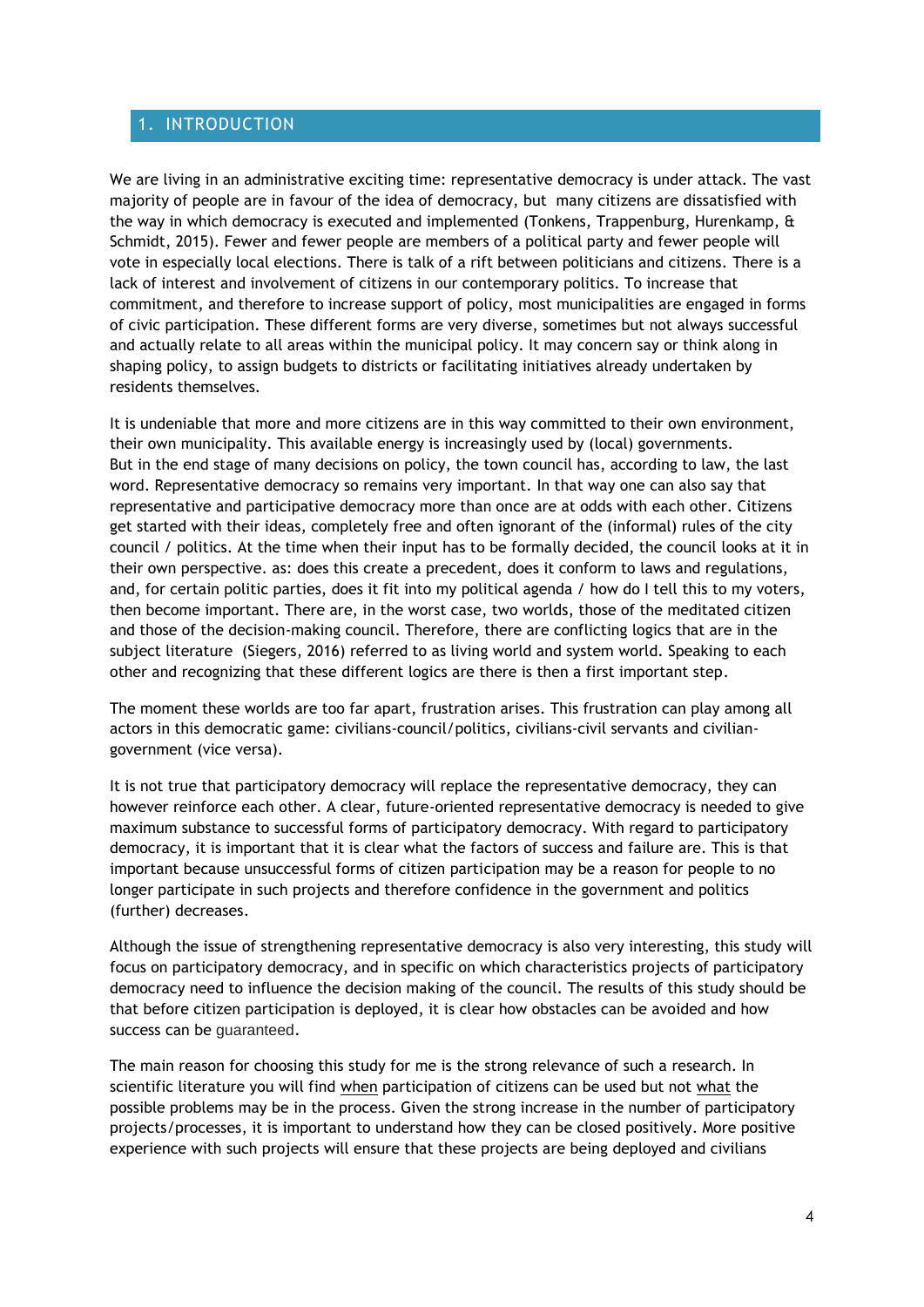# 1. INTRODUCTION

We are living in an administrative exciting time: representative democracy is under attack. The vast majority of people are in favour of the idea of democracy, but many citizens are dissatisfied with the way in which democracy is executed and implemented (Tonkens, Trappenburg, Hurenkamp, & Schmidt, 2015). Fewer and fewer people are members of a political party and fewer people will vote in especially local elections. There is talk of a rift between politicians and citizens. There is a lack of interest and involvement of citizens in our contemporary politics. To increase that commitment, and therefore to increase support of policy, most municipalities are engaged in forms of civic participation. These different forms are very diverse, sometimes but not always successful and actually relate to all areas within the municipal policy. It may concern say or think along in shaping policy, to assign budgets to districts or facilitating initiatives already undertaken by residents themselves.

It is undeniable that more and more citizens are in this way committed to their own environment, their own municipality. This available energy is increasingly used by (local) governments.
But in the end stage of many decisions on policy, the town council has, according to law, the last word. Representative democracy so remains very important. In that way one can also say that representative and participative democracy more than once are at odds with each other. Citizens get started with their ideas, completely free and often ignorant of the (informal) rules of the city council / politics. At the time when their input has to be formally decided, the council looks at it in their own perspective. as: does this create a precedent, does it conform to laws and regulations, and, for certain politic parties, does it fit into my political agenda / how do I tell this to my voters, then become important. There are, in the worst case, two worlds, those of the meditated citizen and those of the decision-making council. Therefore, there are conflicting logics that are in the subject literature (Siegers, 2016) referred to as living world and system world. Speaking to each other and recognizing that these different logics are there is then a first important step.

The moment these worlds are too far apart, frustration arises. This frustration can play among all actors in this democratic game: civilians-council/politics, civilians-civil servants and civilian-government (vice versa).

It is not true that participatory democracy will replace the representative democracy, they can however reinforce each other. A clear, future-oriented representative democracy is needed to give maximum substance to successful forms of participatory democracy. With regard to participatory democracy, it is important that it is clear what the factors of success and failure are. This is that important because unsuccessful forms of citizen participation may be a reason for people to no longer participate in such projects and therefore confidence in the government and politics (further) decreases.

Although the issue of strengthening representative democracy is also very interesting, this study will focus on participatory democracy, and in specific on which characteristics projects of participatory democracy need to influence the decision making of the council. The results of this study should be that before citizen participation is deployed, it is clear how obstacles can be avoided and how success can be guaranteed.

The main reason for choosing this study for me is the strong relevance of such a research. In scientific literature you will find <u>when</u> participation of citizens can be used but not <u>what</u> the possible problems may be in the process. Given the strong increase in the number of participatory projects/processes, it is important to understand how they can be closed positively. More positive experience with such projects will ensure that these projects are being deployed and civilians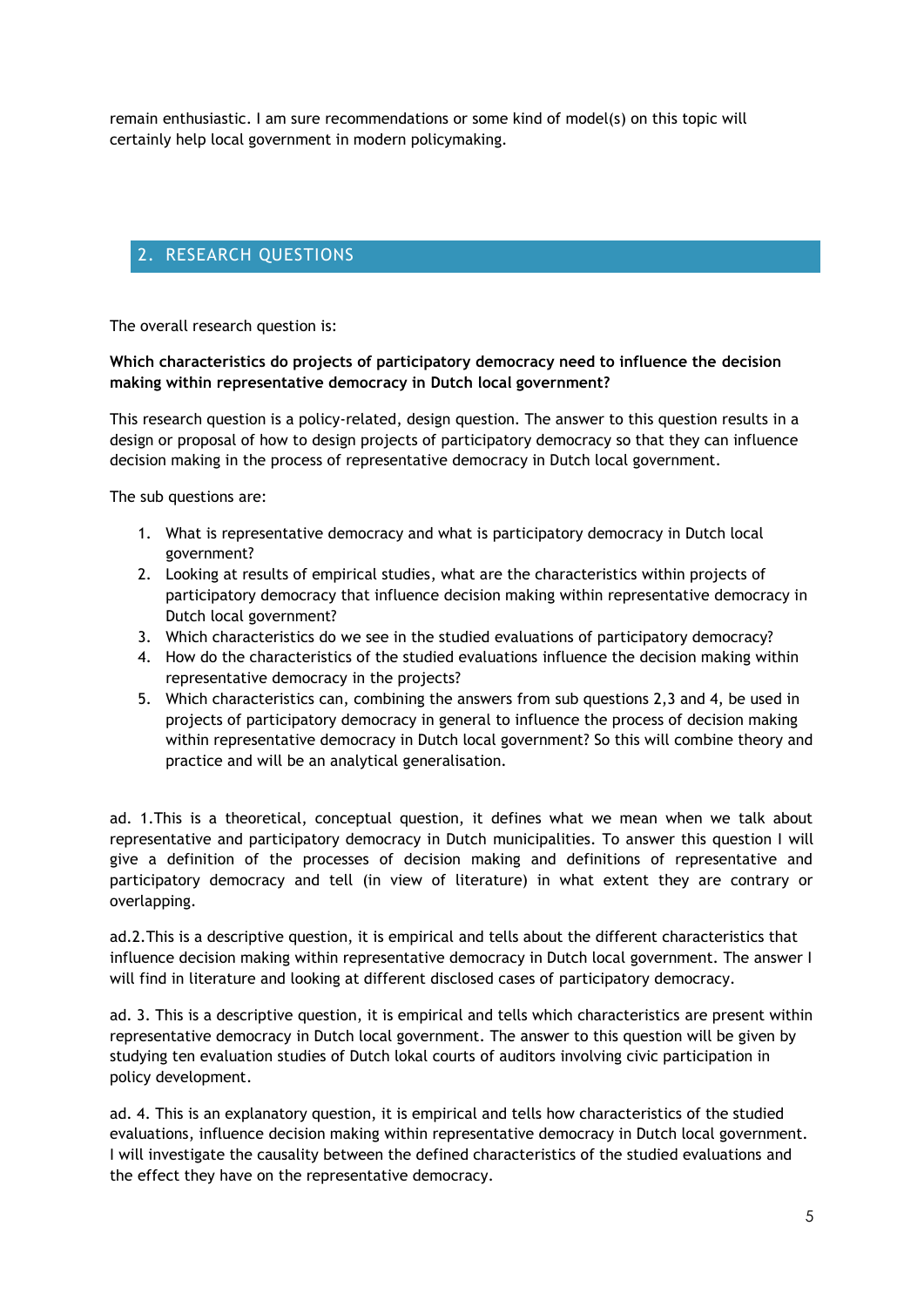remain enthusiastic. I am sure recommendations or some kind of model(s) on this topic will certainly help local government in modern policymaking.

## 2. RESEARCH QUESTIONS

The overall research question is:

**Which characteristics do projects of participatory democracy need to influence the decision making within representative democracy in Dutch local government?**

This research question is a policy-related, design question. The answer to this question results in a design or proposal of how to design projects of participatory democracy so that they can influence decision making in the process of representative democracy in Dutch local government.

The sub questions are:

1. What is representative democracy and what is participatory democracy in Dutch local government?
2. Looking at results of empirical studies, what are the characteristics within projects of participatory democracy that influence decision making within representative democracy in Dutch local government?
3. Which characteristics do we see in the studied evaluations of participatory democracy?
4. How do the characteristics of the studied evaluations influence the decision making within representative democracy in the projects?
5. Which characteristics can, combining the answers from sub questions 2,3 and 4, be used in projects of participatory democracy in general to influence the process of decision making within representative democracy in Dutch local government? So this will combine theory and practice and will be an analytical generalisation.

ad. 1.This is a theoretical, conceptual question, it defines what we mean when we talk about representative and participatory democracy in Dutch municipalities. To answer this question I will give a definition of the processes of decision making and definitions of representative and participatory democracy and tell (in view of literature) in what extent they are contrary or overlapping.

ad.2.This is a descriptive question, it is empirical and tells about the different characteristics that influence decision making within representative democracy in Dutch local government. The answer I will find in literature and looking at different disclosed cases of participatory democracy.

ad. 3. This is a descriptive question, it is empirical and tells which characteristics are present within representative democracy in Dutch local government. The answer to this question will be given by studying ten evaluation studies of Dutch lokal courts of auditors involving civic participation in policy development.

ad. 4. This is an explanatory question, it is empirical and tells how characteristics of the studied evaluations, influence decision making within representative democracy in Dutch local government. I will investigate the causality between the defined characteristics of the studied evaluations and the effect they have on the representative democracy.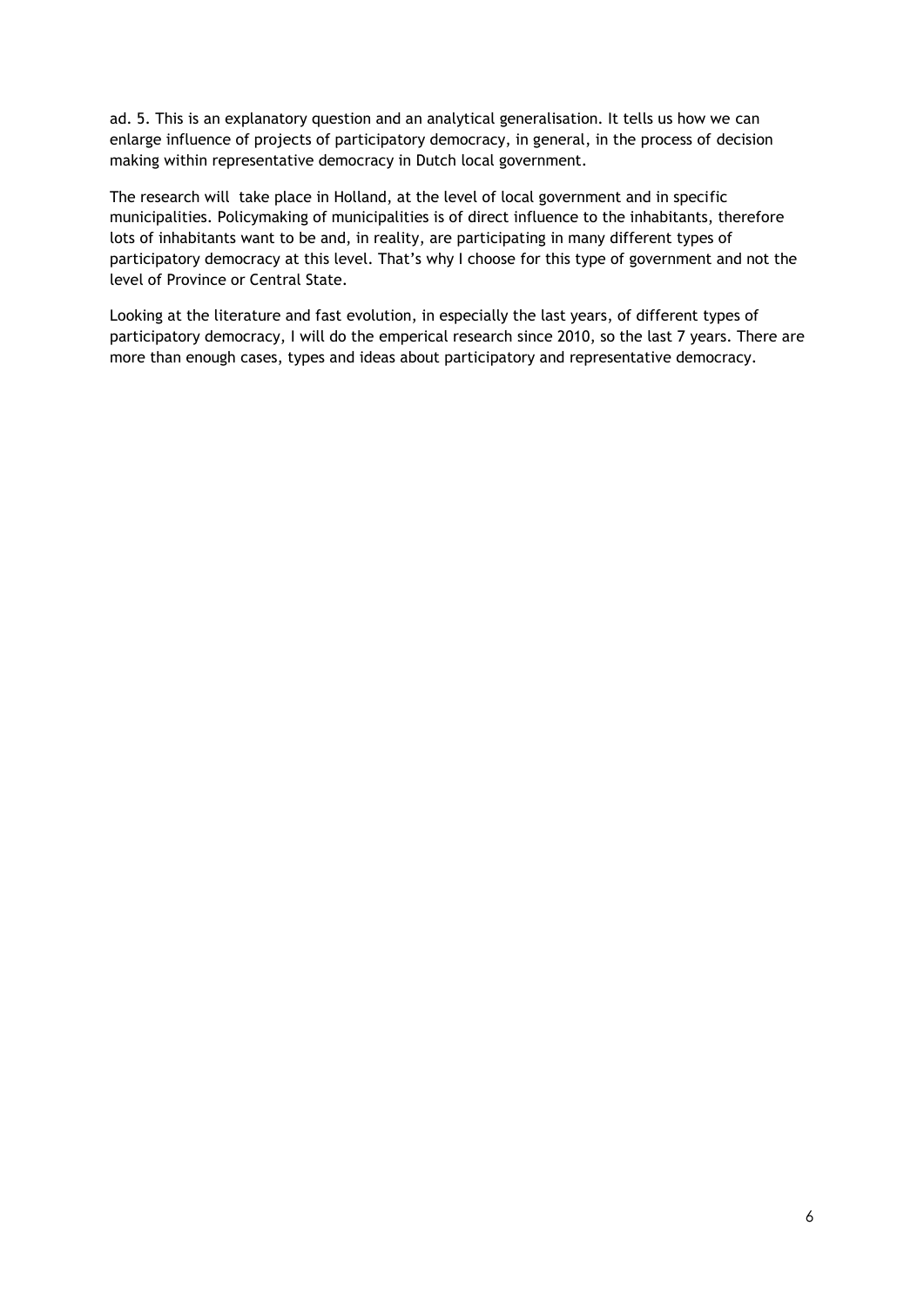ad. 5. This is an explanatory question and an analytical generalisation. It tells us how we can enlarge influence of projects of participatory democracy, in general, in the process of decision making within representative democracy in Dutch local government.

The research will  take place in Holland, at the level of local government and in specific municipalities. Policymaking of municipalities is of direct influence to the inhabitants, therefore lots of inhabitants want to be and, in reality, are participating in many different types of participatory democracy at this level. That's why I choose for this type of government and not the level of Province or Central State.

Looking at the literature and fast evolution, in especially the last years, of different types of participatory democracy, I will do the emperical research since 2010, so the last 7 years. There are more than enough cases, types and ideas about participatory and representative democracy.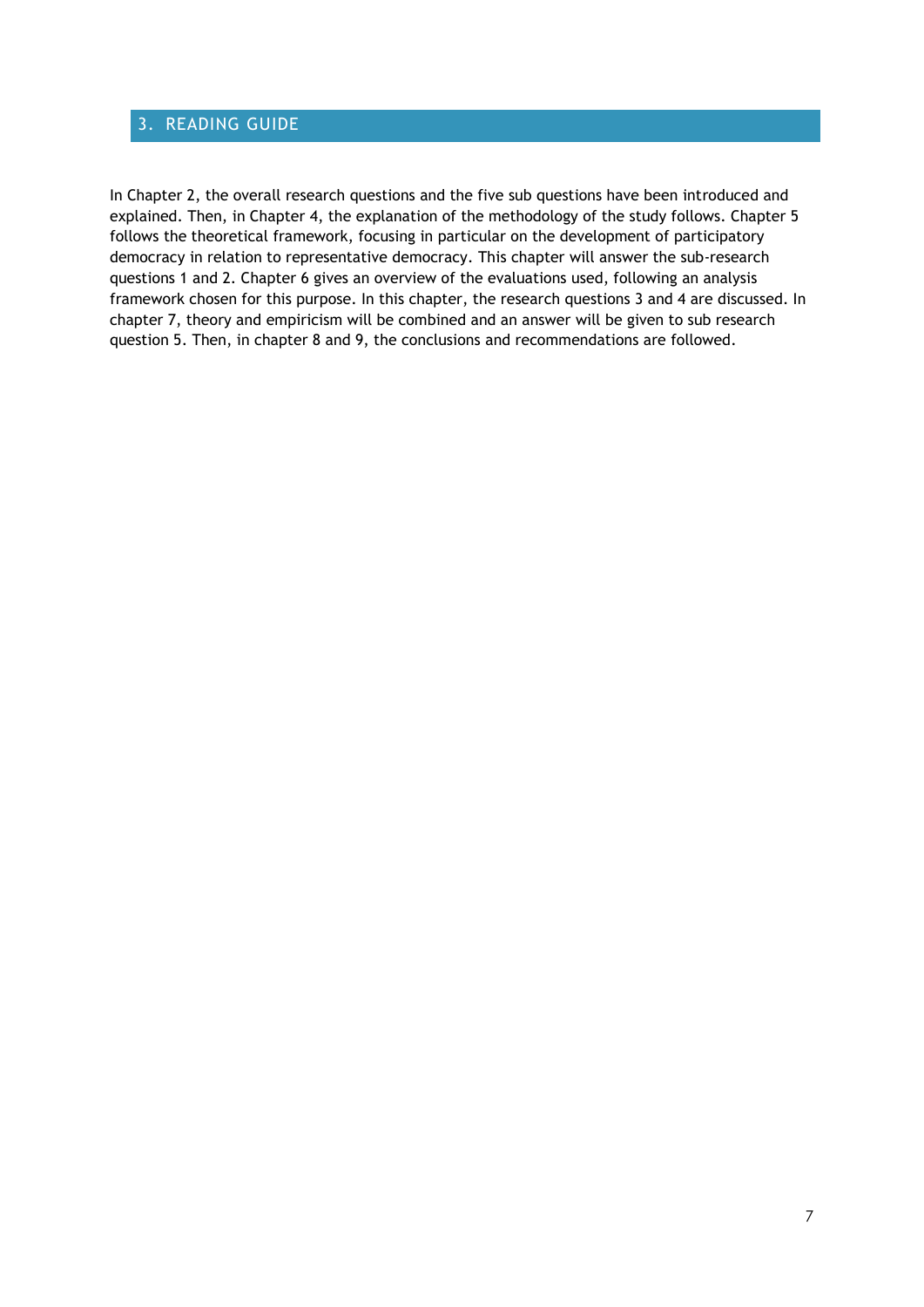# 3. READING GUIDE

In Chapter 2, the overall research questions and the five sub questions have been introduced and explained. Then, in Chapter 4, the explanation of the methodology of the study follows. Chapter 5 follows the theoretical framework, focusing in particular on the development of participatory democracy in relation to representative democracy. This chapter will answer the sub-research questions 1 and 2. Chapter 6 gives an overview of the evaluations used, following an analysis framework chosen for this purpose. In this chapter, the research questions 3 and 4 are discussed. In chapter 7, theory and empiricism will be combined and an answer will be given to sub research question 5. Then, in chapter 8 and 9, the conclusions and recommendations are followed.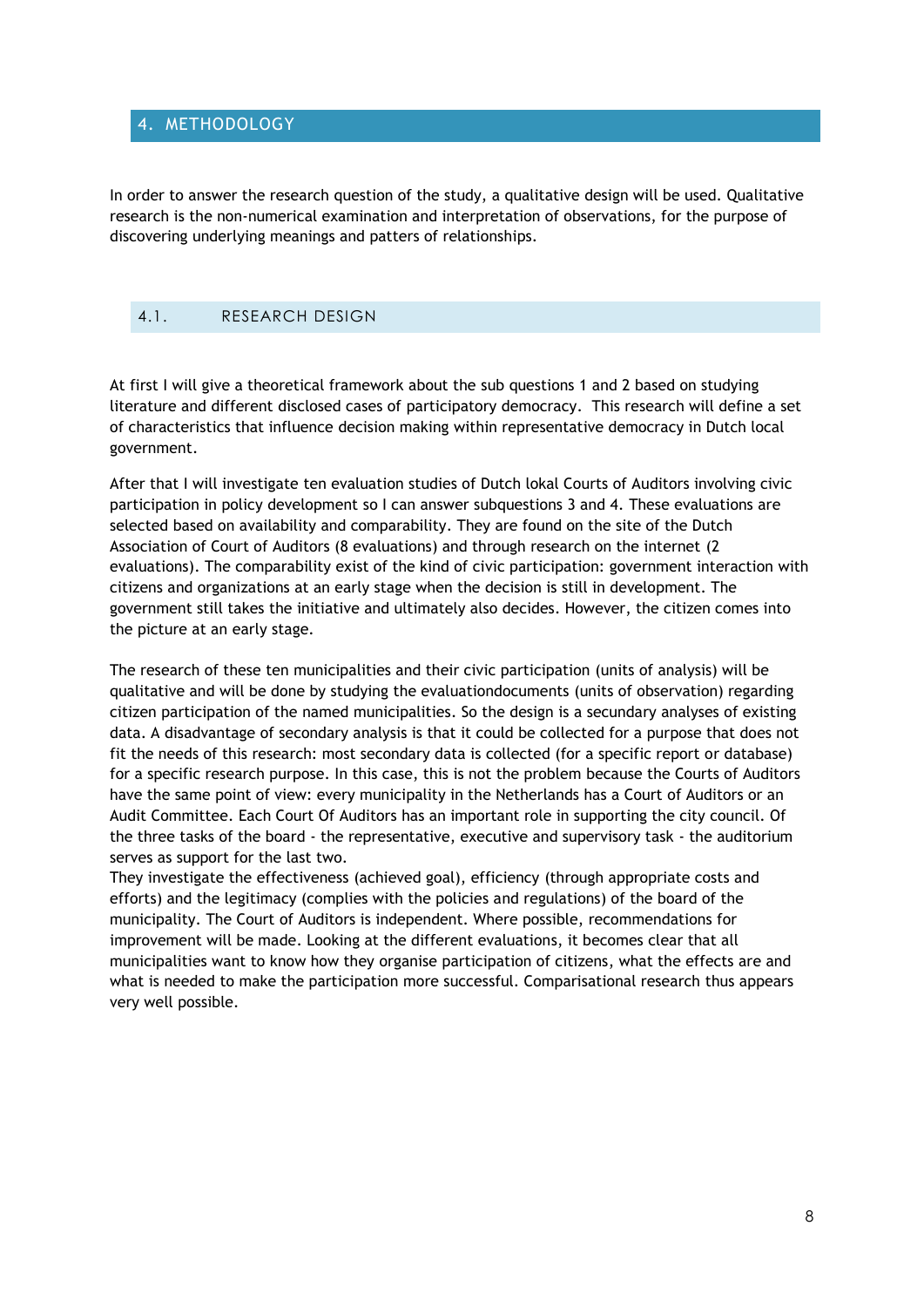# 4. METHODOLOGY

In order to answer the research question of the study, a qualitative design will be used. Qualitative research is the non-numerical examination and interpretation of observations, for the purpose of discovering underlying meanings and patters of relationships.

## 4.1. RESEARCH DESIGN

At first I will give a theoretical framework about the sub questions 1 and 2 based on studying literature and different disclosed cases of participatory democracy. This research will define a set of characteristics that influence decision making within representative democracy in Dutch local government.

After that I will investigate ten evaluation studies of Dutch lokal Courts of Auditors involving civic participation in policy development so I can answer subquestions 3 and 4. These evaluations are selected based on availability and comparability. They are found on the site of the Dutch Association of Court of Auditors (8 evaluations) and through research on the internet (2 evaluations). The comparability exist of the kind of civic participation: government interaction with citizens and organizations at an early stage when the decision is still in development. The government still takes the initiative and ultimately also decides. However, the citizen comes into the picture at an early stage.

The research of these ten municipalities and their civic participation (units of analysis) will be qualitative and will be done by studying the evaluationdocuments (units of observation) regarding citizen participation of the named municipalities. So the design is a secundary analyses of existing data. A disadvantage of secondary analysis is that it could be collected for a purpose that does not fit the needs of this research: most secondary data is collected (for a specific report or database) for a specific research purpose. In this case, this is not the problem because the Courts of Auditors have the same point of view: every municipality in the Netherlands has a Court of Auditors or an Audit Committee. Each Court Of Auditors has an important role in supporting the city council. Of the three tasks of the board - the representative, executive and supervisory task - the auditorium serves as support for the last two.
They investigate the effectiveness (achieved goal), efficiency (through appropriate costs and efforts) and the legitimacy (complies with the policies and regulations) of the board of the municipality. The Court of Auditors is independent. Where possible, recommendations for improvement will be made. Looking at the different evaluations, it becomes clear that all municipalities want to know how they organise participation of citizens, what the effects are and what is needed to make the participation more successful. Comparisational research thus appears very well possible.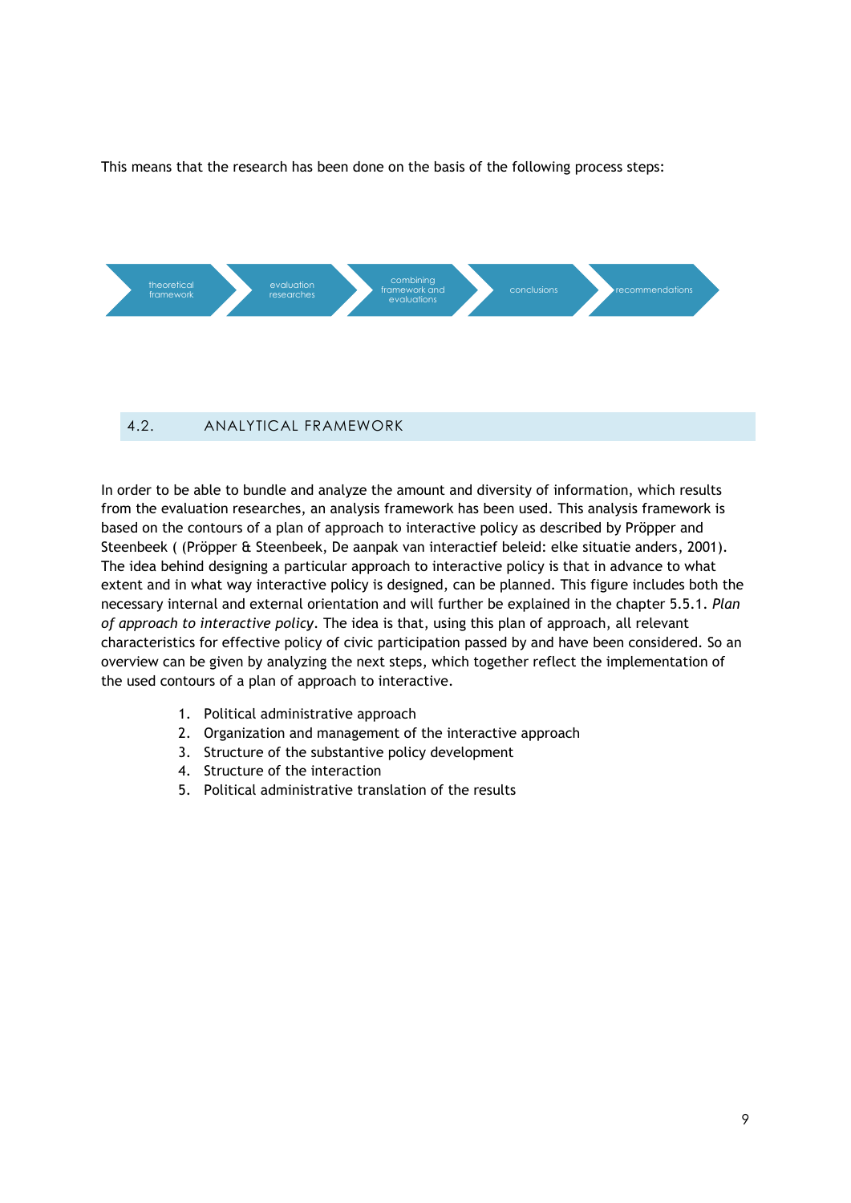This means that the research has been done on the basis of the following process steps:

theoretical framework → evaluation researches → combining framework and evaluations → conclusions → recommendations

## 4.2. ANALYTICAL FRAMEWORK

In order to be able to bundle and analyze the amount and diversity of information, which results from the evaluation researches, an analysis framework has been used. This analysis framework is based on the contours of a plan of approach to interactive policy as described by Pröpper and Steenbeek ( (Pröpper & Steenbeek, De aanpak van interactief beleid: elke situatie anders, 2001). The idea behind designing a particular approach to interactive policy is that in advance to what extent and in what way interactive policy is designed, can be planned. This figure includes both the necessary internal and external orientation and will further be explained in the chapter 5.5.1. *Plan of approach to interactive policy*. The idea is that, using this plan of approach, all relevant characteristics for effective policy of civic participation passed by and have been considered. So an overview can be given by analyzing the next steps, which together reflect the implementation of the used contours of a plan of approach to interactive.

1. Political administrative approach
2. Organization and management of the interactive approach
3. Structure of the substantive policy development
4. Structure of the interaction
5. Political administrative translation of the results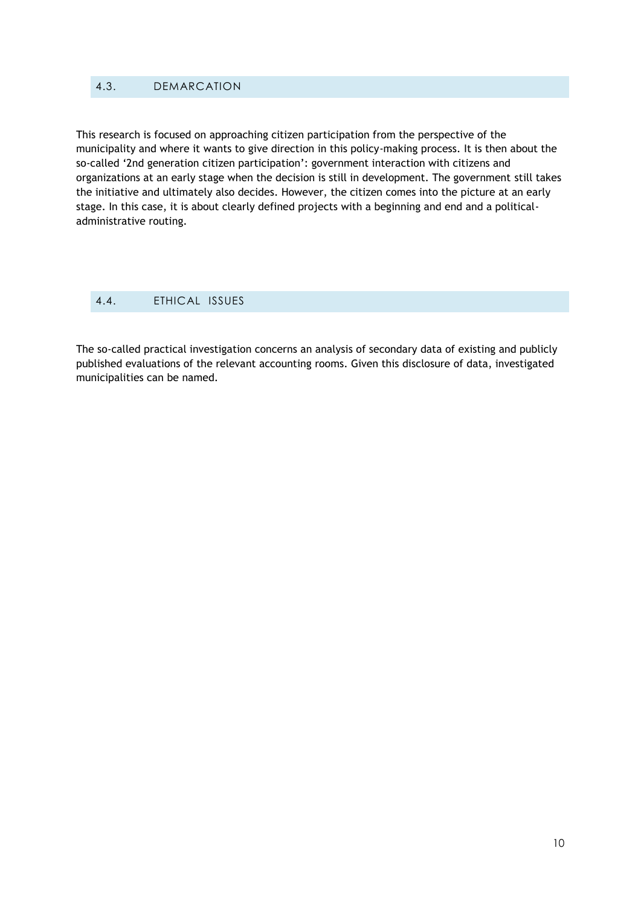## 4.3. DEMARCATION

This research is focused on approaching citizen participation from the perspective of the municipality and where it wants to give direction in this policy-making process. It is then about the so-called '2nd generation citizen participation': government interaction with citizens and organizations at an early stage when the decision is still in development. The government still takes the initiative and ultimately also decides. However, the citizen comes into the picture at an early stage. In this case, it is about clearly defined projects with a beginning and end and a political-administrative routing.

## 4.4. ETHICAL ISSUES

The so-called practical investigation concerns an analysis of secondary data of existing and publicly published evaluations of the relevant accounting rooms. Given this disclosure of data, investigated municipalities can be named.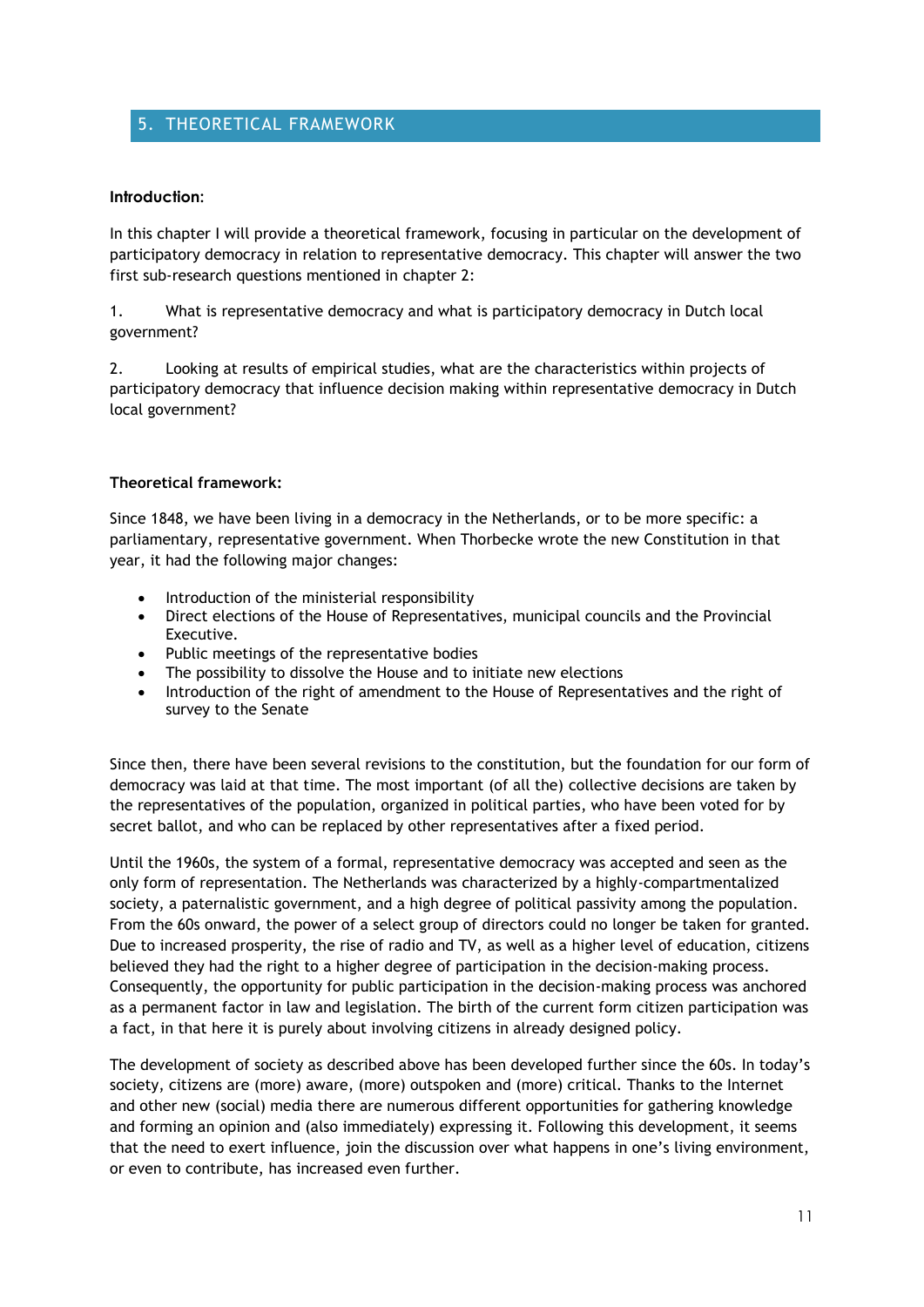# 5. THEORETICAL FRAMEWORK

**Introduction**:

In this chapter I will provide a theoretical framework, focusing in particular on the development of participatory democracy in relation to representative democracy. This chapter will answer the two first sub-research questions mentioned in chapter 2:

1. What is representative democracy and what is participatory democracy in Dutch local government?

2. Looking at results of empirical studies, what are the characteristics within projects of participatory democracy that influence decision making within representative democracy in Dutch local government?

**Theoretical framework:**

Since 1848, we have been living in a democracy in the Netherlands, or to be more specific: a parliamentary, representative government. When Thorbecke wrote the new Constitution in that year, it had the following major changes:

- Introduction of the ministerial responsibility
- Direct elections of the House of Representatives, municipal councils and the Provincial Executive.
- Public meetings of the representative bodies
- The possibility to dissolve the House and to initiate new elections
- Introduction of the right of amendment to the House of Representatives and the right of survey to the Senate

Since then, there have been several revisions to the constitution, but the foundation for our form of democracy was laid at that time. The most important (of all the) collective decisions are taken by the representatives of the population, organized in political parties, who have been voted for by secret ballot, and who can be replaced by other representatives after a fixed period.

Until the 1960s, the system of a formal, representative democracy was accepted and seen as the only form of representation. The Netherlands was characterized by a highly-compartmentalized society, a paternalistic government, and a high degree of political passivity among the population. From the 60s onward, the power of a select group of directors could no longer be taken for granted. Due to increased prosperity, the rise of radio and TV, as well as a higher level of education, citizens believed they had the right to a higher degree of participation in the decision-making process. Consequently, the opportunity for public participation in the decision-making process was anchored as a permanent factor in law and legislation. The birth of the current form citizen participation was a fact, in that here it is purely about involving citizens in already designed policy.

The development of society as described above has been developed further since the 60s. In today's society, citizens are (more) aware, (more) outspoken and (more) critical. Thanks to the Internet and other new (social) media there are numerous different opportunities for gathering knowledge and forming an opinion and (also immediately) expressing it. Following this development, it seems that the need to exert influence, join the discussion over what happens in one's living environment, or even to contribute, has increased even further.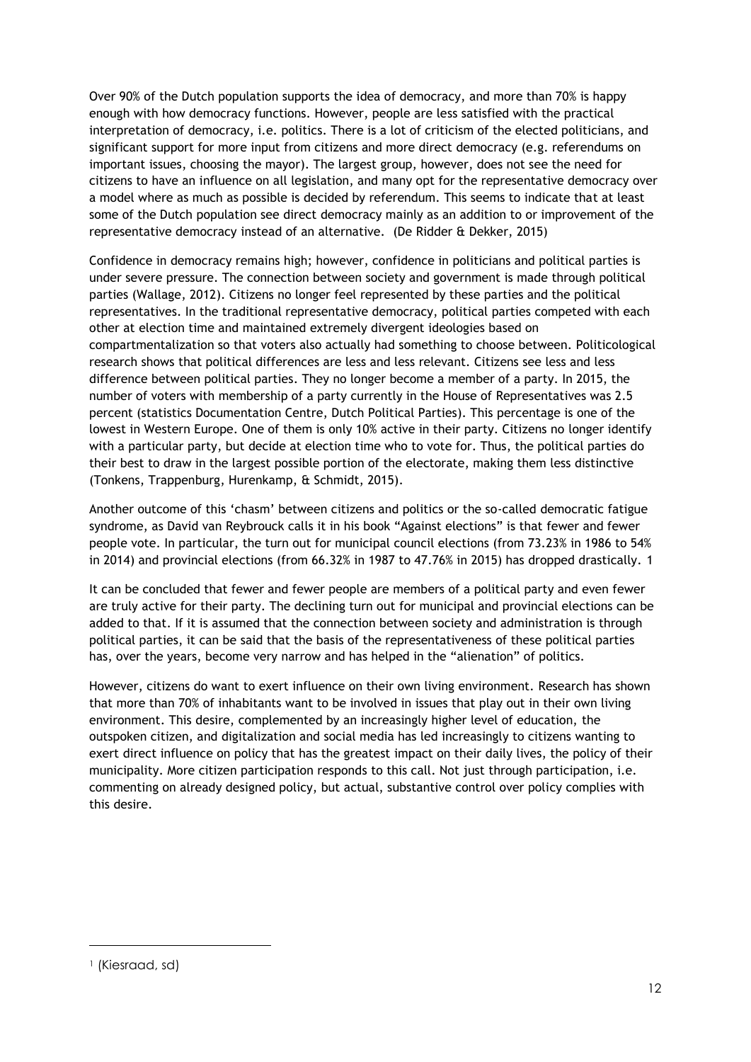Over 90% of the Dutch population supports the idea of democracy, and more than 70% is happy enough with how democracy functions. However, people are less satisfied with the practical interpretation of democracy, i.e. politics. There is a lot of criticism of the elected politicians, and significant support for more input from citizens and more direct democracy (e.g. referendums on important issues, choosing the mayor). The largest group, however, does not see the need for citizens to have an influence on all legislation, and many opt for the representative democracy over a model where as much as possible is decided by referendum. This seems to indicate that at least some of the Dutch population see direct democracy mainly as an addition to or improvement of the representative democracy instead of an alternative. (De Ridder & Dekker, 2015)

Confidence in democracy remains high; however, confidence in politicians and political parties is under severe pressure. The connection between society and government is made through political parties (Wallage, 2012). Citizens no longer feel represented by these parties and the political representatives. In the traditional representative democracy, political parties competed with each other at election time and maintained extremely divergent ideologies based on compartmentalization so that voters also actually had something to choose between. Politicological research shows that political differences are less and less relevant. Citizens see less and less difference between political parties. They no longer become a member of a party. In 2015, the number of voters with membership of a party currently in the House of Representatives was 2.5 percent (statistics Documentation Centre, Dutch Political Parties). This percentage is one of the lowest in Western Europe. One of them is only 10% active in their party. Citizens no longer identify with a particular party, but decide at election time who to vote for. Thus, the political parties do their best to draw in the largest possible portion of the electorate, making them less distinctive (Tonkens, Trappenburg, Hurenkamp, & Schmidt, 2015).

Another outcome of this 'chasm' between citizens and politics or the so-called democratic fatigue syndrome, as David van Reybrouck calls it in his book "Against elections" is that fewer and fewer people vote. In particular, the turn out for municipal council elections (from 73.23% in 1986 to 54% in 2014) and provincial elections (from 66.32% in 1987 to 47.76% in 2015) has dropped drastically. [1]

It can be concluded that fewer and fewer people are members of a political party and even fewer are truly active for their party. The declining turn out for municipal and provincial elections can be added to that. If it is assumed that the connection between society and administration is through political parties, it can be said that the basis of the representativeness of these political parties has, over the years, become very narrow and has helped in the "alienation" of politics.

However, citizens do want to exert influence on their own living environment. Research has shown that more than 70% of inhabitants want to be involved in issues that play out in their own living environment. This desire, complemented by an increasingly higher level of education, the outspoken citizen, and digitalization and social media has led increasingly to citizens wanting to exert direct influence on policy that has the greatest impact on their daily lives, the policy of their municipality. More citizen participation responds to this call. Not just through participation, i.e. commenting on already designed policy, but actual, substantive control over policy complies with this desire.

[1] (Kiesraad, sd)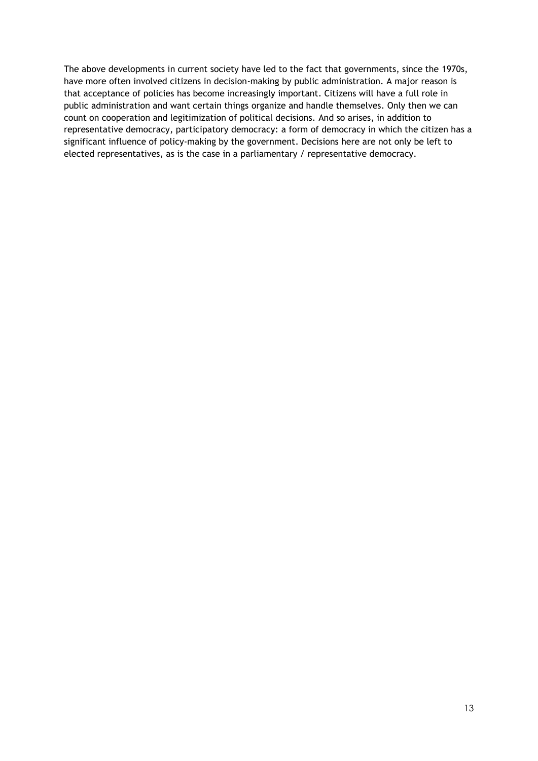The above developments in current society have led to the fact that governments, since the 1970s, have more often involved citizens in decision-making by public administration. A major reason is that acceptance of policies has become increasingly important. Citizens will have a full role in public administration and want certain things organize and handle themselves. Only then we can count on cooperation and legitimization of political decisions. And so arises, in addition to representative democracy, participatory democracy: a form of democracy in which the citizen has a significant influence of policy-making by the government. Decisions here are not only be left to elected representatives, as is the case in a parliamentary / representative democracy.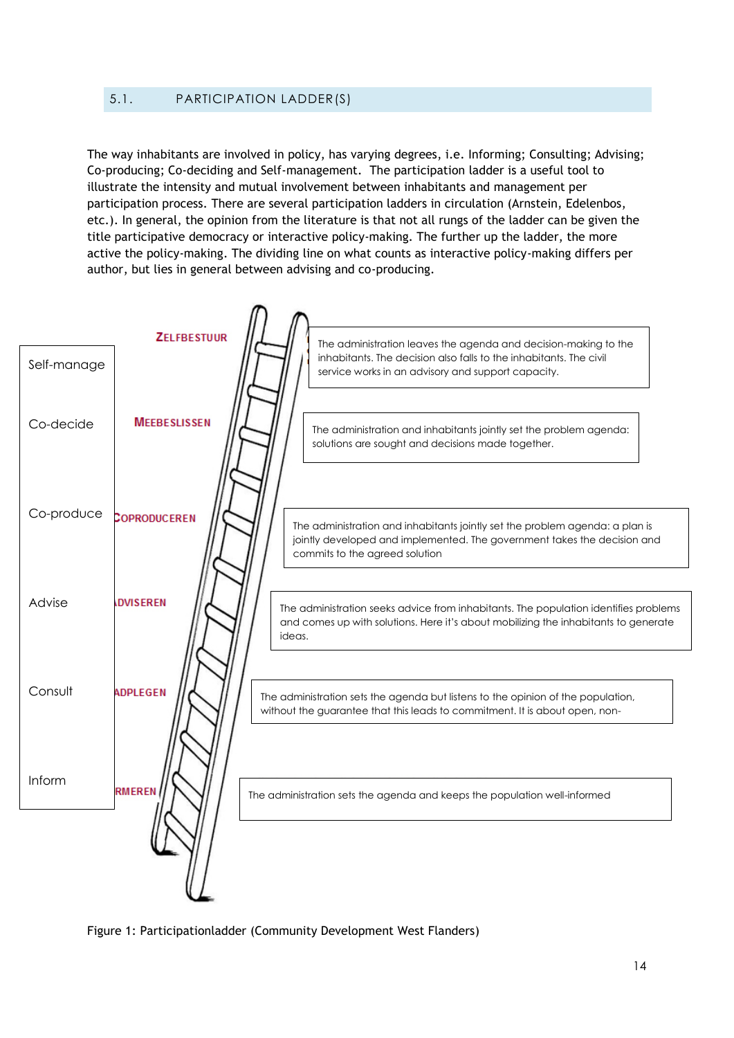## 5.1. PARTICIPATION LADDER(S)

The way inhabitants are involved in policy, has varying degrees, i.e. Informing; Consulting; Advising; Co-producing; Co-deciding and Self-management. The participation ladder is a useful tool to illustrate the intensity and mutual involvement between inhabitants and management per participation process. There are several participation ladders in circulation (Arnstein, Edelenbos, etc.). In general, the opinion from the literature is that not all rungs of the ladder can be given the title participative democracy or interactive policy-making. The further up the ladder, the more active the policy-making. The dividing line on what counts as interactive policy-making differs per author, but lies in general between advising and co-producing.

| | | |
|---|---|---|
| Self-manage | ZELFBESTUUR | The administration leaves the agenda and decision-making to the inhabitants. The decision also falls to the inhabitants. The civil service works in an advisory and support capacity. |
| Co-decide | MEEBESLISSEN | The administration and inhabitants jointly set the problem agenda: solutions are sought and decisions made together. |
| Co-produce | COPRODUCEREN | The administration and inhabitants jointly set the problem agenda: a plan is jointly developed and implemented. The government takes the decision and commits to the agreed solution |
| Advise | ADVISEREN | The administration seeks advice from inhabitants. The population identifies problems and comes up with solutions. Here it's about mobilizing the inhabitants to generate ideas. |
| Consult | ADPLEGEN | The administration sets the agenda but listens to the opinion of the population, without the guarantee that this leads to commitment. It is about open, non- |
| Inform | RMEREN | The administration sets the agenda and keeps the population well-informed |

Figure 1: Participationladder (Community Development West Flanders)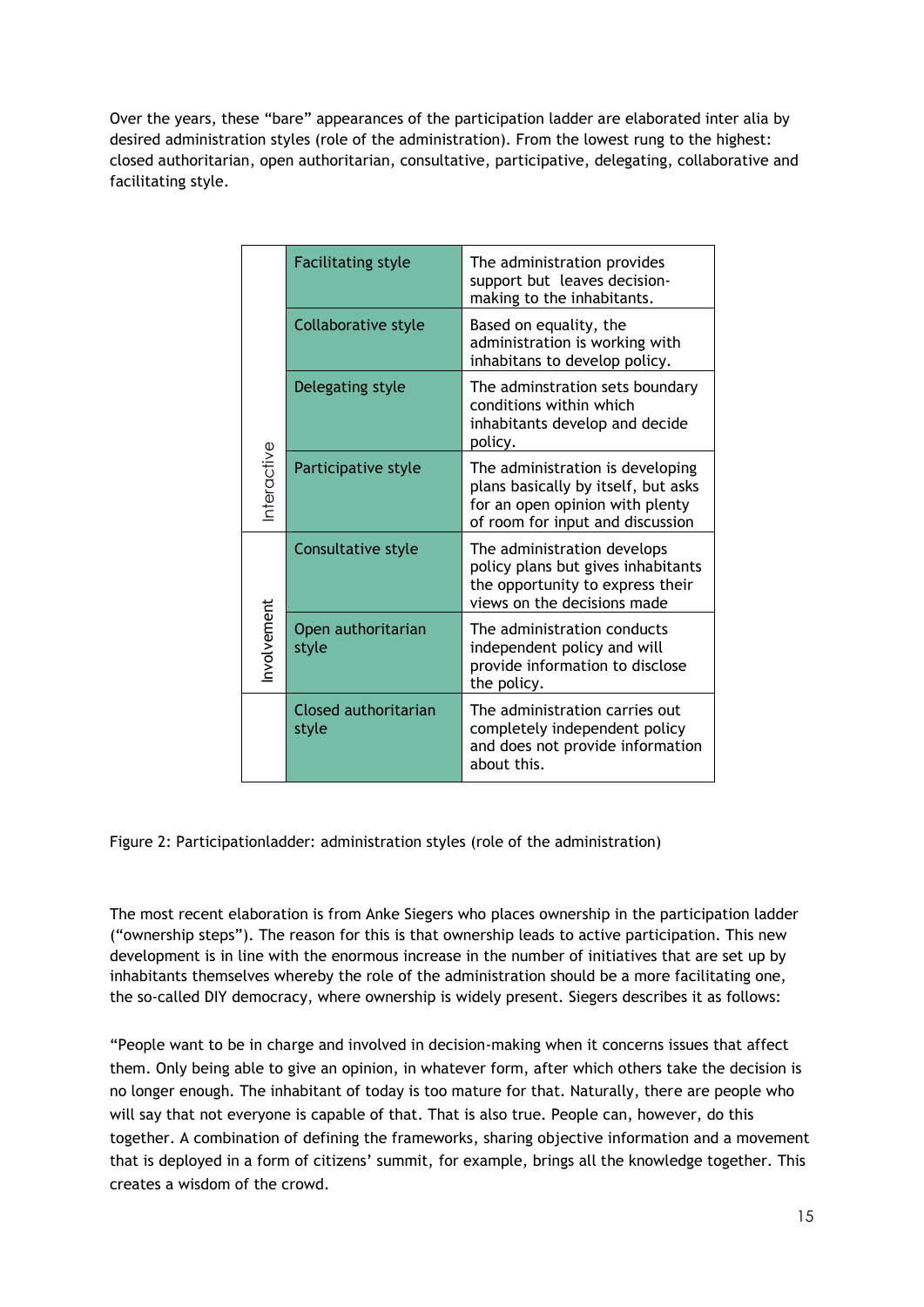Over the years, these "bare" appearances of the participation ladder are elaborated inter alia by desired administration styles (role of the administration). From the lowest rung to the highest: closed authoritarian, open authoritarian, consultative, participative, delegating, collaborative and facilitating style.

| | Style | Description |
|---|---|---|
| Interactive | Facilitating style | The administration provides support but leaves decision-making to the inhabitants. |
| Interactive | Collaborative style | Based on equality, the administration is working with inhabitans to develop policy. |
| Interactive | Delegating style | The adminstration sets boundary conditions within which inhabitants develop and decide policy. |
| Interactive | Participative style | The administration is developing plans basically by itself, but asks for an open opinion with plenty of room for input and discussion |
| Involvement | Consultative style | The administration develops policy plans but gives inhabitants the opportunity to express their views on the decisions made |
| Involvement | Open authoritarian style | The administration conducts independent policy and will provide information to disclose the policy. |
| | Closed authoritarian style | The administration carries out completely independent policy and does not provide information about this. |

Figure 2: Participationladder: administration styles (role of the administration)

The most recent elaboration is from Anke Siegers who places ownership in the participation ladder ("ownership steps"). The reason for this is that ownership leads to active participation. This new development is in line with the enormous increase in the number of initiatives that are set up by inhabitants themselves whereby the role of the administration should be a more facilitating one, the so-called DIY democracy, where ownership is widely present. Siegers describes it as follows:

"People want to be in charge and involved in decision-making when it concerns issues that affect them. Only being able to give an opinion, in whatever form, after which others take the decision is no longer enough. The inhabitant of today is too mature for that. Naturally, there are people who will say that not everyone is capable of that. That is also true. People can, however, do this together. A combination of defining the frameworks, sharing objective information and a movement that is deployed in a form of citizens' summit, for example, brings all the knowledge together. This creates a wisdom of the crowd.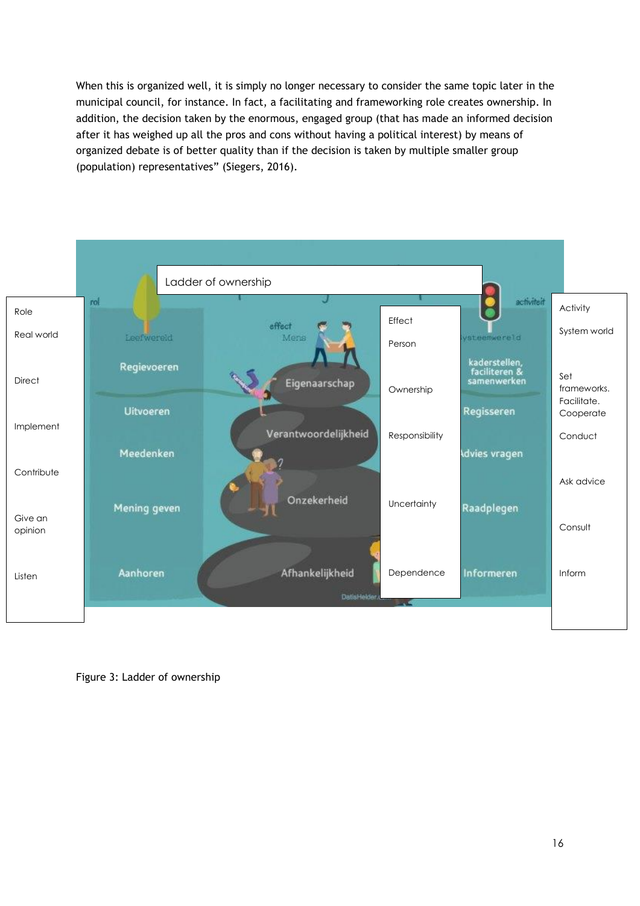When this is organized well, it is simply no longer necessary to consider the same topic later in the municipal council, for instance. In fact, a facilitating and frameworking role creates ownership. In addition, the decision taken by the enormous, engaged group (that has made an informed decision after it has weighed up all the pros and cons without having a political interest) by means of organized debate is of better quality than if the decision is taken by multiple smaller group (population) representatives" (Siegers, 2016).

Ladder of ownership

| Role | Effect | Activity |
|---|---|---|
| Real world | Person | System world |
| Direct | Ownership | Set frameworks. Facilitate. Cooperate |
| Implement | Responsibility | Conduct |
| Contribute | | Ask advice |
| Give an opinion | Uncertainty | Consult |
| Listen | Dependence | Inform |

Figure 3: Ladder of ownership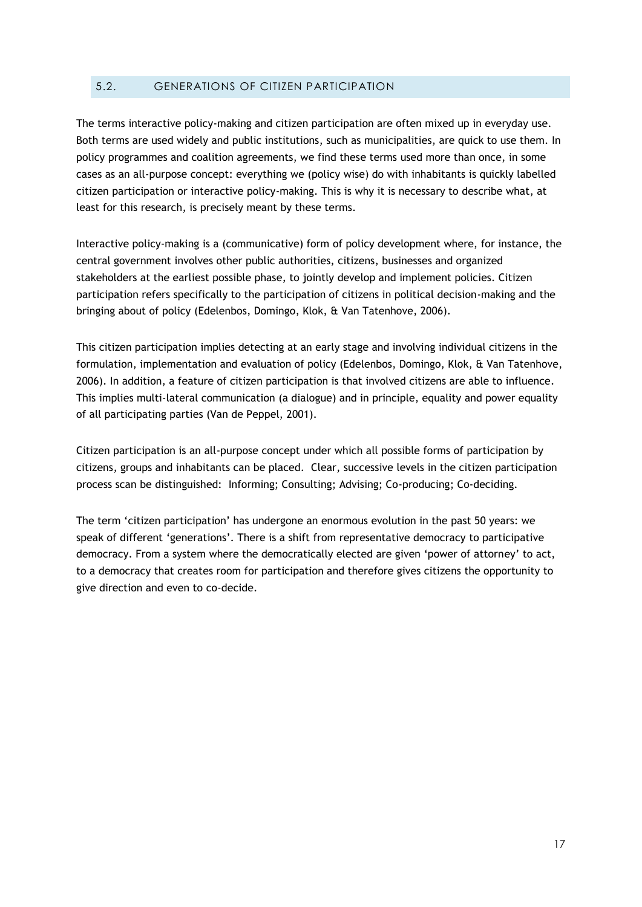## 5.2. GENERATIONS OF CITIZEN PARTICIPATION

The terms interactive policy-making and citizen participation are often mixed up in everyday use. Both terms are used widely and public institutions, such as municipalities, are quick to use them. In policy programmes and coalition agreements, we find these terms used more than once, in some cases as an all-purpose concept: everything we (policy wise) do with inhabitants is quickly labelled citizen participation or interactive policy-making. This is why it is necessary to describe what, at least for this research, is precisely meant by these terms.

Interactive policy-making is a (communicative) form of policy development where, for instance, the central government involves other public authorities, citizens, businesses and organized stakeholders at the earliest possible phase, to jointly develop and implement policies. Citizen participation refers specifically to the participation of citizens in political decision-making and the bringing about of policy (Edelenbos, Domingo, Klok, & Van Tatenhove, 2006).

This citizen participation implies detecting at an early stage and involving individual citizens in the formulation, implementation and evaluation of policy (Edelenbos, Domingo, Klok, & Van Tatenhove, 2006). In addition, a feature of citizen participation is that involved citizens are able to influence. This implies multi-lateral communication (a dialogue) and in principle, equality and power equality of all participating parties (Van de Peppel, 2001).

Citizen participation is an all-purpose concept under which all possible forms of participation by citizens, groups and inhabitants can be placed. Clear, successive levels in the citizen participation process scan be distinguished: Informing; Consulting; Advising; Co-producing; Co-deciding.

The term 'citizen participation' has undergone an enormous evolution in the past 50 years: we speak of different 'generations'. There is a shift from representative democracy to participative democracy. From a system where the democratically elected are given 'power of attorney' to act, to a democracy that creates room for participation and therefore gives citizens the opportunity to give direction and even to co-decide.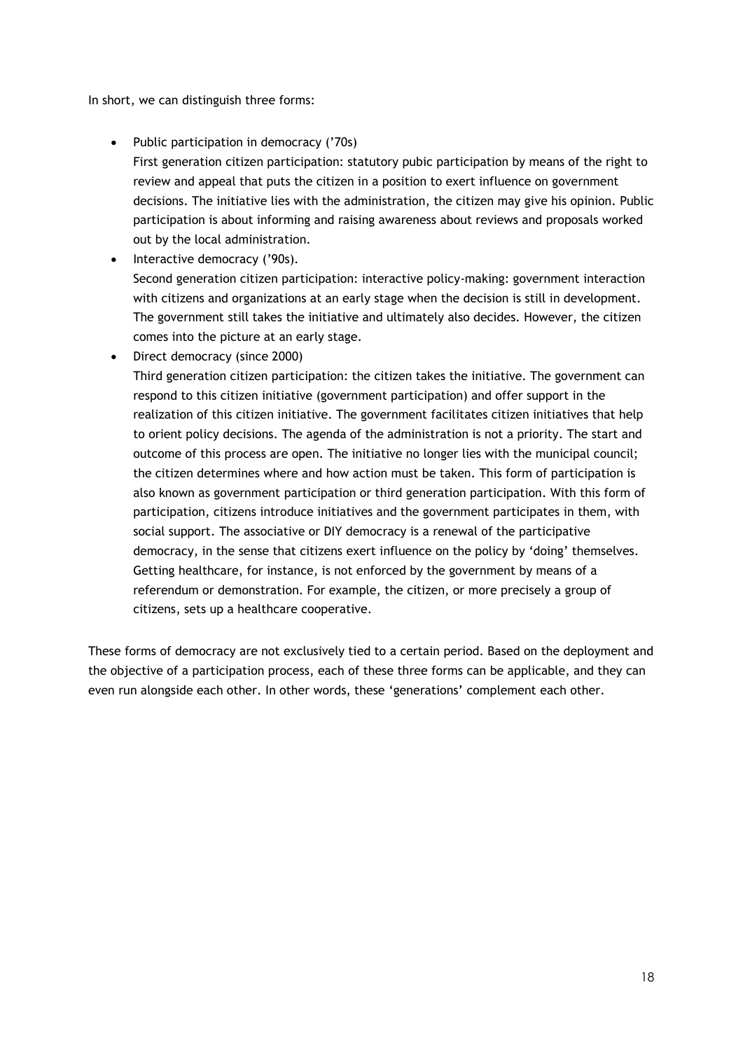In short, we can distinguish three forms:

- Public participation in democracy ('70s)
  First generation citizen participation: statutory pubic participation by means of the right to review and appeal that puts the citizen in a position to exert influence on government decisions. The initiative lies with the administration, the citizen may give his opinion. Public participation is about informing and raising awareness about reviews and proposals worked out by the local administration.
- Interactive democracy ('90s).
  Second generation citizen participation: interactive policy-making: government interaction with citizens and organizations at an early stage when the decision is still in development. The government still takes the initiative and ultimately also decides. However, the citizen comes into the picture at an early stage.
- Direct democracy (since 2000)
  Third generation citizen participation: the citizen takes the initiative. The government can respond to this citizen initiative (government participation) and offer support in the realization of this citizen initiative. The government facilitates citizen initiatives that help to orient policy decisions. The agenda of the administration is not a priority. The start and outcome of this process are open. The initiative no longer lies with the municipal council; the citizen determines where and how action must be taken. This form of participation is also known as government participation or third generation participation. With this form of participation, citizens introduce initiatives and the government participates in them, with social support. The associative or DIY democracy is a renewal of the participative democracy, in the sense that citizens exert influence on the policy by 'doing' themselves. Getting healthcare, for instance, is not enforced by the government by means of a referendum or demonstration. For example, the citizen, or more precisely a group of citizens, sets up a healthcare cooperative.

These forms of democracy are not exclusively tied to a certain period. Based on the deployment and the objective of a participation process, each of these three forms can be applicable, and they can even run alongside each other. In other words, these 'generations' complement each other.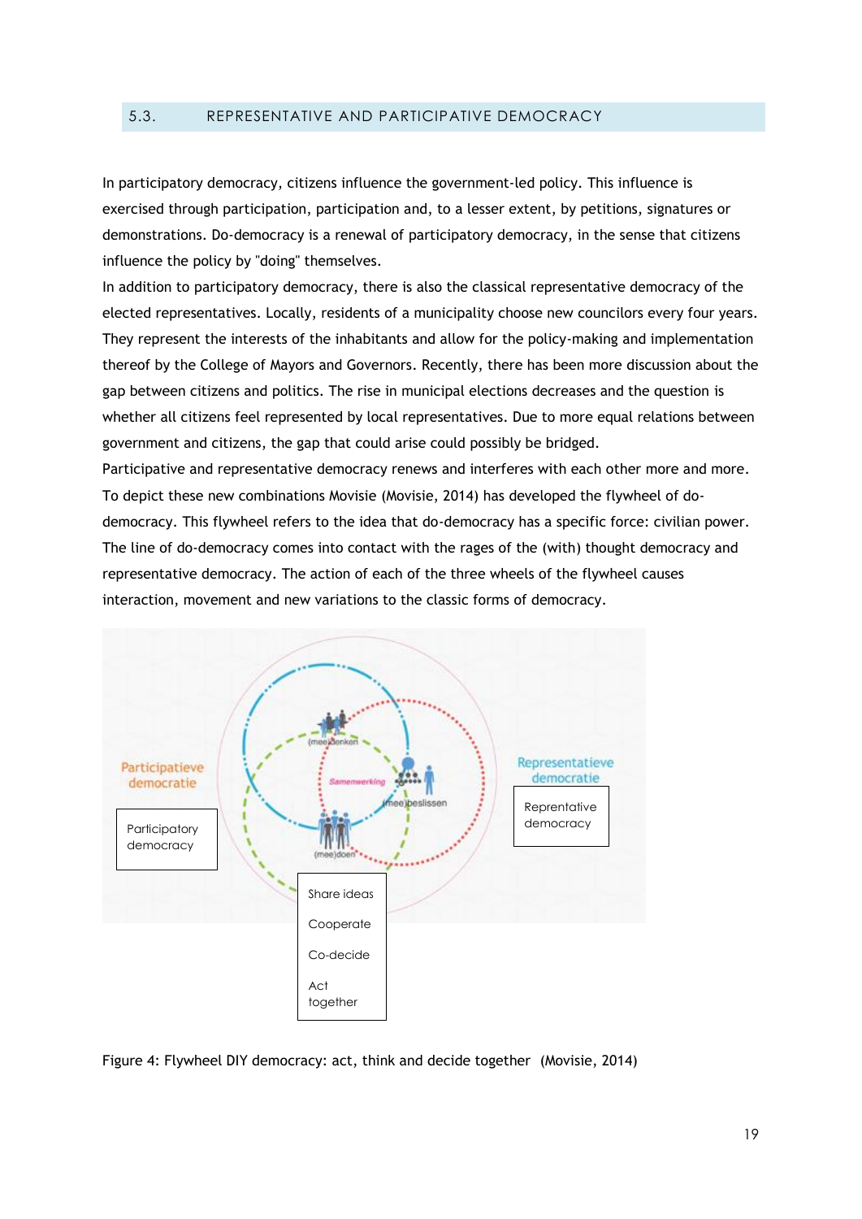## 5.3. REPRESENTATIVE AND PARTICIPATIVE DEMOCRACY

In participatory democracy, citizens influence the government-led policy. This influence is exercised through participation, participation and, to a lesser extent, by petitions, signatures or demonstrations. Do-democracy is a renewal of participatory democracy, in the sense that citizens influence the policy by "doing" themselves.

In addition to participatory democracy, there is also the classical representative democracy of the elected representatives. Locally, residents of a municipality choose new councilors every four years. They represent the interests of the inhabitants and allow for the policy-making and implementation thereof by the College of Mayors and Governors. Recently, there has been more discussion about the gap between citizens and politics. The rise in municipal elections decreases and the question is whether all citizens feel represented by local representatives. Due to more equal relations between government and citizens, the gap that could arise could possibly be bridged.

Participative and representative democracy renews and interferes with each other more and more. To depict these new combinations Movisie (Movisie, 2014) has developed the flywheel of do-democracy. This flywheel refers to the idea that do-democracy has a specific force: civilian power. The line of do-democracy comes into contact with the rages of the (with) thought democracy and representative democracy. The action of each of the three wheels of the flywheel causes interaction, movement and new variations to the classic forms of democracy.

Figure 4: Flywheel DIY democracy: act, think and decide together (Movisie, 2014)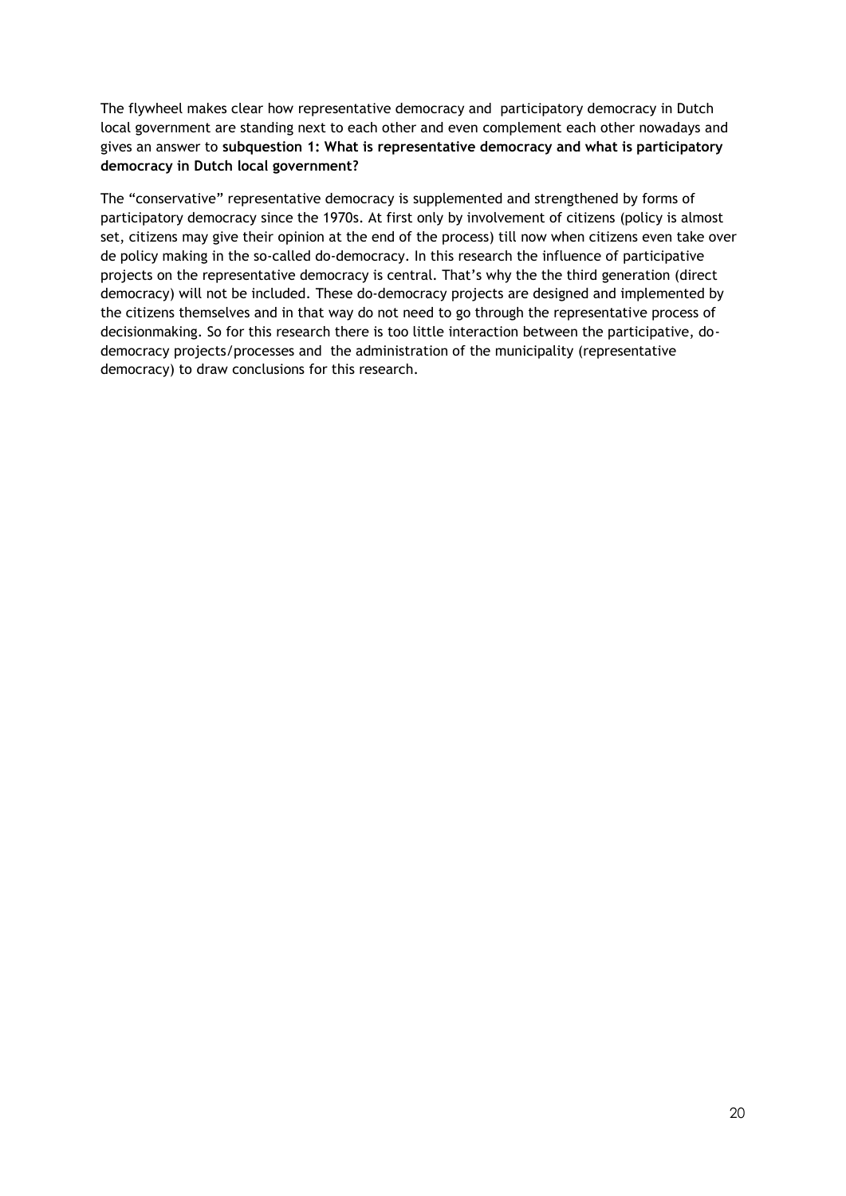The flywheel makes clear how representative democracy and participatory democracy in Dutch local government are standing next to each other and even complement each other nowadays and gives an answer to **subquestion 1: What is representative democracy and what is participatory democracy in Dutch local government?**

The “conservative” representative democracy is supplemented and strengthened by forms of participatory democracy since the 1970s. At first only by involvement of citizens (policy is almost set, citizens may give their opinion at the end of the process) till now when citizens even take over de policy making in the so-called do-democracy. In this research the influence of participative projects on the representative democracy is central. That’s why the the third generation (direct democracy) will not be included. These do-democracy projects are designed and implemented by the citizens themselves and in that way do not need to go through the representative process of decisionmaking. So for this research there is too little interaction between the participative, do-democracy projects/processes and the administration of the municipality (representative democracy) to draw conclusions for this research.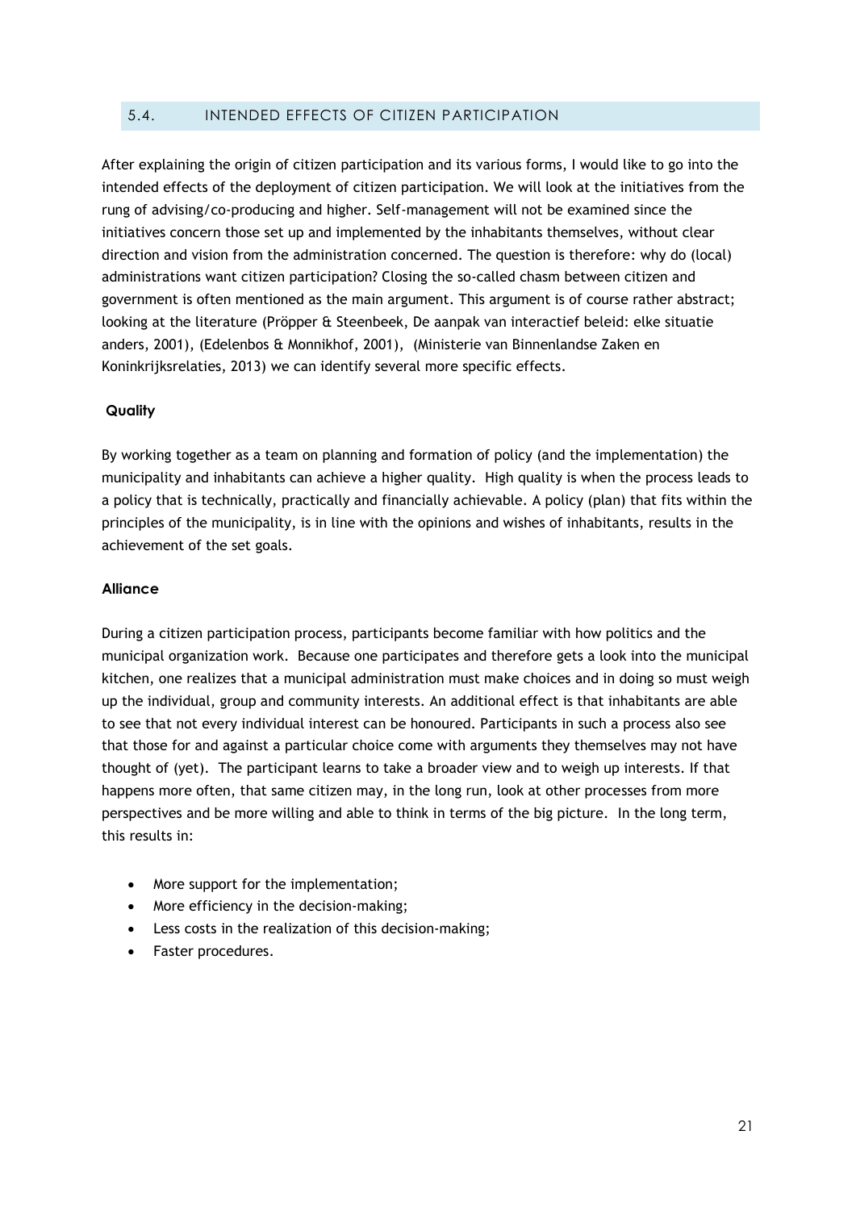## 5.4. INTENDED EFFECTS OF CITIZEN PARTICIPATION

After explaining the origin of citizen participation and its various forms, I would like to go into the intended effects of the deployment of citizen participation. We will look at the initiatives from the rung of advising/co-producing and higher. Self-management will not be examined since the initiatives concern those set up and implemented by the inhabitants themselves, without clear direction and vision from the administration concerned. The question is therefore: why do (local) administrations want citizen participation? Closing the so-called chasm between citizen and government is often mentioned as the main argument. This argument is of course rather abstract; looking at the literature (Pröpper & Steenbeek, De aanpak van interactief beleid: elke situatie anders, 2001), (Edelenbos & Monnikhof, 2001), (Ministerie van Binnenlandse Zaken en Koninkrijksrelaties, 2013) we can identify several more specific effects.

**Quality**

By working together as a team on planning and formation of policy (and the implementation) the municipality and inhabitants can achieve a higher quality. High quality is when the process leads to a policy that is technically, practically and financially achievable. A policy (plan) that fits within the principles of the municipality, is in line with the opinions and wishes of inhabitants, results in the achievement of the set goals.

**Alliance**

During a citizen participation process, participants become familiar with how politics and the municipal organization work. Because one participates and therefore gets a look into the municipal kitchen, one realizes that a municipal administration must make choices and in doing so must weigh up the individual, group and community interests. An additional effect is that inhabitants are able to see that not every individual interest can be honoured. Participants in such a process also see that those for and against a particular choice come with arguments they themselves may not have thought of (yet). The participant learns to take a broader view and to weigh up interests. If that happens more often, that same citizen may, in the long run, look at other processes from more perspectives and be more willing and able to think in terms of the big picture. In the long term, this results in:

- More support for the implementation;
- More efficiency in the decision-making;
- Less costs in the realization of this decision-making;
- Faster procedures.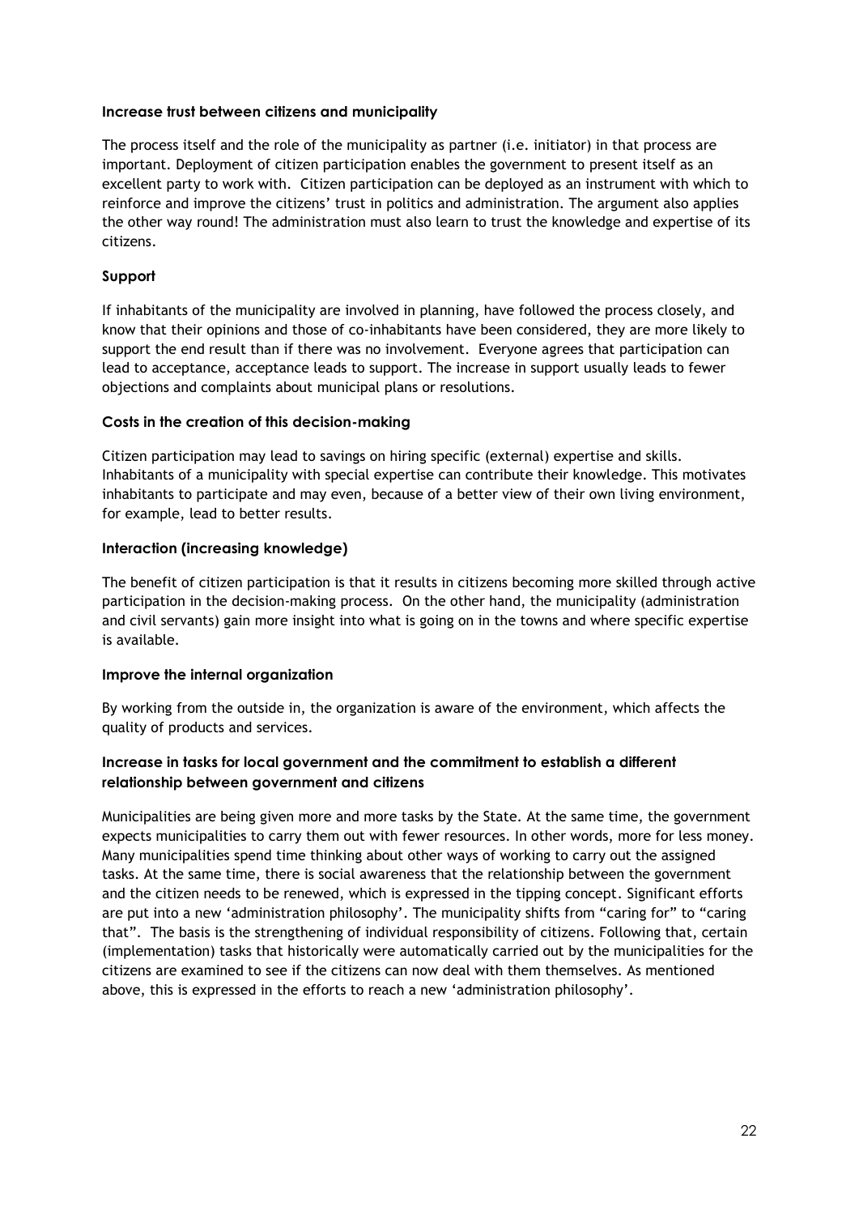### Increase trust between citizens and municipality

The process itself and the role of the municipality as partner (i.e. initiator) in that process are important. Deployment of citizen participation enables the government to present itself as an excellent party to work with. Citizen participation can be deployed as an instrument with which to reinforce and improve the citizens' trust in politics and administration. The argument also applies the other way round! The administration must also learn to trust the knowledge and expertise of its citizens.

### Support

If inhabitants of the municipality are involved in planning, have followed the process closely, and know that their opinions and those of co-inhabitants have been considered, they are more likely to support the end result than if there was no involvement. Everyone agrees that participation can lead to acceptance, acceptance leads to support. The increase in support usually leads to fewer objections and complaints about municipal plans or resolutions.

### Costs in the creation of this decision-making

Citizen participation may lead to savings on hiring specific (external) expertise and skills. Inhabitants of a municipality with special expertise can contribute their knowledge. This motivates inhabitants to participate and may even, because of a better view of their own living environment, for example, lead to better results.

### Interaction (increasing knowledge)

The benefit of citizen participation is that it results in citizens becoming more skilled through active participation in the decision-making process. On the other hand, the municipality (administration and civil servants) gain more insight into what is going on in the towns and where specific expertise is available.

### Improve the internal organization

By working from the outside in, the organization is aware of the environment, which affects the quality of products and services.

### Increase in tasks for local government and the commitment to establish a different relationship between government and citizens

Municipalities are being given more and more tasks by the State. At the same time, the government expects municipalities to carry them out with fewer resources. In other words, more for less money. Many municipalities spend time thinking about other ways of working to carry out the assigned tasks. At the same time, there is social awareness that the relationship between the government and the citizen needs to be renewed, which is expressed in the tipping concept. Significant efforts are put into a new 'administration philosophy'. The municipality shifts from "caring for" to "caring that". The basis is the strengthening of individual responsibility of citizens. Following that, certain (implementation) tasks that historically were automatically carried out by the municipalities for the citizens are examined to see if the citizens can now deal with them themselves. As mentioned above, this is expressed in the efforts to reach a new 'administration philosophy'.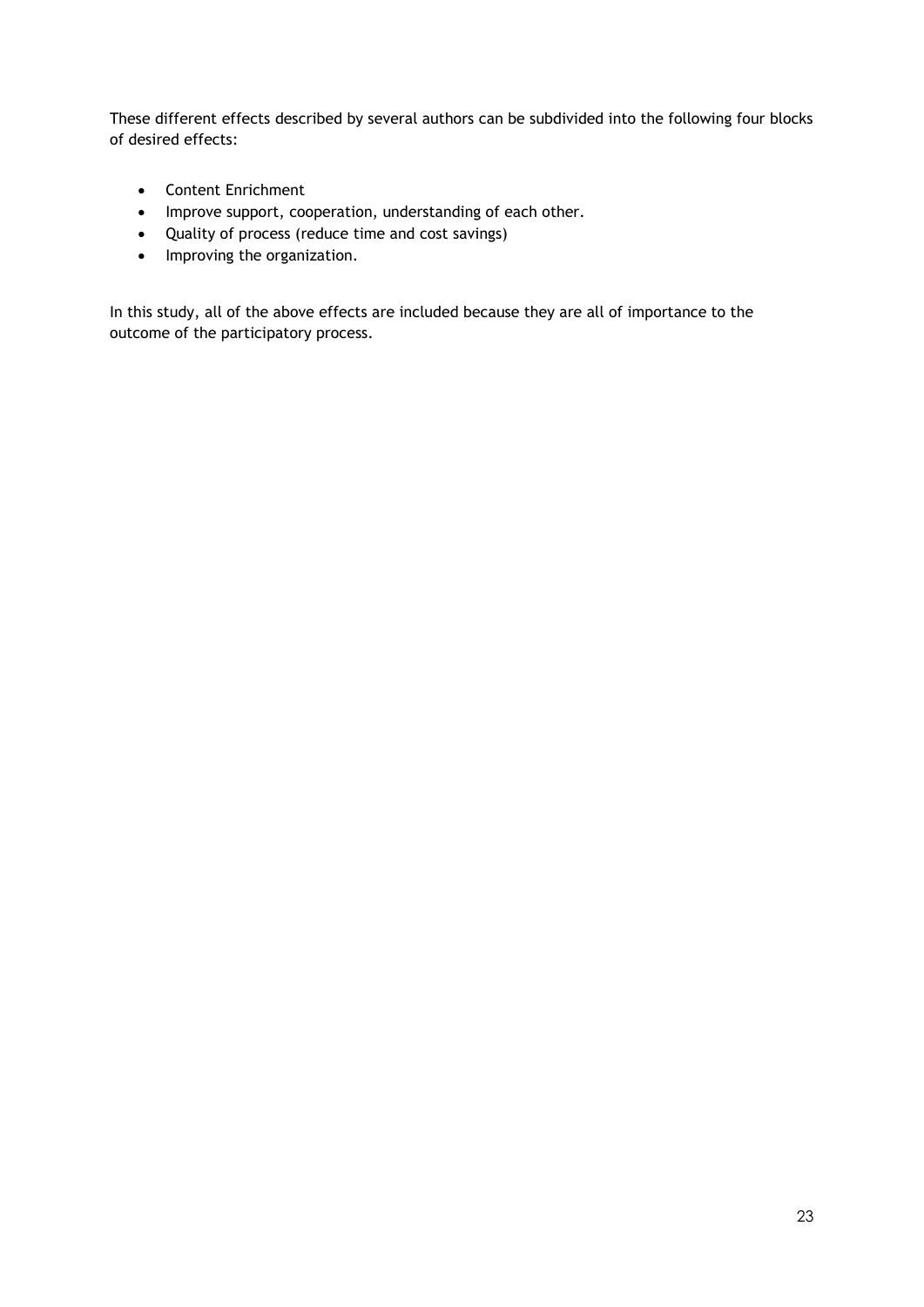These different effects described by several authors can be subdivided into the following four blocks of desired effects:

- Content Enrichment
- Improve support, cooperation, understanding of each other.
- Quality of process (reduce time and cost savings)
- Improving the organization.

In this study, all of the above effects are included because they are all of importance to the outcome of the participatory process.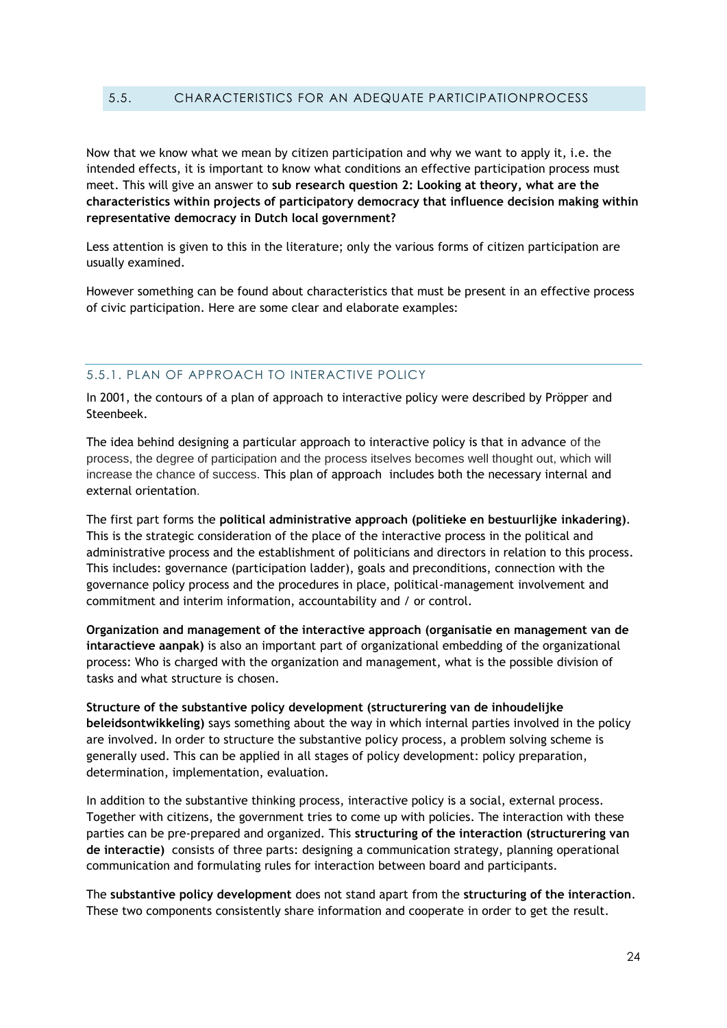## 5.5. CHARACTERISTICS FOR AN ADEQUATE PARTICIPATIONPROCESS

Now that we know what we mean by citizen participation and why we want to apply it, i.e. the intended effects, it is important to know what conditions an effective participation process must meet. This will give an answer to **sub research question 2: Looking at theory, what are the characteristics within projects of participatory democracy that influence decision making within representative democracy in Dutch local government?**

Less attention is given to this in the literature; only the various forms of citizen participation are usually examined.

However something can be found about characteristics that must be present in an effective process of civic participation. Here are some clear and elaborate examples:

### 5.5.1. PLAN OF APPROACH TO INTERACTIVE POLICY

In 2001, the contours of a plan of approach to interactive policy were described by Pröpper and Steenbeek.

The idea behind designing a particular approach to interactive policy is that in advance of the process, the degree of participation and the process itselves becomes well thought out, which will increase the chance of success. This plan of approach includes both the necessary internal and external orientation.

The first part forms the **political administrative approach (politieke en bestuurlijke inkadering)**. This is the strategic consideration of the place of the interactive process in the political and administrative process and the establishment of politicians and directors in relation to this process. This includes: governance (participation ladder), goals and preconditions, connection with the governance policy process and the procedures in place, political-management involvement and commitment and interim information, accountability and / or control.

**Organization and management of the interactive approach (organisatie en management van de intaractieve aanpak)** is also an important part of organizational embedding of the organizational process: Who is charged with the organization and management, what is the possible division of tasks and what structure is chosen.

**Structure of the substantive policy development (structurering van de inhoudelijke beleidsontwikkeling)** says something about the way in which internal parties involved in the policy are involved. In order to structure the substantive policy process, a problem solving scheme is generally used. This can be applied in all stages of policy development: policy preparation, determination, implementation, evaluation.

In addition to the substantive thinking process, interactive policy is a social, external process. Together with citizens, the government tries to come up with policies. The interaction with these parties can be pre-prepared and organized. This **structuring of the interaction (structurering van de interactie)** consists of three parts: designing a communication strategy, planning operational communication and formulating rules for interaction between board and participants.

The **substantive policy development** does not stand apart from the **structuring of the interaction**. These two components consistently share information and cooperate in order to get the result.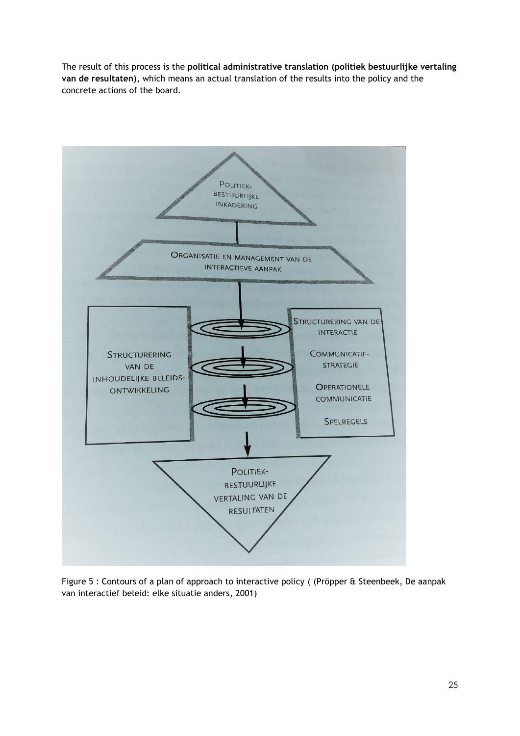The result of this process is the **political administrative translation (politiek bestuurlijke vertaling van de resultaten)**, which means an actual translation of the results into the policy and the concrete actions of the board.

Figure 5 : Contours of a plan of approach to interactive policy ( (Pröpper & Steenbeek, De aanpak van interactief beleid: elke situatie anders, 2001)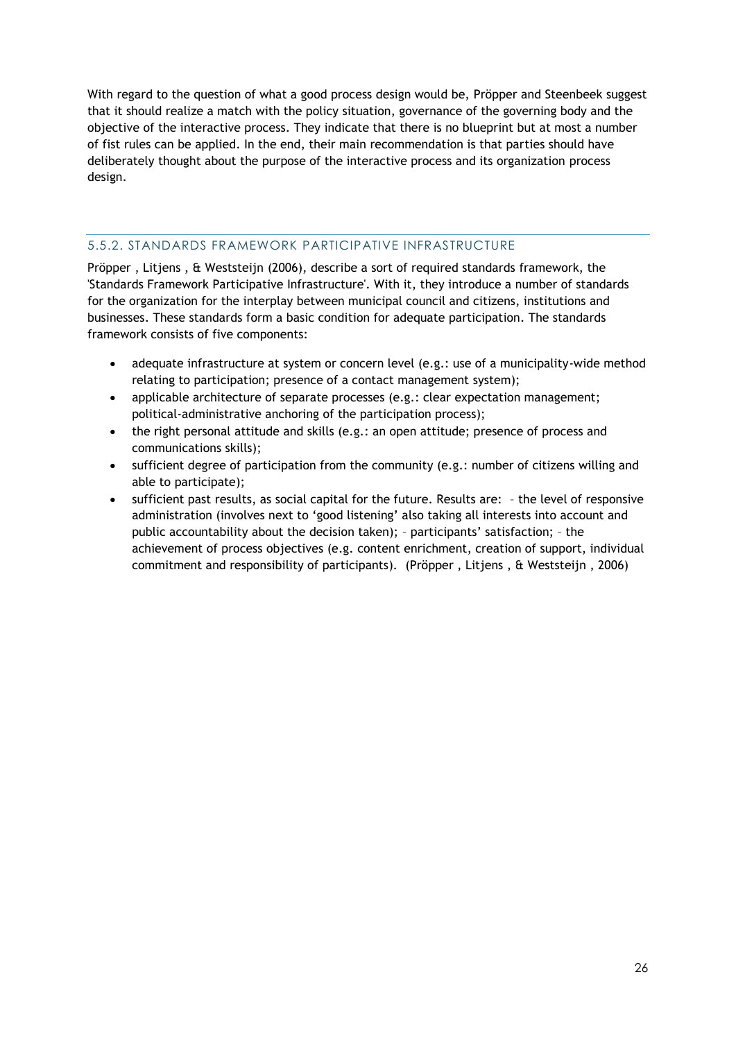With regard to the question of what a good process design would be, Pröpper and Steenbeek suggest that it should realize a match with the policy situation, governance of the governing body and the objective of the interactive process. They indicate that there is no blueprint but at most a number of fist rules can be applied. In the end, their main recommendation is that parties should have deliberately thought about the purpose of the interactive process and its organization process design.

### 5.5.2. STANDARDS FRAMEWORK PARTICIPATIVE INFRASTRUCTURE

Pröpper , Litjens , & Weststeijn (2006), describe a sort of required standards framework, the 'Standards Framework Participative Infrastructure'. With it, they introduce a number of standards for the organization for the interplay between municipal council and citizens, institutions and businesses. These standards form a basic condition for adequate participation. The standards framework consists of five components:

- adequate infrastructure at system or concern level (e.g.: use of a municipality-wide method relating to participation; presence of a contact management system);
- applicable architecture of separate processes (e.g.: clear expectation management; political-administrative anchoring of the participation process);
- the right personal attitude and skills (e.g.: an open attitude; presence of process and communications skills);
- sufficient degree of participation from the community (e.g.: number of citizens willing and able to participate);
- sufficient past results, as social capital for the future. Results are: – the level of responsive administration (involves next to 'good listening' also taking all interests into account and public accountability about the decision taken); – participants' satisfaction; – the achievement of process objectives (e.g. content enrichment, creation of support, individual commitment and responsibility of participants). (Pröpper , Litjens , & Weststeijn , 2006)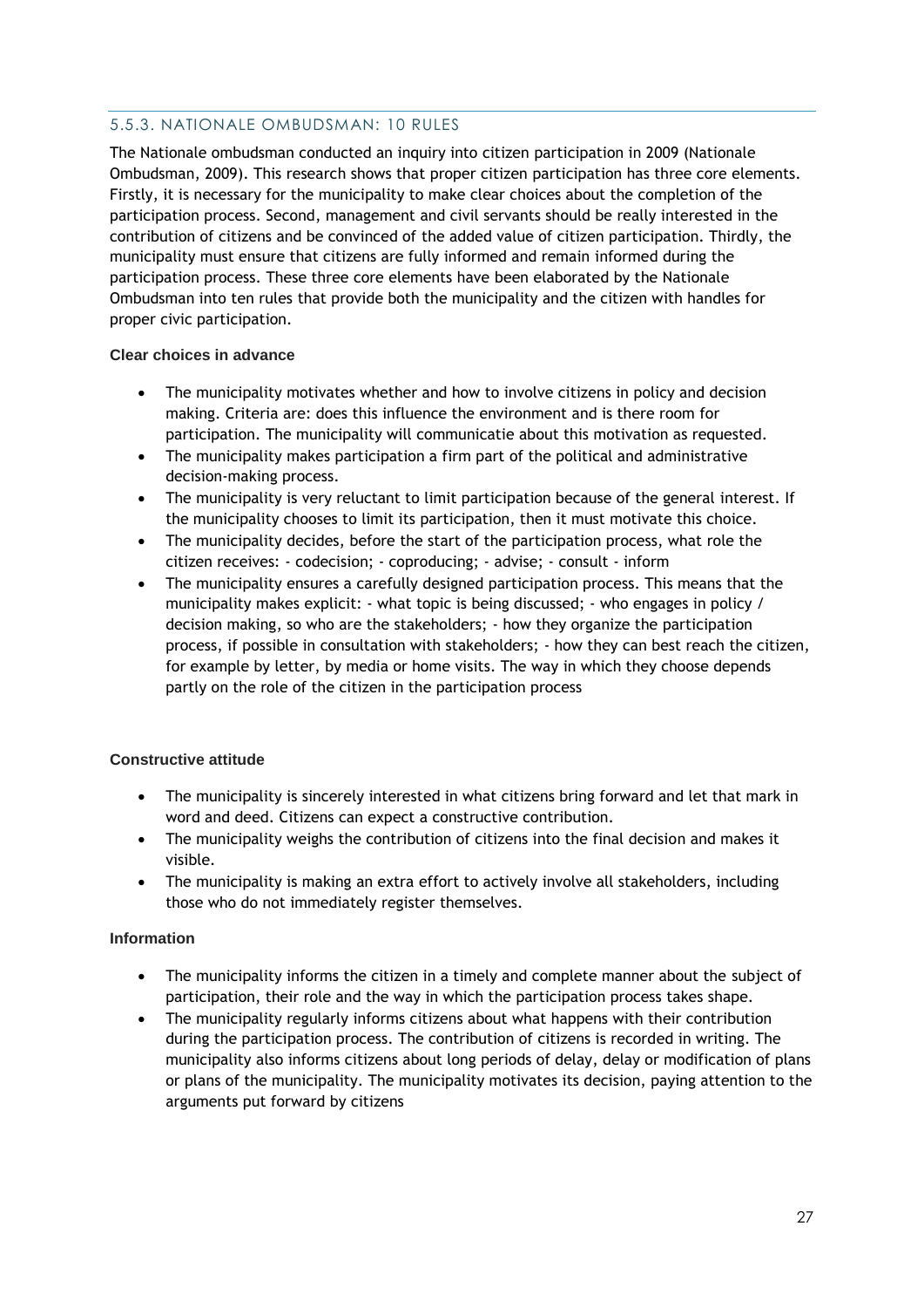### 5.5.3. NATIONALE OMBUDSMAN: 10 RULES

The Nationale ombudsman conducted an inquiry into citizen participation in 2009 (Nationale Ombudsman, 2009). This research shows that proper citizen participation has three core elements. Firstly, it is necessary for the municipality to make clear choices about the completion of the participation process. Second, management and civil servants should be really interested in the contribution of citizens and be convinced of the added value of citizen participation. Thirdly, the municipality must ensure that citizens are fully informed and remain informed during the participation process. These three core elements have been elaborated by the Nationale Ombudsman into ten rules that provide both the municipality and the citizen with handles for proper civic participation.

**Clear choices in advance**

- The municipality motivates whether and how to involve citizens in policy and decision making. Criteria are: does this influence the environment and is there room for participation. The municipality will communicatie about this motivation as requested.
- The municipality makes participation a firm part of the political and administrative decision-making process.
- The municipality is very reluctant to limit participation because of the general interest. If the municipality chooses to limit its participation, then it must motivate this choice.
- The municipality decides, before the start of the participation process, what role the citizen receives: - codecision; - coproducing; - advise; - consult - inform
- The municipality ensures a carefully designed participation process. This means that the municipality makes explicit: - what topic is being discussed; - who engages in policy / decision making, so who are the stakeholders; - how they organize the participation process, if possible in consultation with stakeholders; - how they can best reach the citizen, for example by letter, by media or home visits. The way in which they choose depends partly on the role of the citizen in the participation process

**Constructive attitude**

- The municipality is sincerely interested in what citizens bring forward and let that mark in word and deed. Citizens can expect a constructive contribution.
- The municipality weighs the contribution of citizens into the final decision and makes it visible.
- The municipality is making an extra effort to actively involve all stakeholders, including those who do not immediately register themselves.

**Information**

- The municipality informs the citizen in a timely and complete manner about the subject of participation, their role and the way in which the participation process takes shape.
- The municipality regularly informs citizens about what happens with their contribution during the participation process. The contribution of citizens is recorded in writing. The municipality also informs citizens about long periods of delay, delay or modification of plans or plans of the municipality. The municipality motivates its decision, paying attention to the arguments put forward by citizens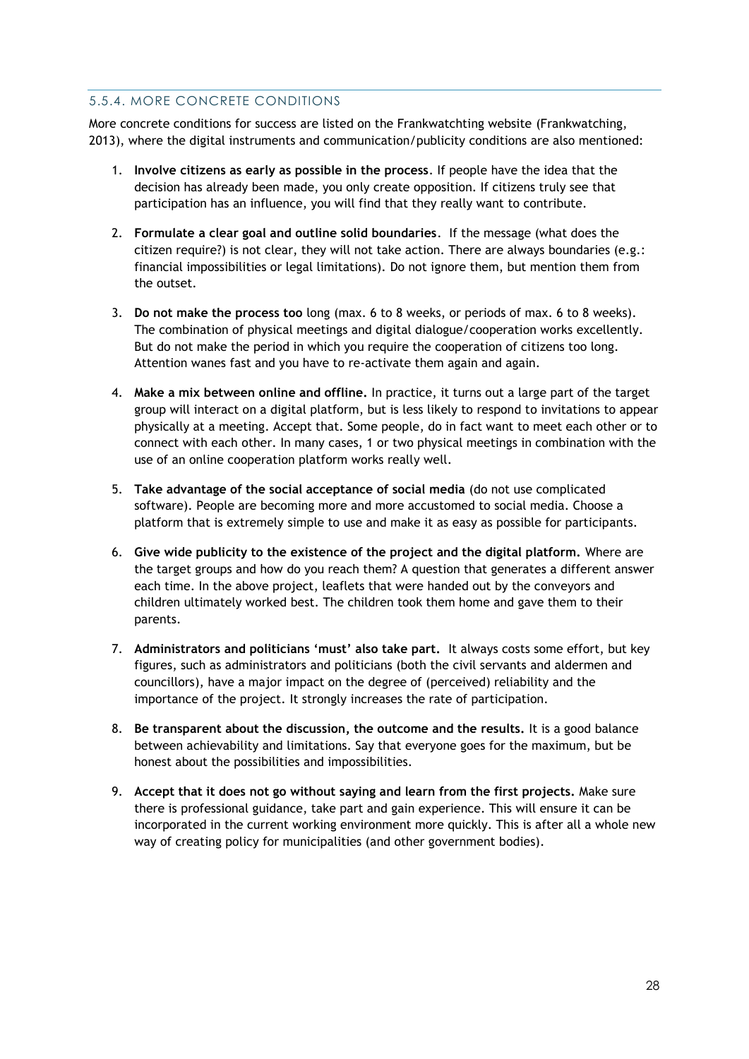### 5.5.4. MORE CONCRETE CONDITIONS

More concrete conditions for success are listed on the Frankwatchting website (Frankwatching, 2013), where the digital instruments and communication/publicity conditions are also mentioned:

1. **Involve citizens as early as possible in the process**. If people have the idea that the decision has already been made, you only create opposition. If citizens truly see that participation has an influence, you will find that they really want to contribute.

2. **Formulate a clear goal and outline solid boundaries**. If the message (what does the citizen require?) is not clear, they will not take action. There are always boundaries (e.g.: financial impossibilities or legal limitations). Do not ignore them, but mention them from the outset.

3. **Do not make the process too** long (max. 6 to 8 weeks, or periods of max. 6 to 8 weeks). The combination of physical meetings and digital dialogue/cooperation works excellently. But do not make the period in which you require the cooperation of citizens too long. Attention wanes fast and you have to re-activate them again and again.

4. **Make a mix between online and offline.** In practice, it turns out a large part of the target group will interact on a digital platform, but is less likely to respond to invitations to appear physically at a meeting. Accept that. Some people, do in fact want to meet each other or to connect with each other. In many cases, 1 or two physical meetings in combination with the use of an online cooperation platform works really well.

5. **Take advantage of the social acceptance of social media** (do not use complicated software). People are becoming more and more accustomed to social media. Choose a platform that is extremely simple to use and make it as easy as possible for participants.

6. **Give wide publicity to the existence of the project and the digital platform.** Where are the target groups and how do you reach them? A question that generates a different answer each time. In the above project, leaflets that were handed out by the conveyors and children ultimately worked best. The children took them home and gave them to their parents.

7. **Administrators and politicians 'must' also take part.** It always costs some effort, but key figures, such as administrators and politicians (both the civil servants and aldermen and councillors), have a major impact on the degree of (perceived) reliability and the importance of the project. It strongly increases the rate of participation.

8. **Be transparent about the discussion, the outcome and the results.** It is a good balance between achievability and limitations. Say that everyone goes for the maximum, but be honest about the possibilities and impossibilities.

9. **Accept that it does not go without saying and learn from the first projects.** Make sure there is professional guidance, take part and gain experience. This will ensure it can be incorporated in the current working environment more quickly. This is after all a whole new way of creating policy for municipalities (and other government bodies).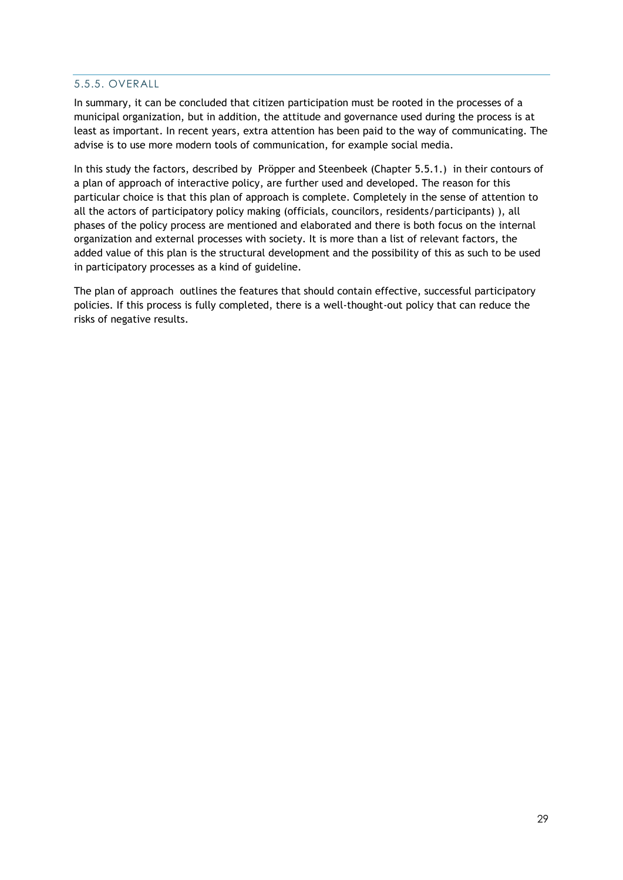### 5.5.5. OVERALL

In summary, it can be concluded that citizen participation must be rooted in the processes of a municipal organization, but in addition, the attitude and governance used during the process is at least as important. In recent years, extra attention has been paid to the way of communicating. The advise is to use more modern tools of communication, for example social media.

In this study the factors, described by Pröpper and Steenbeek (Chapter 5.5.1.) in their contours of a plan of approach of interactive policy, are further used and developed. The reason for this particular choice is that this plan of approach is complete. Completely in the sense of attention to all the actors of participatory policy making (officials, councilors, residents/participants) ), all phases of the policy process are mentioned and elaborated and there is both focus on the internal organization and external processes with society. It is more than a list of relevant factors, the added value of this plan is the structural development and the possibility of this as such to be used in participatory processes as a kind of guideline.

The plan of approach outlines the features that should contain effective, successful participatory policies. If this process is fully completed, there is a well-thought-out policy that can reduce the risks of negative results.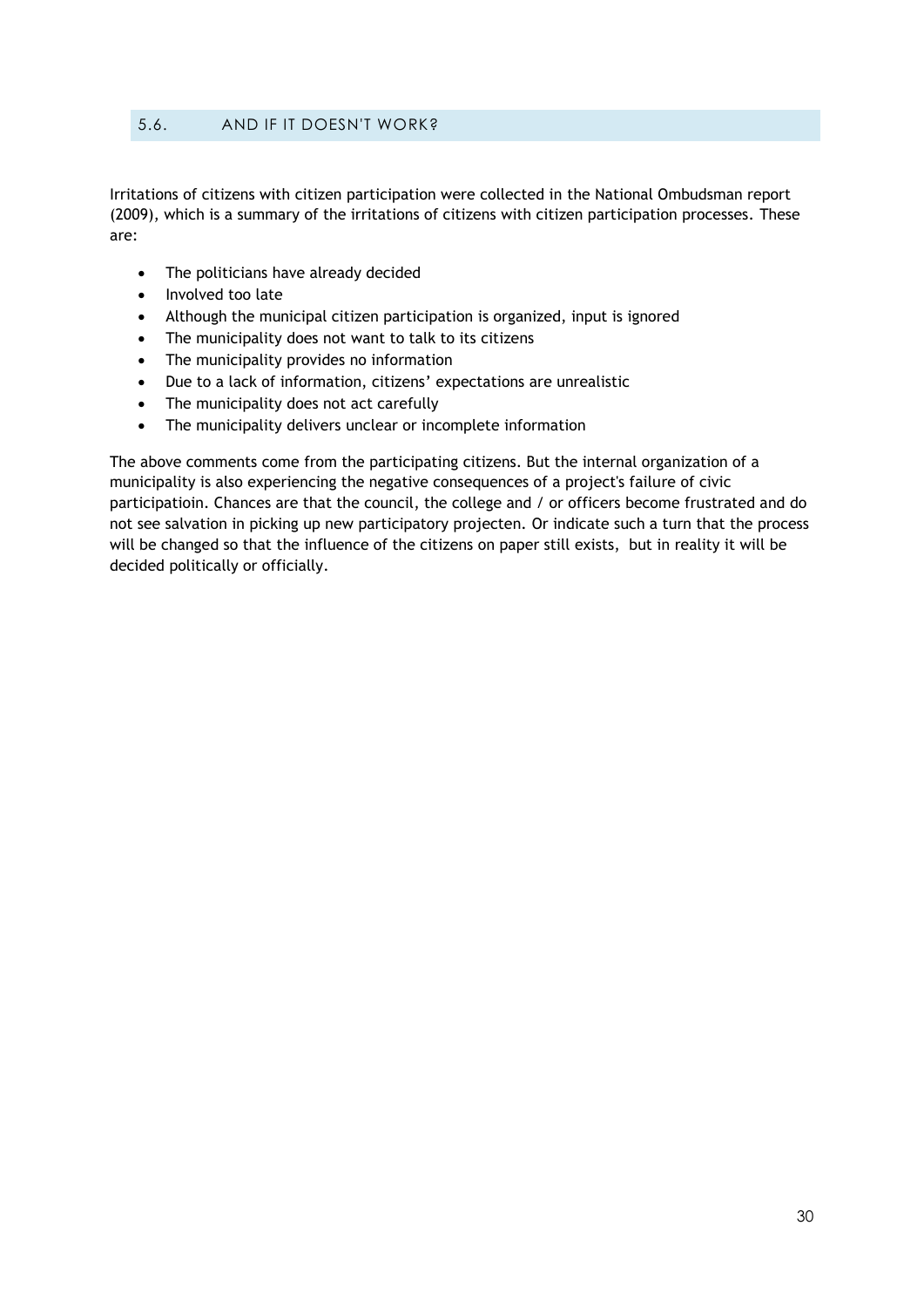## 5.6. AND IF IT DOESN'T WORK?

Irritations of citizens with citizen participation were collected in the National Ombudsman report (2009), which is a summary of the irritations of citizens with citizen participation processes. These are:

- The politicians have already decided
- Involved too late
- Although the municipal citizen participation is organized, input is ignored
- The municipality does not want to talk to its citizens
- The municipality provides no information
- Due to a lack of information, citizens' expectations are unrealistic
- The municipality does not act carefully
- The municipality delivers unclear or incomplete information

The above comments come from the participating citizens. But the internal organization of a municipality is also experiencing the negative consequences of a project's failure of civic participatioin. Chances are that the council, the college and / or officers become frustrated and do not see salvation in picking up new participatory projecten. Or indicate such a turn that the process will be changed so that the influence of the citizens on paper still exists, but in reality it will be decided politically or officially.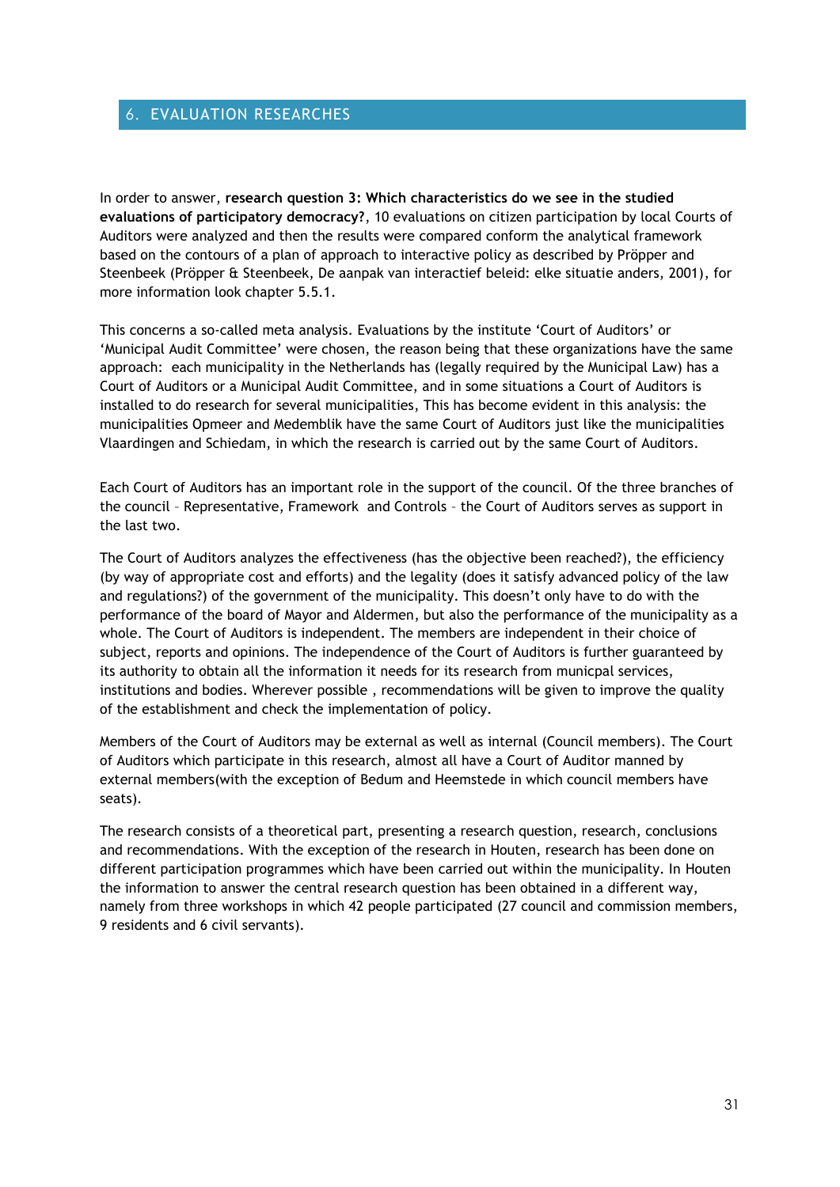# 6. EVALUATION RESEARCHES

In order to answer, **research question 3: Which characteristics do we see in the studied evaluations of participatory democracy?**, 10 evaluations on citizen participation by local Courts of Auditors were analyzed and then the results were compared conform the analytical framework based on the contours of a plan of approach to interactive policy as described by Pröpper and Steenbeek (Pröpper & Steenbeek, De aanpak van interactief beleid: elke situatie anders, 2001), for more information look chapter 5.5.1.

This concerns a so-called meta analysis. Evaluations by the institute 'Court of Auditors' or 'Municipal Audit Committee' were chosen, the reason being that these organizations have the same approach: each municipality in the Netherlands has (legally required by the Municipal Law) has a Court of Auditors or a Municipal Audit Committee, and in some situations a Court of Auditors is installed to do research for several municipalities, This has become evident in this analysis: the municipalities Opmeer and Medemblik have the same Court of Auditors just like the municipalities Vlaardingen and Schiedam, in which the research is carried out by the same Court of Auditors.

Each Court of Auditors has an important role in the support of the council. Of the three branches of the council – Representative, Framework and Controls – the Court of Auditors serves as support in the last two.

The Court of Auditors analyzes the effectiveness (has the objective been reached?), the efficiency (by way of appropriate cost and efforts) and the legality (does it satisfy advanced policy of the law and regulations?) of the government of the municipality. This doesn't only have to do with the performance of the board of Mayor and Aldermen, but also the performance of the municipality as a whole. The Court of Auditors is independent. The members are independent in their choice of subject, reports and opinions. The independence of the Court of Auditors is further guaranteed by its authority to obtain all the information it needs for its research from municpal services, institutions and bodies. Wherever possible , recommendations will be given to improve the quality of the establishment and check the implementation of policy.

Members of the Court of Auditors may be external as well as internal (Council members). The Court of Auditors which participate in this research, almost all have a Court of Auditor manned by external members(with the exception of Bedum and Heemstede in which council members have seats).

The research consists of a theoretical part, presenting a research question, research, conclusions and recommendations. With the exception of the research in Houten, research has been done on different participation programmes which have been carried out within the municipality. In Houten the information to answer the central research question has been obtained in a different way, namely from three workshops in which 42 people participated (27 council and commission members, 9 residents and 6 civil servants).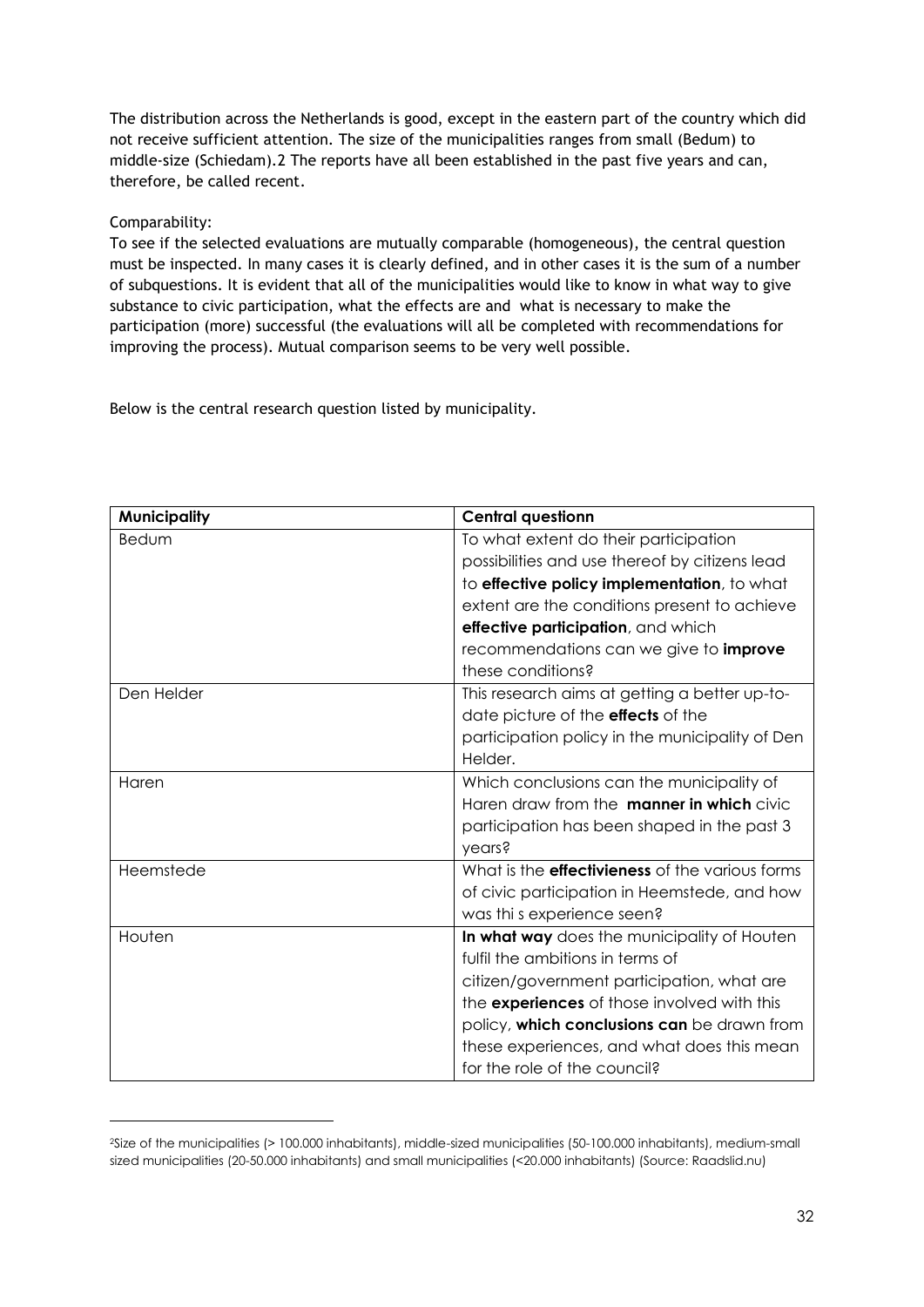The distribution across the Netherlands is good, except in the eastern part of the country which did not receive sufficient attention. The size of the municipalities ranges from small (Bedum) to middle-size (Schiedam).2 The reports have all been established in the past five years and can, therefore, be called recent.

Comparability:
To see if the selected evaluations are mutually comparable (homogeneous), the central question must be inspected. In many cases it is clearly defined, and in other cases it is the sum of a number of subquestions. It is evident that all of the municipalities would like to know in what way to give substance to civic participation, what the effects are and what is necessary to make the participation (more) successful (the evaluations will all be completed with recommendations for improving the process). Mutual comparison seems to be very well possible.

Below is the central research question listed by municipality.

| **Municipality** | **Central questionn** |
|---|---|
| Bedum | To what extent do their participation possibilities and use thereof by citizens lead to **effective policy implementation**, to what extent are the conditions present to achieve **effective participation**, and which recommendations can we give to **improve** these conditions? |
| Den Helder | This research aims at getting a better up-to-date picture of the **effects** of the participation policy in the municipality of Den Helder. |
| Haren | Which conclusions can the municipality of Haren draw from the **manner in which** civic participation has been shaped in the past 3 years? |
| Heemstede | What is the **effectivieness** of the various forms of civic participation in Heemstede, and how was thi s experience seen? |
| Houten | **In what way** does the municipality of Houten fulfil the ambitions in terms of citizen/government participation, what are the **experiences** of those involved with this policy, **which conclusions can** be drawn from these experiences, and what does this mean for the role of the council? |

2Size of the municipalities (> 100.000 inhabitants), middle-sized municipalities (50-100.000 inhabitants), medium-small sized municipalities (20-50.000 inhabitants) and small municipalities (<20.000 inhabitants) (Source: Raadslid.nu)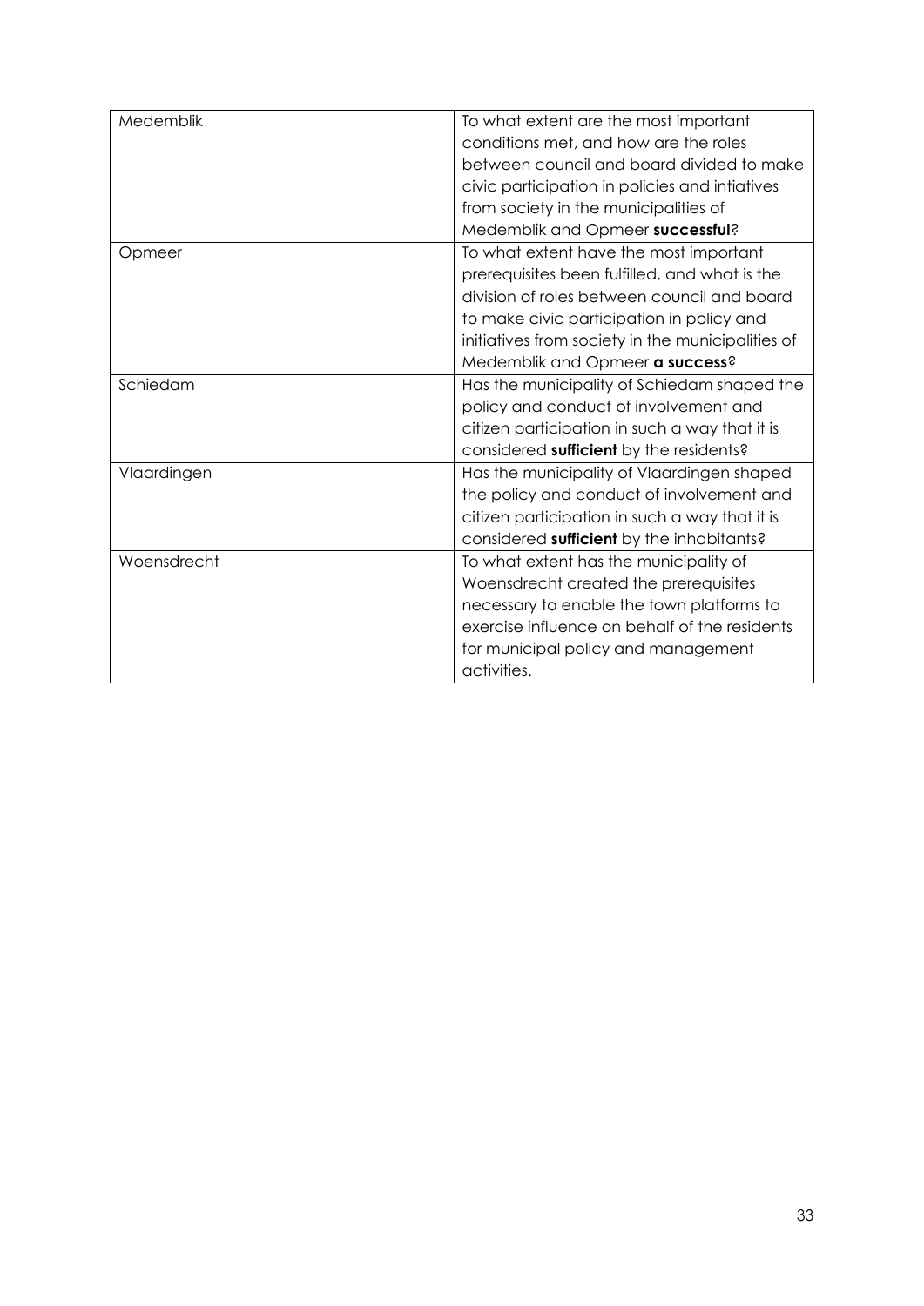| | |
|---|---|
| Medemblik | To what extent are the most important conditions met, and how are the roles between council and board divided to make civic participation in policies and intiatives from society in the municipalities of Medemblik and Opmeer **successful**? |
| Opmeer | To what extent have the most important prerequisites been fulfilled, and what is the division of roles between council and board to make civic participation in policy and initiatives from society in the municipalities of Medemblik and Opmeer **a success**? |
| Schiedam | Has the municipality of Schiedam shaped the policy and conduct of involvement and citizen participation in such a way that it is considered **sufficient** by the residents? |
| Vlaardingen | Has the municipality of Vlaardingen shaped the policy and conduct of involvement and citizen participation in such a way that it is considered **sufficient** by the inhabitants? |
| Woensdrecht | To what extent has the municipality of Woensdrecht created the prerequisites necessary to enable the town platforms to exercise influence on behalf of the residents for municipal policy and management activities. |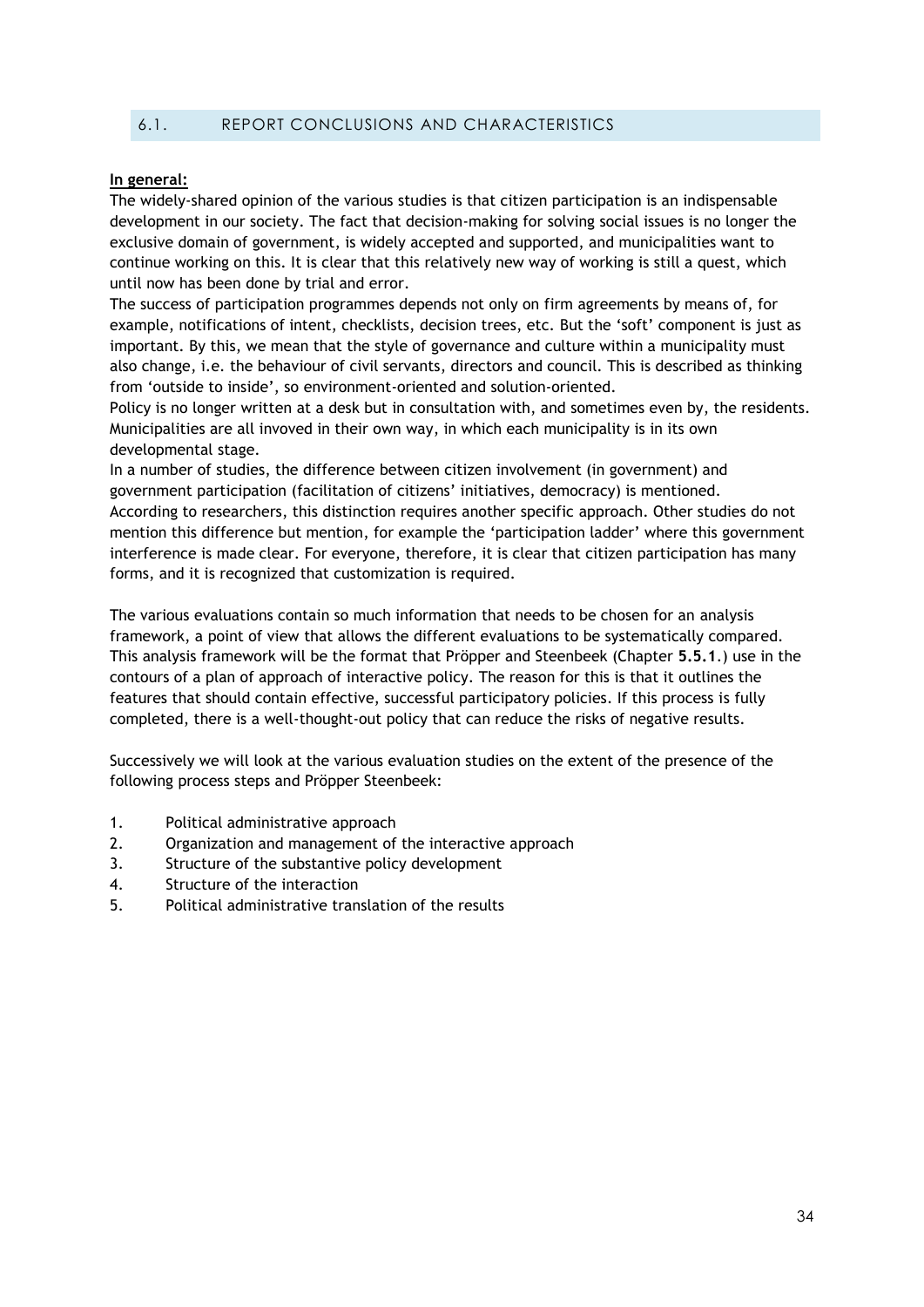## 6.1. REPORT CONCLUSIONS AND CHARACTERISTICS

**In general:**

The widely-shared opinion of the various studies is that citizen participation is an indispensable development in our society. The fact that decision-making for solving social issues is no longer the exclusive domain of government, is widely accepted and supported, and municipalities want to continue working on this. It is clear that this relatively new way of working is still a quest, which until now has been done by trial and error.

The success of participation programmes depends not only on firm agreements by means of, for example, notifications of intent, checklists, decision trees, etc. But the 'soft' component is just as important. By this, we mean that the style of governance and culture within a municipality must also change, i.e. the behaviour of civil servants, directors and council. This is described as thinking from 'outside to inside', so environment-oriented and solution-oriented.

Policy is no longer written at a desk but in consultation with, and sometimes even by, the residents. Municipalities are all invoved in their own way, in which each municipality is in its own developmental stage.

In a number of studies, the difference between citizen involvement (in government) and government participation (facilitation of citizens' initiatives, democracy) is mentioned. According to researchers, this distinction requires another specific approach. Other studies do not mention this difference but mention, for example the 'participation ladder' where this government interference is made clear. For everyone, therefore, it is clear that citizen participation has many forms, and it is recognized that customization is required.

The various evaluations contain so much information that needs to be chosen for an analysis framework, a point of view that allows the different evaluations to be systematically compared. This analysis framework will be the format that Pröpper and Steenbeek (Chapter **5.5.1**.) use in the contours of a plan of approach of interactive policy. The reason for this is that it outlines the features that should contain effective, successful participatory policies. If this process is fully completed, there is a well-thought-out policy that can reduce the risks of negative results.

Successively we will look at the various evaluation studies on the extent of the presence of the following process steps and Pröpper Steenbeek:

1. Political administrative approach
2. Organization and management of the interactive approach
3. Structure of the substantive policy development
4. Structure of the interaction
5. Political administrative translation of the results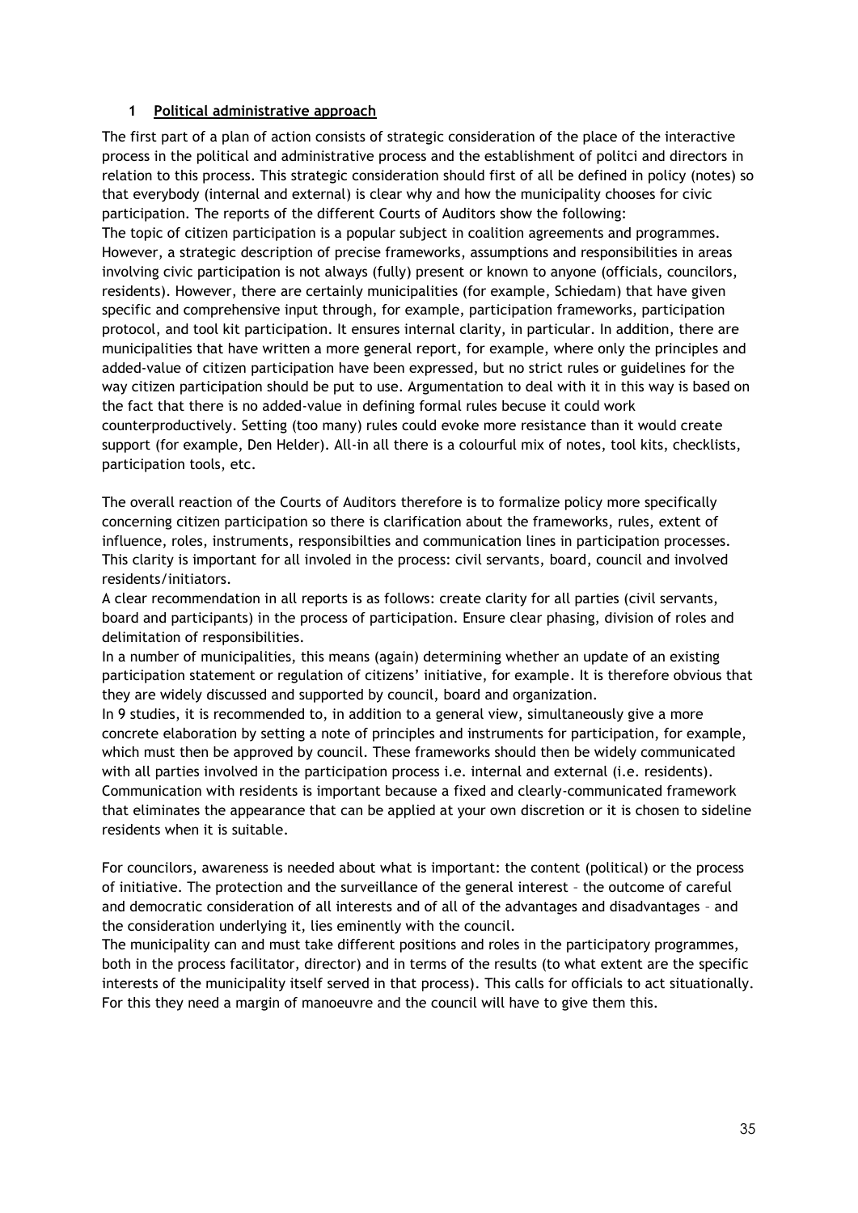## 1 Political administrative approach

The first part of a plan of action consists of strategic consideration of the place of the interactive process in the political and administrative process and the establishment of politci and directors in relation to this process. This strategic consideration should first of all be defined in policy (notes) so that everybody (internal and external) is clear why and how the municipality chooses for civic participation. The reports of the different Courts of Auditors show the following:
The topic of citizen participation is a popular subject in coalition agreements and programmes. However, a strategic description of precise frameworks, assumptions and responsibilities in areas involving civic participation is not always (fully) present or known to anyone (officials, councilors, residents). However, there are certainly municipalities (for example, Schiedam) that have given specific and comprehensive input through, for example, participation frameworks, participation protocol, and tool kit participation. It ensures internal clarity, in particular. In addition, there are municipalities that have written a more general report, for example, where only the principles and added-value of citizen participation have been expressed, but no strict rules or guidelines for the way citizen participation should be put to use. Argumentation to deal with it in this way is based on the fact that there is no added-value in defining formal rules becuse it could work counterproductively. Setting (too many) rules could evoke more resistance than it would create support (for example, Den Helder). All-in all there is a colourful mix of notes, tool kits, checklists, participation tools, etc.

The overall reaction of the Courts of Auditors therefore is to formalize policy more specifically concerning citizen participation so there is clarification about the frameworks, rules, extent of influence, roles, instruments, responsibilties and communication lines in participation processes. This clarity is important for all involed in the process: civil servants, board, council and involved residents/initiators.
A clear recommendation in all reports is as follows: create clarity for all parties (civil servants, board and participants) in the process of participation. Ensure clear phasing, division of roles and delimitation of responsibilities.
In a number of municipalities, this means (again) determining whether an update of an existing participation statement or regulation of citizens' initiative, for example. It is therefore obvious that they are widely discussed and supported by council, board and organization.
In 9 studies, it is recommended to, in addition to a general view, simultaneously give a more concrete elaboration by setting a note of principles and instruments for participation, for example, which must then be approved by council. These frameworks should then be widely communicated with all parties involved in the participation process i.e. internal and external (i.e. residents). Communication with residents is important because a fixed and clearly-communicated framework that eliminates the appearance that can be applied at your own discretion or it is chosen to sideline residents when it is suitable.

For councilors, awareness is needed about what is important: the content (political) or the process of initiative. The protection and the surveillance of the general interest – the outcome of careful and democratic consideration of all interests and of all of the advantages and disadvantages – and the consideration underlying it, lies eminently with the council.
The municipality can and must take different positions and roles in the participatory programmes, both in the process facilitator, director) and in terms of the results (to what extent are the specific interests of the municipality itself served in that process). This calls for officials to act situationally. For this they need a margin of manoeuvre and the council will have to give them this.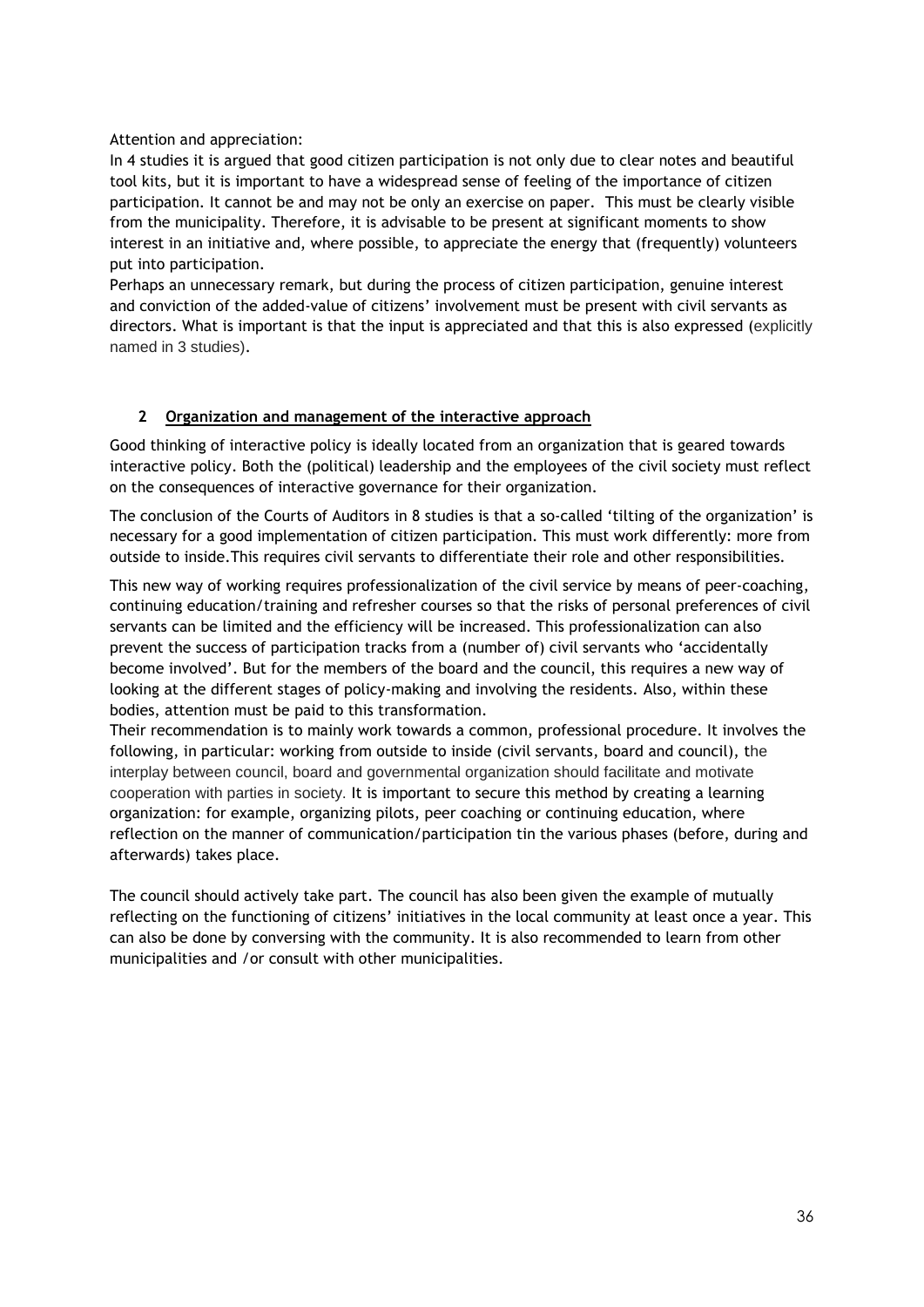Attention and appreciation:

In 4 studies it is argued that good citizen participation is not only due to clear notes and beautiful tool kits, but it is important to have a widespread sense of feeling of the importance of citizen participation. It cannot be and may not be only an exercise on paper. This must be clearly visible from the municipality. Therefore, it is advisable to be present at significant moments to show interest in an initiative and, where possible, to appreciate the energy that (frequently) volunteers put into participation.

Perhaps an unnecessary remark, but during the process of citizen participation, genuine interest and conviction of the added-value of citizens' involvement must be present with civil servants as directors. What is important is that the input is appreciated and that this is also expressed (explicitly named in 3 studies).

## 2 Organization and management of the interactive approach

Good thinking of interactive policy is ideally located from an organization that is geared towards interactive policy. Both the (political) leadership and the employees of the civil society must reflect on the consequences of interactive governance for their organization.

The conclusion of the Courts of Auditors in 8 studies is that a so-called 'tilting of the organization' is necessary for a good implementation of citizen participation. This must work differently: more from outside to inside.This requires civil servants to differentiate their role and other responsibilities.

This new way of working requires professionalization of the civil service by means of peer-coaching, continuing education/training and refresher courses so that the risks of personal preferences of civil servants can be limited and the efficiency will be increased. This professionalization can also prevent the success of participation tracks from a (number of) civil servants who 'accidentally become involved'. But for the members of the board and the council, this requires a new way of looking at the different stages of policy-making and involving the residents. Also, within these bodies, attention must be paid to this transformation.

Their recommendation is to mainly work towards a common, professional procedure. It involves the following, in particular: working from outside to inside (civil servants, board and council), the interplay between council, board and governmental organization should facilitate and motivate cooperation with parties in society. It is important to secure this method by creating a learning organization: for example, organizing pilots, peer coaching or continuing education, where reflection on the manner of communication/participation tin the various phases (before, during and afterwards) takes place.

The council should actively take part. The council has also been given the example of mutually reflecting on the functioning of citizens' initiatives in the local community at least once a year. This can also be done by conversing with the community. It is also recommended to learn from other municipalities and /or consult with other municipalities.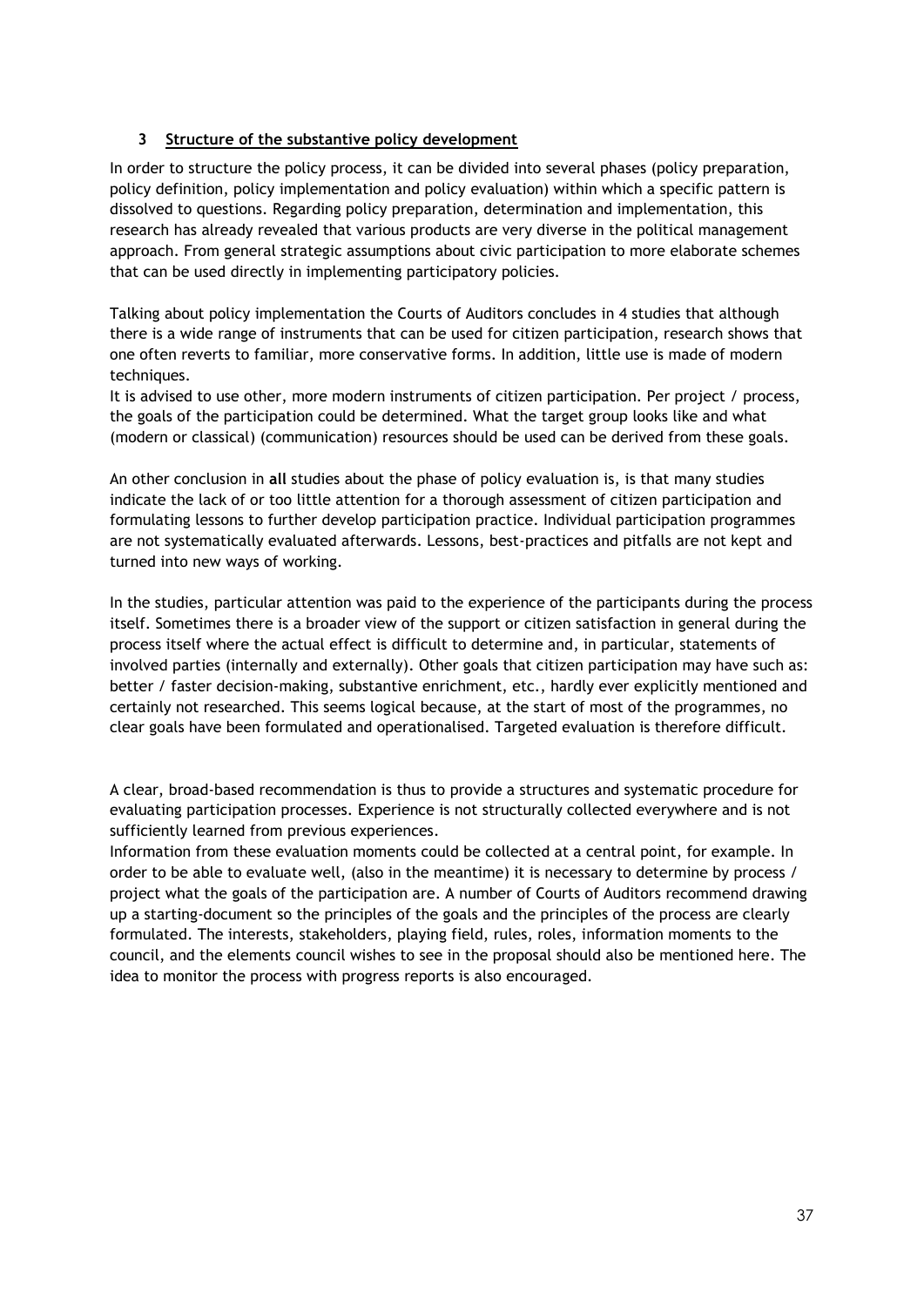## 3 Structure of the substantive policy development

In order to structure the policy process, it can be divided into several phases (policy preparation, policy definition, policy implementation and policy evaluation) within which a specific pattern is dissolved to questions. Regarding policy preparation, determination and implementation, this research has already revealed that various products are very diverse in the political management approach. From general strategic assumptions about civic participation to more elaborate schemes that can be used directly in implementing participatory policies.

Talking about policy implementation the Courts of Auditors concludes in 4 studies that although there is a wide range of instruments that can be used for citizen participation, research shows that one often reverts to familiar, more conservative forms. In addition, little use is made of modern techniques.
It is advised to use other, more modern instruments of citizen participation. Per project / process, the goals of the participation could be determined. What the target group looks like and what (modern or classical) (communication) resources should be used can be derived from these goals.

An other conclusion in **all** studies about the phase of policy evaluation is, is that many studies indicate the lack of or too little attention for a thorough assessment of citizen participation and formulating lessons to further develop participation practice. Individual participation programmes are not systematically evaluated afterwards. Lessons, best-practices and pitfalls are not kept and turned into new ways of working.

In the studies, particular attention was paid to the experience of the participants during the process itself. Sometimes there is a broader view of the support or citizen satisfaction in general during the process itself where the actual effect is difficult to determine and, in particular, statements of involved parties (internally and externally). Other goals that citizen participation may have such as: better / faster decision-making, substantive enrichment, etc., hardly ever explicitly mentioned and certainly not researched. This seems logical because, at the start of most of the programmes, no clear goals have been formulated and operationalised. Targeted evaluation is therefore difficult.

A clear, broad-based recommendation is thus to provide a structures and systematic procedure for evaluating participation processes. Experience is not structurally collected everywhere and is not sufficiently learned from previous experiences.
Information from these evaluation moments could be collected at a central point, for example. In order to be able to evaluate well, (also in the meantime) it is necessary to determine by process / project what the goals of the participation are. A number of Courts of Auditors recommend drawing up a starting-document so the principles of the goals and the principles of the process are clearly formulated. The interests, stakeholders, playing field, rules, roles, information moments to the council, and the elements council wishes to see in the proposal should also be mentioned here. The idea to monitor the process with progress reports is also encouraged.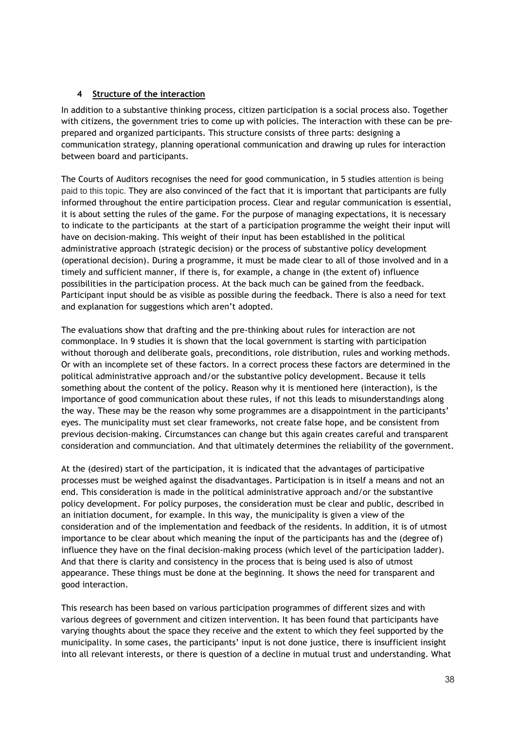## 4 Structure of the interaction

In addition to a substantive thinking process, citizen participation is a social process also. Together with citizens, the government tries to come up with policies. The interaction with these can be pre-prepared and organized participants. This structure consists of three parts: designing a communication strategy, planning operational communication and drawing up rules for interaction between board and participants.

The Courts of Auditors recognises the need for good communication, in 5 studies attention is being paid to this topic. They are also convinced of the fact that it is important that participants are fully informed throughout the entire participation process. Clear and regular communication is essential, it is about setting the rules of the game. For the purpose of managing expectations, it is necessary to indicate to the participants at the start of a participation programme the weight their input will have on decision-making. This weight of their input has been established in the political administrative approach (strategic decision) or the process of substantive policy development (operational decision). During a programme, it must be made clear to all of those involved and in a timely and sufficient manner, if there is, for example, a change in (the extent of) influence possibilities in the participation process. At the back much can be gained from the feedback. Participant input should be as visible as possible during the feedback. There is also a need for text and explanation for suggestions which aren't adopted.

The evaluations show that drafting and the pre-thinking about rules for interaction are not commonplace. In 9 studies it is shown that the local government is starting with participation without thorough and deliberate goals, preconditions, role distribution, rules and working methods. Or with an incomplete set of these factors. In a correct process these factors are determined in the political administrative approach and/or the substantive policy development. Because it tells something about the content of the policy. Reason why it is mentioned here (interaction), is the importance of good communication about these rules, if not this leads to misunderstandings along the way. These may be the reason why some programmes are a disappointment in the participants' eyes. The municipality must set clear frameworks, not create false hope, and be consistent from previous decision-making. Circumstances can change but this again creates careful and transparent consideration and communciation. And that ultimately determines the reliability of the government.

At the (desired) start of the participation, it is indicated that the advantages of participative processes must be weighed against the disadvantages. Participation is in itself a means and not an end. This consideration is made in the political administrative approach and/or the substantive policy development. For policy purposes, the consideration must be clear and public, described in an initiation document, for example. In this way, the municipality is given a view of the consideration and of the implementation and feedback of the residents. In addition, it is of utmost importance to be clear about which meaning the input of the participants has and the (degree of) influence they have on the final decision-making process (which level of the participation ladder). And that there is clarity and consistency in the process that is being used is also of utmost appearance. These things must be done at the beginning. It shows the need for transparent and good interaction.

This research has been based on various participation programmes of different sizes and with various degrees of government and citizen intervention. It has been found that participants have varying thoughts about the space they receive and the extent to which they feel supported by the municipality. In some cases, the participants' input is not done justice, there is insufficient insight into all relevant interests, or there is question of a decline in mutual trust and understanding. What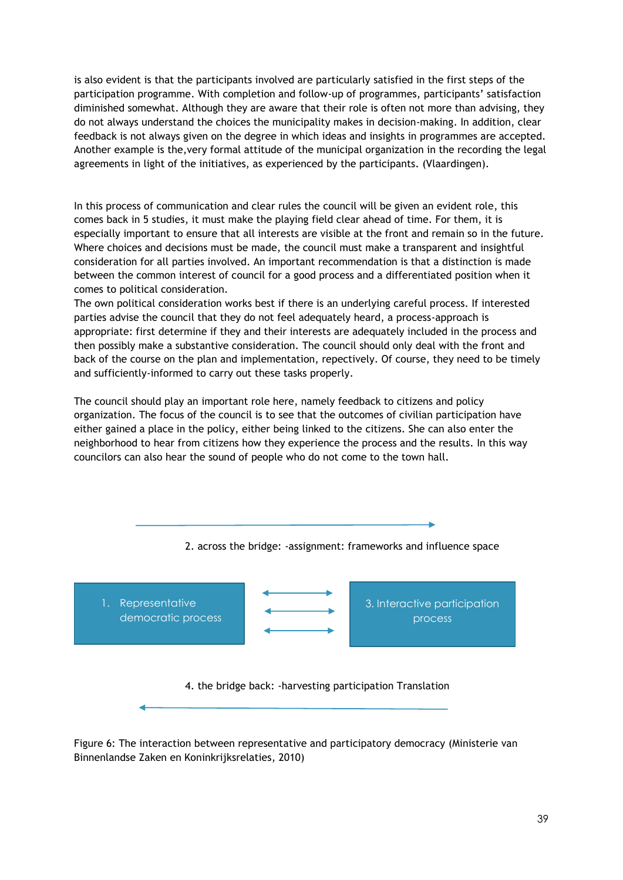is also evident is that the participants involved are particularly satisfied in the first steps of the participation programme. With completion and follow-up of programmes, participants' satisfaction diminished somewhat. Although they are aware that their role is often not more than advising, they do not always understand the choices the municipality makes in decision-making. In addition, clear feedback is not always given on the degree in which ideas and insights in programmes are accepted. Another example is the,very formal attitude of the municipal organization in the recording the legal agreements in light of the initiatives, as experienced by the participants. (Vlaardingen).

In this process of communication and clear rules the council will be given an evident role, this comes back in 5 studies, it must make the playing field clear ahead of time. For them, it is especially important to ensure that all interests are visible at the front and remain so in the future. Where choices and decisions must be made, the council must make a transparent and insightful consideration for all parties involved. An important recommendation is that a distinction is made between the common interest of council for a good process and a differentiated position when it comes to political consideration.
The own political consideration works best if there is an underlying careful process. If interested parties advise the council that they do not feel adequately heard, a process-approach is appropriate: first determine if they and their interests are adequately included in the process and then possibly make a substantive consideration. The council should only deal with the front and back of the course on the plan and implementation, repectively. Of course, they need to be timely and sufficiently-informed to carry out these tasks properly.

The council should play an important role here, namely feedback to citizens and policy organization. The focus of the council is to see that the outcomes of civilian participation have either gained a place in the policy, either being linked to the citizens. She can also enter the neighborhood to hear from citizens how they experience the process and the results. In this way councilors can also hear the sound of people who do not come to the town hall.

2. across the bridge: -assignment: frameworks and influence space

1. Representative democratic process

3. Interactive participation process

4. the bridge back: -harvesting participation Translation

Figure 6: The interaction between representative and participatory democracy (Ministerie van Binnenlandse Zaken en Koninkrijksrelaties, 2010)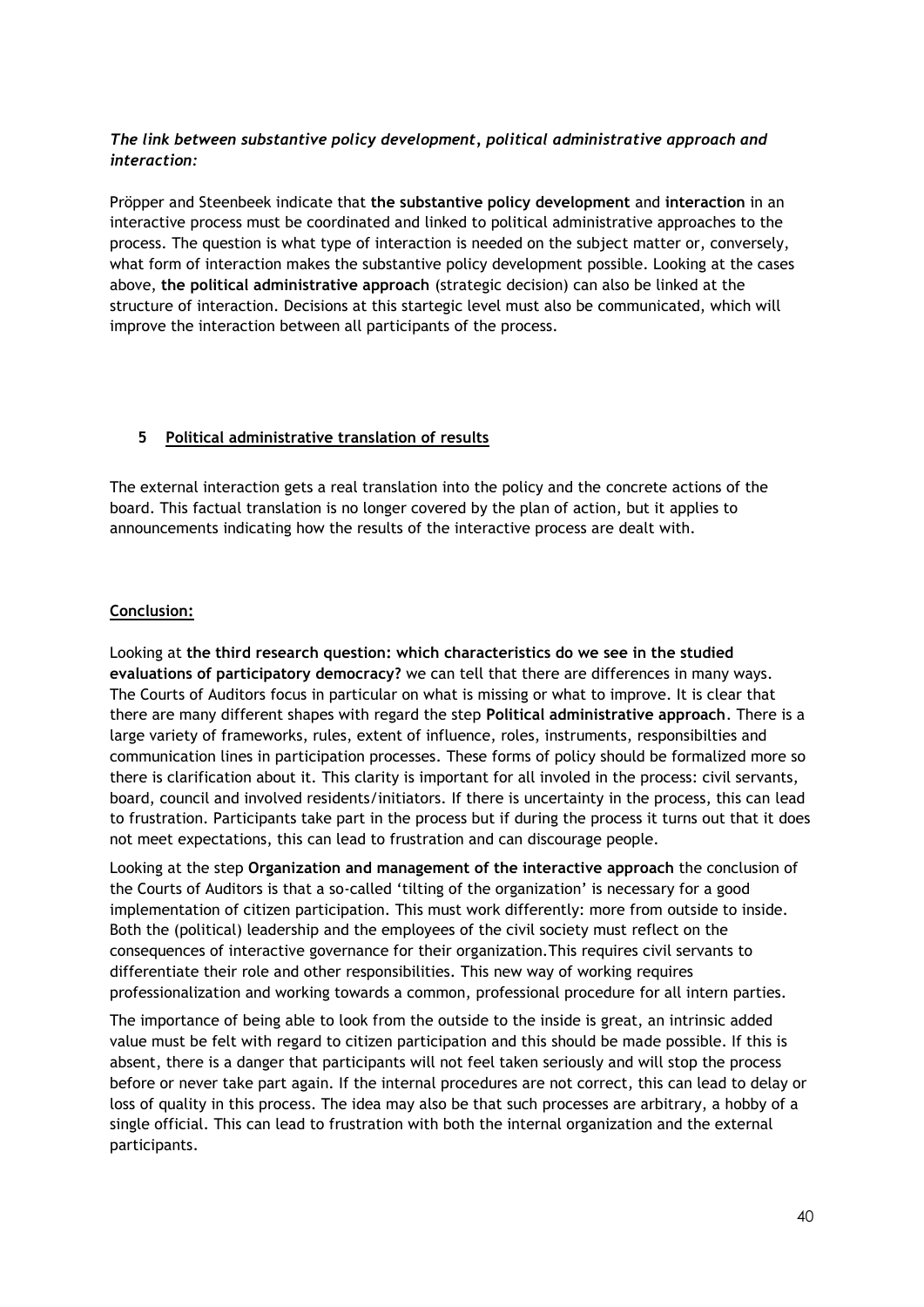***The link between substantive policy development, political administrative approach and interaction:***

Pröpper and Steenbeek indicate that **the substantive policy development** and **interaction** in an interactive process must be coordinated and linked to political administrative approaches to the process. The question is what type of interaction is needed on the subject matter or, conversely, what form of interaction makes the substantive policy development possible. Looking at the cases above, **the political administrative approach** (strategic decision) can also be linked at the structure of interaction. Decisions at this startegic level must also be communicated, which will improve the interaction between all participants of the process.

## 5 <u>Political administrative translation of results</u>

The external interaction gets a real translation into the policy and the concrete actions of the board. This factual translation is no longer covered by the plan of action, but it applies to announcements indicating how the results of the interactive process are dealt with.

**<u>Conclusion:</u>**

Looking at **the third research question: which characteristics do we see in the studied evaluations of participatory democracy?** we can tell that there are differences in many ways. The Courts of Auditors focus in particular on what is missing or what to improve. It is clear that there are many different shapes with regard the step **Political administrative approach**. There is a large variety of frameworks, rules, extent of influence, roles, instruments, responsibilties and communication lines in participation processes. These forms of policy should be formalized more so there is clarification about it. This clarity is important for all involed in the process: civil servants, board, council and involved residents/initiators. If there is uncertainty in the process, this can lead to frustration. Participants take part in the process but if during the process it turns out that it does not meet expectations, this can lead to frustration and can discourage people.

Looking at the step **Organization and management of the interactive approach** the conclusion of the Courts of Auditors is that a so-called 'tilting of the organization' is necessary for a good implementation of citizen participation. This must work differently: more from outside to inside. Both the (political) leadership and the employees of the civil society must reflect on the consequences of interactive governance for their organization.This requires civil servants to differentiate their role and other responsibilities. This new way of working requires professionalization and working towards a common, professional procedure for all intern parties.

The importance of being able to look from the outside to the inside is great, an intrinsic added value must be felt with regard to citizen participation and this should be made possible. If this is absent, there is a danger that participants will not feel taken seriously and will stop the process before or never take part again. If the internal procedures are not correct, this can lead to delay or loss of quality in this process. The idea may also be that such processes are arbitrary, a hobby of a single official. This can lead to frustration with both the internal organization and the external participants.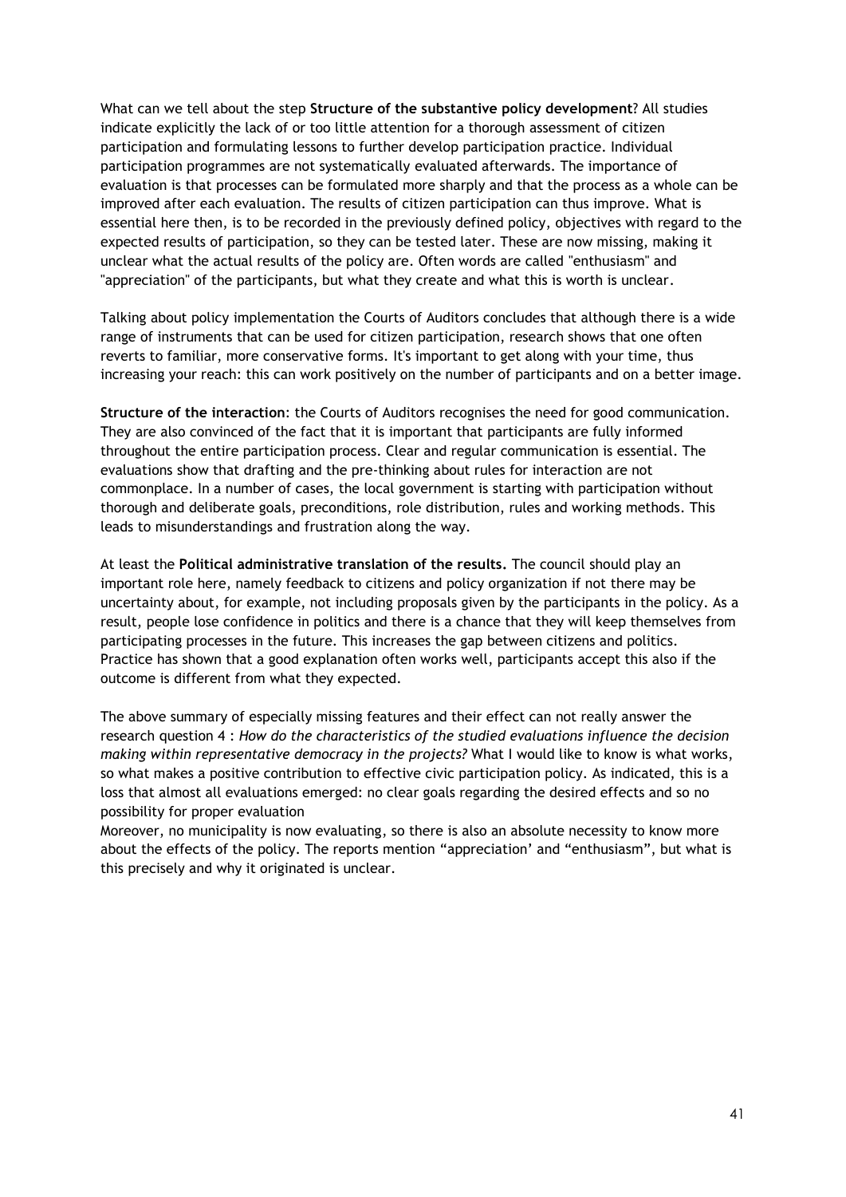What can we tell about the step **Structure of the substantive policy development**? All studies indicate explicitly the lack of or too little attention for a thorough assessment of citizen participation and formulating lessons to further develop participation practice. Individual participation programmes are not systematically evaluated afterwards. The importance of evaluation is that processes can be formulated more sharply and that the process as a whole can be improved after each evaluation. The results of citizen participation can thus improve. What is essential here then, is to be recorded in the previously defined policy, objectives with regard to the expected results of participation, so they can be tested later. These are now missing, making it unclear what the actual results of the policy are. Often words are called "enthusiasm" and "appreciation" of the participants, but what they create and what this is worth is unclear.

Talking about policy implementation the Courts of Auditors concludes that although there is a wide range of instruments that can be used for citizen participation, research shows that one often reverts to familiar, more conservative forms. It's important to get along with your time, thus increasing your reach: this can work positively on the number of participants and on a better image.

**Structure of the interaction**: the Courts of Auditors recognises the need for good communication. They are also convinced of the fact that it is important that participants are fully informed throughout the entire participation process. Clear and regular communication is essential. The evaluations show that drafting and the pre-thinking about rules for interaction are not commonplace. In a number of cases, the local government is starting with participation without thorough and deliberate goals, preconditions, role distribution, rules and working methods. This leads to misunderstandings and frustration along the way.

At least the **Political administrative translation of the results.** The council should play an important role here, namely feedback to citizens and policy organization if not there may be uncertainty about, for example, not including proposals given by the participants in the policy. As a result, people lose confidence in politics and there is a chance that they will keep themselves from participating processes in the future. This increases the gap between citizens and politics. Practice has shown that a good explanation often works well, participants accept this also if the outcome is different from what they expected.

The above summary of especially missing features and their effect can not really answer the research question 4 : *How do the characteristics of the studied evaluations influence the decision making within representative democracy in the projects?* What I would like to know is what works, so what makes a positive contribution to effective civic participation policy. As indicated, this is a loss that almost all evaluations emerged: no clear goals regarding the desired effects and so no possibility for proper evaluation

Moreover, no municipality is now evaluating, so there is also an absolute necessity to know more about the effects of the policy. The reports mention "appreciation' and "enthusiasm", but what is this precisely and why it originated is unclear.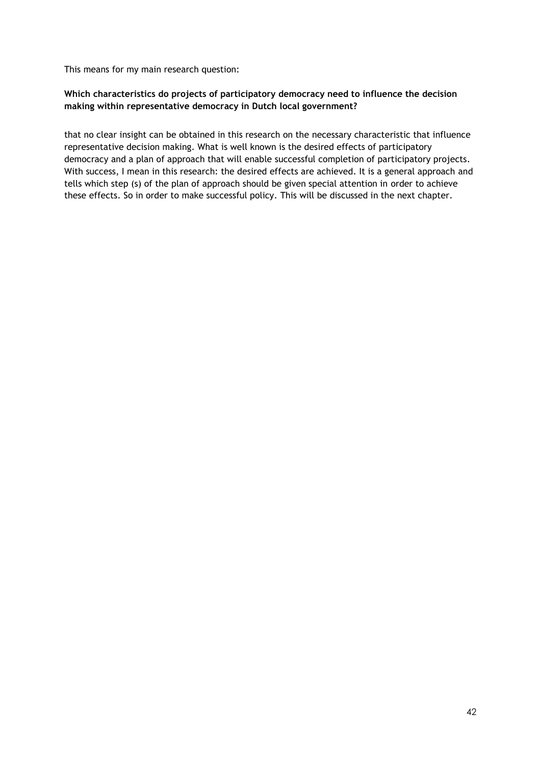This means for my main research question:

**Which characteristics do projects of participatory democracy need to influence the decision making within representative democracy in Dutch local government?**

that no clear insight can be obtained in this research on the necessary characteristic that influence representative decision making. What is well known is the desired effects of participatory democracy and a plan of approach that will enable successful completion of participatory projects. With success, I mean in this research: the desired effects are achieved. It is a general approach and tells which step (s) of the plan of approach should be given special attention in order to achieve these effects. So in order to make successful policy. This will be discussed in the next chapter.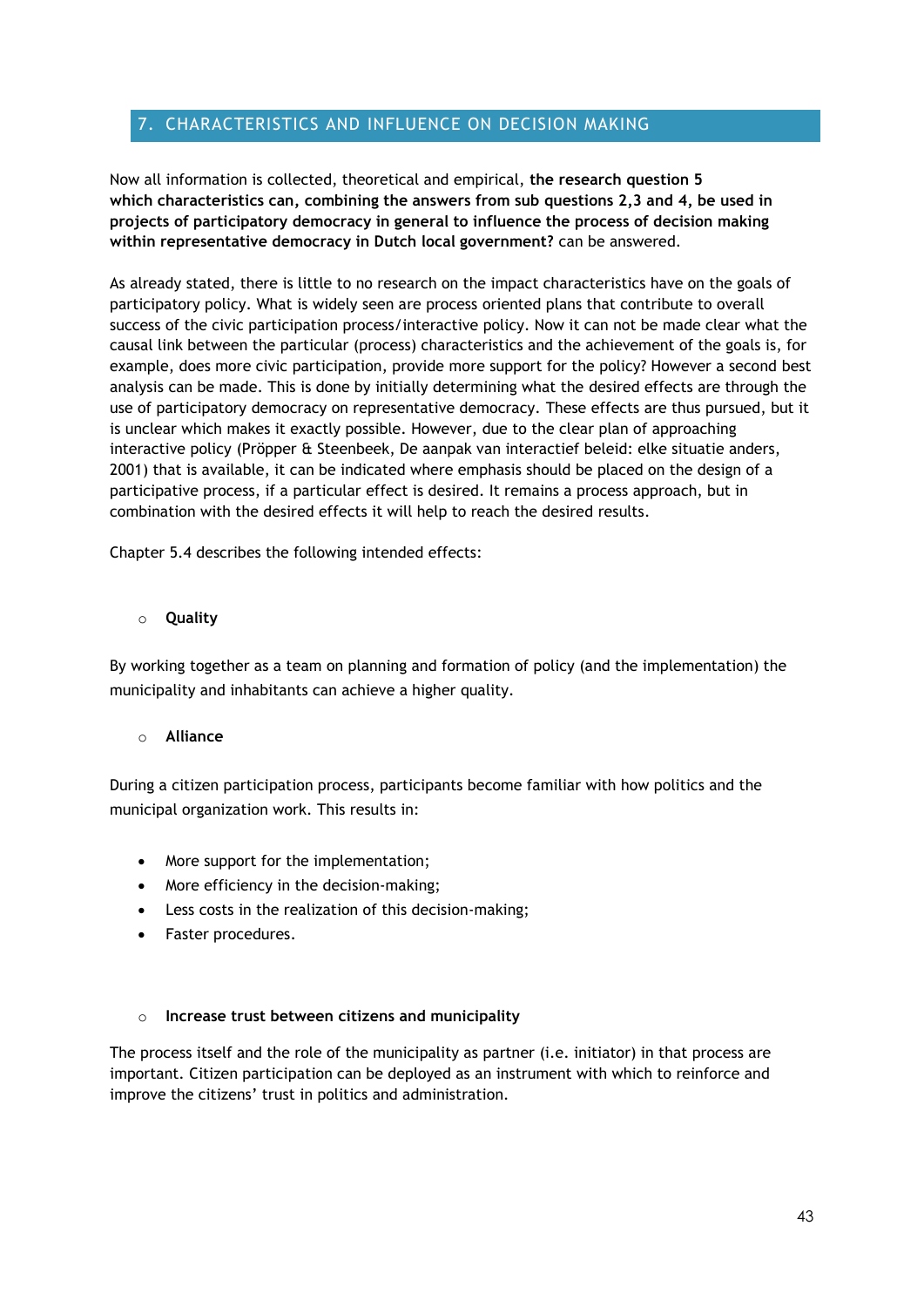## 7. CHARACTERISTICS AND INFLUENCE ON DECISION MAKING

Now all information is collected, theoretical and empirical, **the research question 5 which characteristics can, combining the answers from sub questions 2,3 and 4, be used in projects of participatory democracy in general to influence the process of decision making within representative democracy in Dutch local government?** can be answered.

As already stated, there is little to no research on the impact characteristics have on the goals of participatory policy. What is widely seen are process oriented plans that contribute to overall success of the civic participation process/interactive policy. Now it can not be made clear what the causal link between the particular (process) characteristics and the achievement of the goals is, for example, does more civic participation, provide more support for the policy? However a second best analysis can be made. This is done by initially determining what the desired effects are through the use of participatory democracy on representative democracy. These effects are thus pursued, but it is unclear which makes it exactly possible. However, due to the clear plan of approaching interactive policy (Pröpper & Steenbeek, De aanpak van interactief beleid: elke situatie anders, 2001) that is available, it can be indicated where emphasis should be placed on the design of a participative process, if a particular effect is desired. It remains a process approach, but in combination with the desired effects it will help to reach the desired results.

Chapter 5.4 describes the following intended effects:

- **Quality**

By working together as a team on planning and formation of policy (and the implementation) the municipality and inhabitants can achieve a higher quality.

- **Alliance**

During a citizen participation process, participants become familiar with how politics and the municipal organization work. This results in:

- More support for the implementation;
- More efficiency in the decision-making;
- Less costs in the realization of this decision-making;
- Faster procedures.

- **Increase trust between citizens and municipality**

The process itself and the role of the municipality as partner (i.e. initiator) in that process are important. Citizen participation can be deployed as an instrument with which to reinforce and improve the citizens' trust in politics and administration.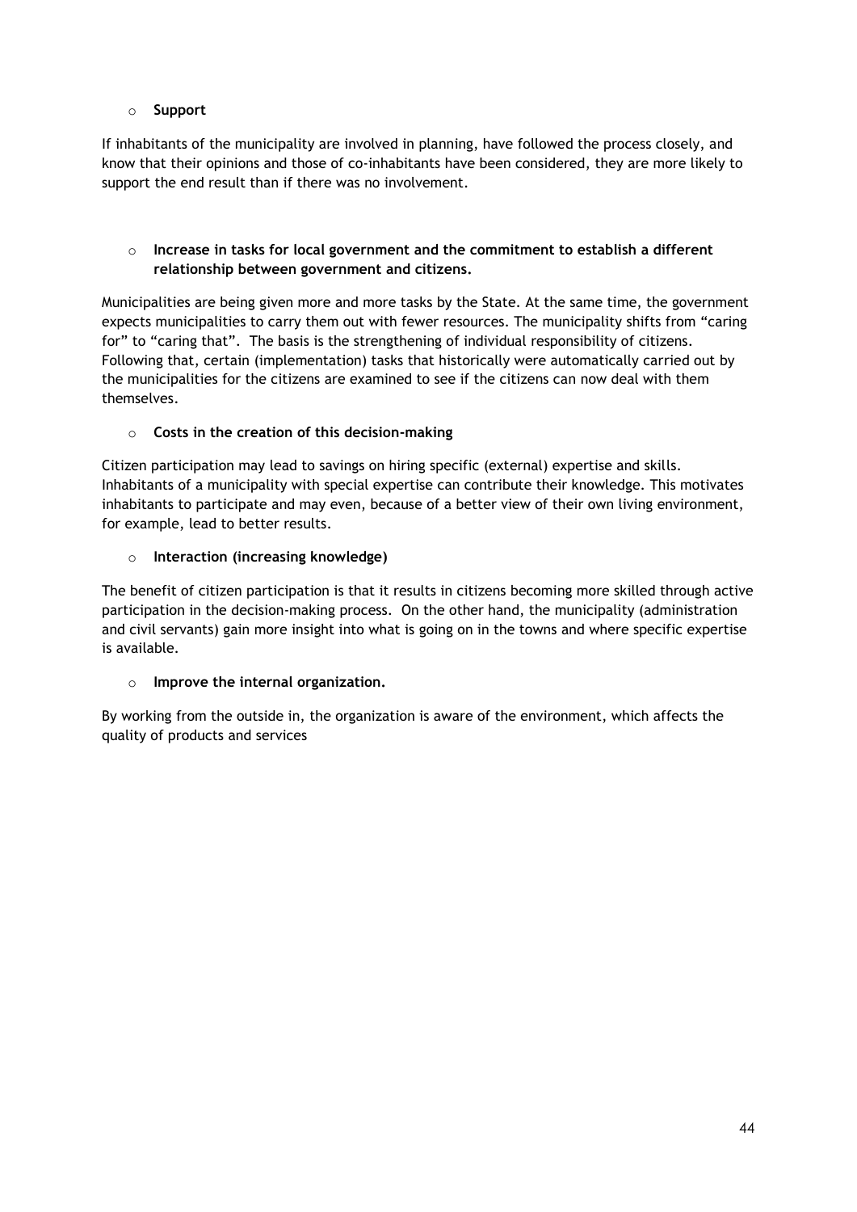- **Support**

If inhabitants of the municipality are involved in planning, have followed the process closely, and know that their opinions and those of co-inhabitants have been considered, they are more likely to support the end result than if there was no involvement.

- **Increase in tasks for local government and the commitment to establish a different relationship between government and citizens.**

Municipalities are being given more and more tasks by the State. At the same time, the government expects municipalities to carry them out with fewer resources. The municipality shifts from “caring for” to “caring that”. The basis is the strengthening of individual responsibility of citizens. Following that, certain (implementation) tasks that historically were automatically carried out by the municipalities for the citizens are examined to see if the citizens can now deal with them themselves.

- **Costs in the creation of this decision-making**

Citizen participation may lead to savings on hiring specific (external) expertise and skills. Inhabitants of a municipality with special expertise can contribute their knowledge. This motivates inhabitants to participate and may even, because of a better view of their own living environment, for example, lead to better results.

- **Interaction (increasing knowledge)**

The benefit of citizen participation is that it results in citizens becoming more skilled through active participation in the decision-making process. On the other hand, the municipality (administration and civil servants) gain more insight into what is going on in the towns and where specific expertise is available.

- **Improve the internal organization.**

By working from the outside in, the organization is aware of the environment, which affects the quality of products and services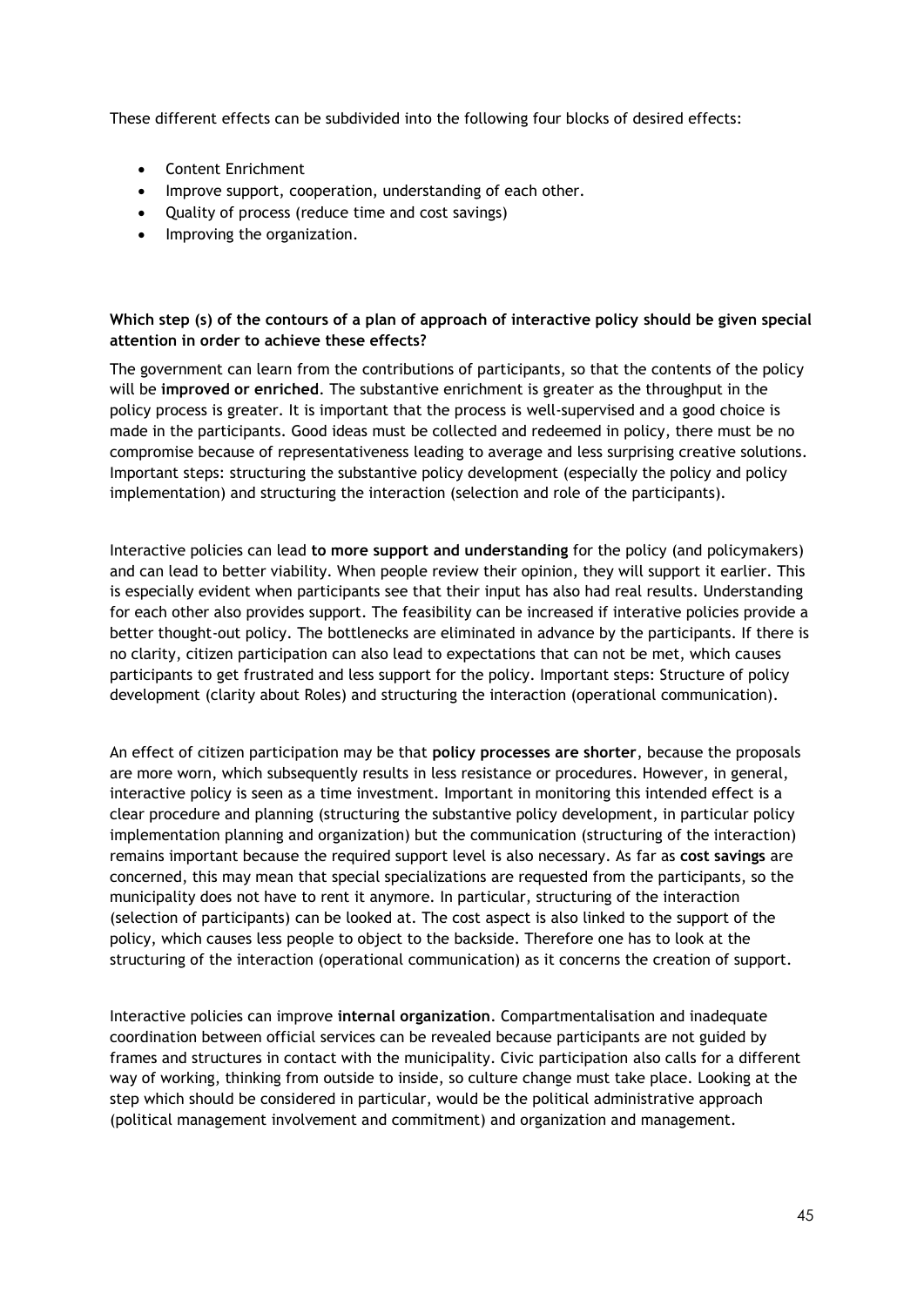These different effects can be subdivided into the following four blocks of desired effects:

- Content Enrichment
- Improve support, cooperation, understanding of each other.
- Quality of process (reduce time and cost savings)
- Improving the organization.

**Which step (s) of the contours of a plan of approach of interactive policy should be given special attention in order to achieve these effects?**

The government can learn from the contributions of participants, so that the contents of the policy will be **improved or enriched**. The substantive enrichment is greater as the throughput in the policy process is greater. It is important that the process is well-supervised and a good choice is made in the participants. Good ideas must be collected and redeemed in policy, there must be no compromise because of representativeness leading to average and less surprising creative solutions. Important steps: structuring the substantive policy development (especially the policy and policy implementation) and structuring the interaction (selection and role of the participants).

Interactive policies can lead **to more support and understanding** for the policy (and policymakers) and can lead to better viability. When people review their opinion, they will support it earlier. This is especially evident when participants see that their input has also had real results. Understanding for each other also provides support. The feasibility can be increased if interative policies provide a better thought-out policy. The bottlenecks are eliminated in advance by the participants. If there is no clarity, citizen participation can also lead to expectations that can not be met, which causes participants to get frustrated and less support for the policy. Important steps: Structure of policy development (clarity about Roles) and structuring the interaction (operational communication).

An effect of citizen participation may be that **policy processes are shorter**, because the proposals are more worn, which subsequently results in less resistance or procedures. However, in general, interactive policy is seen as a time investment. Important in monitoring this intended effect is a clear procedure and planning (structuring the substantive policy development, in particular policy implementation planning and organization) but the communication (structuring of the interaction) remains important because the required support level is also necessary. As far as **cost savings** are concerned, this may mean that special specializations are requested from the participants, so the municipality does not have to rent it anymore. In particular, structuring of the interaction (selection of participants) can be looked at. The cost aspect is also linked to the support of the policy, which causes less people to object to the backside. Therefore one has to look at the structuring of the interaction (operational communication) as it concerns the creation of support.

Interactive policies can improve **internal organization**. Compartmentalisation and inadequate coordination between official services can be revealed because participants are not guided by frames and structures in contact with the municipality. Civic participation also calls for a different way of working, thinking from outside to inside, so culture change must take place. Looking at the step which should be considered in particular, would be the political administrative approach (political management involvement and commitment) and organization and management.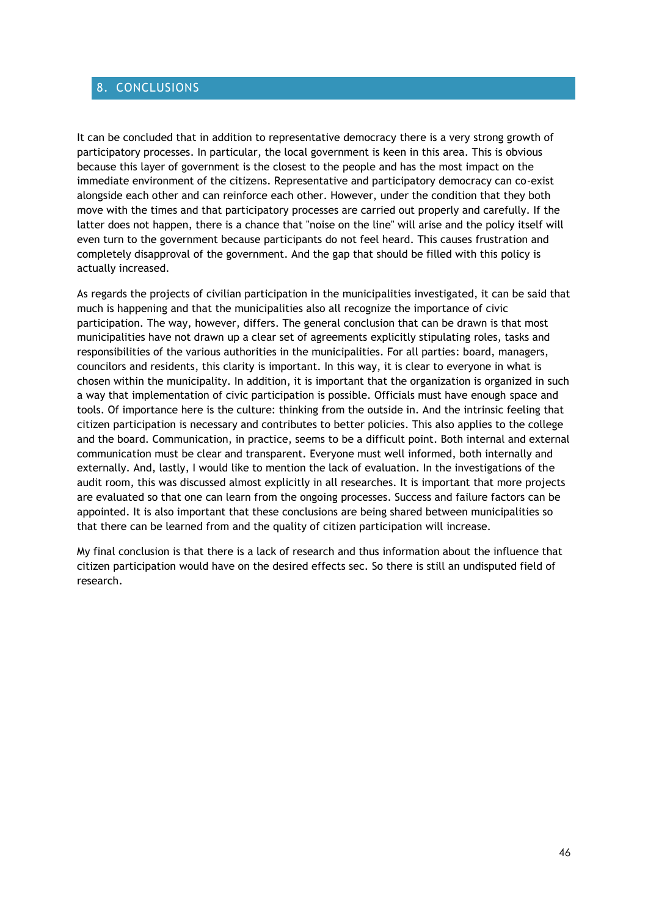# 8. CONCLUSIONS

It can be concluded that in addition to representative democracy there is a very strong growth of participatory processes. In particular, the local government is keen in this area. This is obvious because this layer of government is the closest to the people and has the most impact on the immediate environment of the citizens. Representative and participatory democracy can co-exist alongside each other and can reinforce each other. However, under the condition that they both move with the times and that participatory processes are carried out properly and carefully. If the latter does not happen, there is a chance that "noise on the line" will arise and the policy itself will even turn to the government because participants do not feel heard. This causes frustration and completely disapproval of the government. And the gap that should be filled with this policy is actually increased.

As regards the projects of civilian participation in the municipalities investigated, it can be said that much is happening and that the municipalities also all recognize the importance of civic participation. The way, however, differs. The general conclusion that can be drawn is that most municipalities have not drawn up a clear set of agreements explicitly stipulating roles, tasks and responsibilities of the various authorities in the municipalities. For all parties: board, managers, councilors and residents, this clarity is important. In this way, it is clear to everyone in what is chosen within the municipality. In addition, it is important that the organization is organized in such a way that implementation of civic participation is possible. Officials must have enough space and tools. Of importance here is the culture: thinking from the outside in. And the intrinsic feeling that citizen participation is necessary and contributes to better policies. This also applies to the college and the board. Communication, in practice, seems to be a difficult point. Both internal and external communication must be clear and transparent. Everyone must well informed, both internally and externally. And, lastly, I would like to mention the lack of evaluation. In the investigations of the audit room, this was discussed almost explicitly in all researches. It is important that more projects are evaluated so that one can learn from the ongoing processes. Success and failure factors can be appointed. It is also important that these conclusions are being shared between municipalities so that there can be learned from and the quality of citizen participation will increase.

My final conclusion is that there is a lack of research and thus information about the influence that citizen participation would have on the desired effects sec. So there is still an undisputed field of research.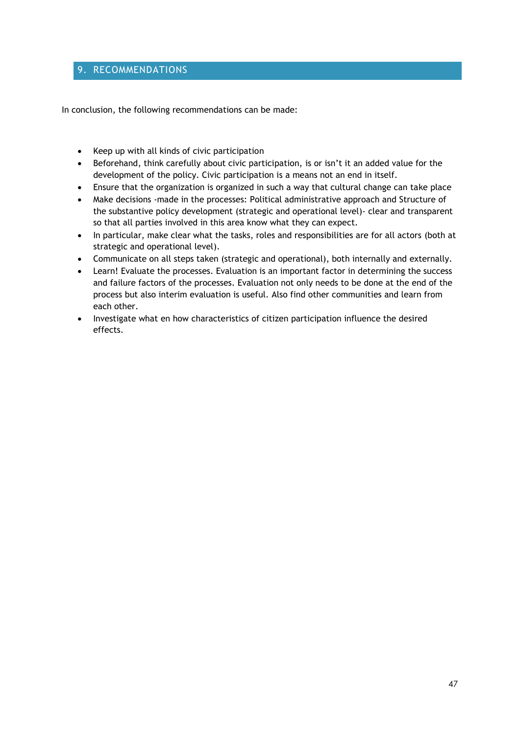## 9. RECOMMENDATIONS

In conclusion, the following recommendations can be made:

- Keep up with all kinds of civic participation
- Beforehand, think carefully about civic participation, is or isn't it an added value for the development of the policy. Civic participation is a means not an end in itself.
- Ensure that the organization is organized in such a way that cultural change can take place
- Make decisions -made in the processes: Political administrative approach and Structure of the substantive policy development (strategic and operational level)- clear and transparent so that all parties involved in this area know what they can expect.
- In particular, make clear what the tasks, roles and responsibilities are for all actors (both at strategic and operational level).
- Communicate on all steps taken (strategic and operational), both internally and externally.
- Learn! Evaluate the processes. Evaluation is an important factor in determining the success and failure factors of the processes. Evaluation not only needs to be done at the end of the process but also interim evaluation is useful. Also find other communities and learn from each other.
- Investigate what en how characteristics of citizen participation influence the desired effects.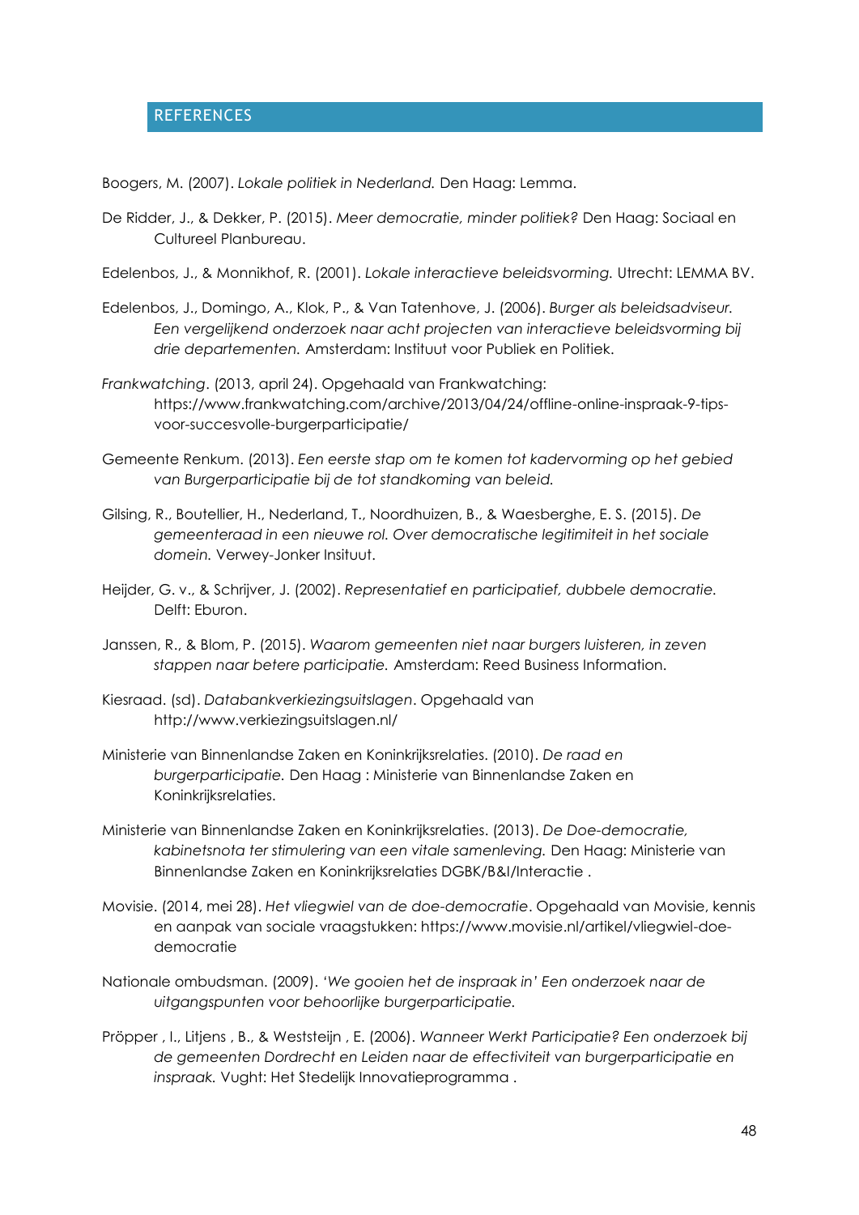# REFERENCES

Boogers, M. (2007). *Lokale politiek in Nederland.* Den Haag: Lemma.

De Ridder, J., & Dekker, P. (2015). *Meer democratie, minder politiek?* Den Haag: Sociaal en Cultureel Planbureau.

Edelenbos, J., & Monnikhof, R. (2001). *Lokale interactieve beleidsvorming.* Utrecht: LEMMA BV.

Edelenbos, J., Domingo, A., Klok, P., & Van Tatenhove, J. (2006). *Burger als beleidsadviseur. Een vergelijkend onderzoek naar acht projecten van interactieve beleidsvorming bij drie departementen.* Amsterdam: Instituut voor Publiek en Politiek.

*Frankwatching*. (2013, april 24). Opgehaald van Frankwatching: https://www.frankwatching.com/archive/2013/04/24/offline-online-inspraak-9-tips-voor-succesvolle-burgerparticipatie/

Gemeente Renkum. (2013). *Een eerste stap om te komen tot kadervorming op het gebied van Burgerparticipatie bij de tot standkoming van beleid.*

Gilsing, R., Boutellier, H., Nederland, T., Noordhuizen, B., & Waesberghe, E. S. (2015). *De gemeenteraad in een nieuwe rol. Over democratische legitimiteit in het sociale domein.* Verwey-Jonker Insituut.

Heijder, G. v., & Schrijver, J. (2002). *Representatief en participatief, dubbele democratie.* Delft: Eburon.

Janssen, R., & Blom, P. (2015). *Waarom gemeenten niet naar burgers luisteren, in zeven stappen naar betere participatie.* Amsterdam: Reed Business Information.

Kiesraad. (sd). *Databankverkiezingsuitslagen*. Opgehaald van http://www.verkiezingsuitslagen.nl/

Ministerie van Binnenlandse Zaken en Koninkrijksrelaties. (2010). *De raad en burgerparticipatie.* Den Haag : Ministerie van Binnenlandse Zaken en Koninkrijksrelaties.

Ministerie van Binnenlandse Zaken en Koninkrijksrelaties. (2013). *De Doe-democratie, kabinetsnota ter stimulering van een vitale samenleving.* Den Haag: Ministerie van Binnenlandse Zaken en Koninkrijksrelaties DGBK/B&I/Interactie .

Movisie. (2014, mei 28). *Het vliegwiel van de doe-democratie*. Opgehaald van Movisie, kennis en aanpak van sociale vraagstukken: https://www.movisie.nl/artikel/vliegwiel-doe-democratie

Nationale ombudsman. (2009). *'We gooien het de inspraak in' Een onderzoek naar de uitgangspunten voor behoorlijke burgerparticipatie.*

Pröpper , I., Litjens , B., & Weststeijn , E. (2006). *Wanneer Werkt Participatie? Een onderzoek bij de gemeenten Dordrecht en Leiden naar de effectiviteit van burgerparticipatie en inspraak.* Vught: Het Stedelijk Innovatieprogramma .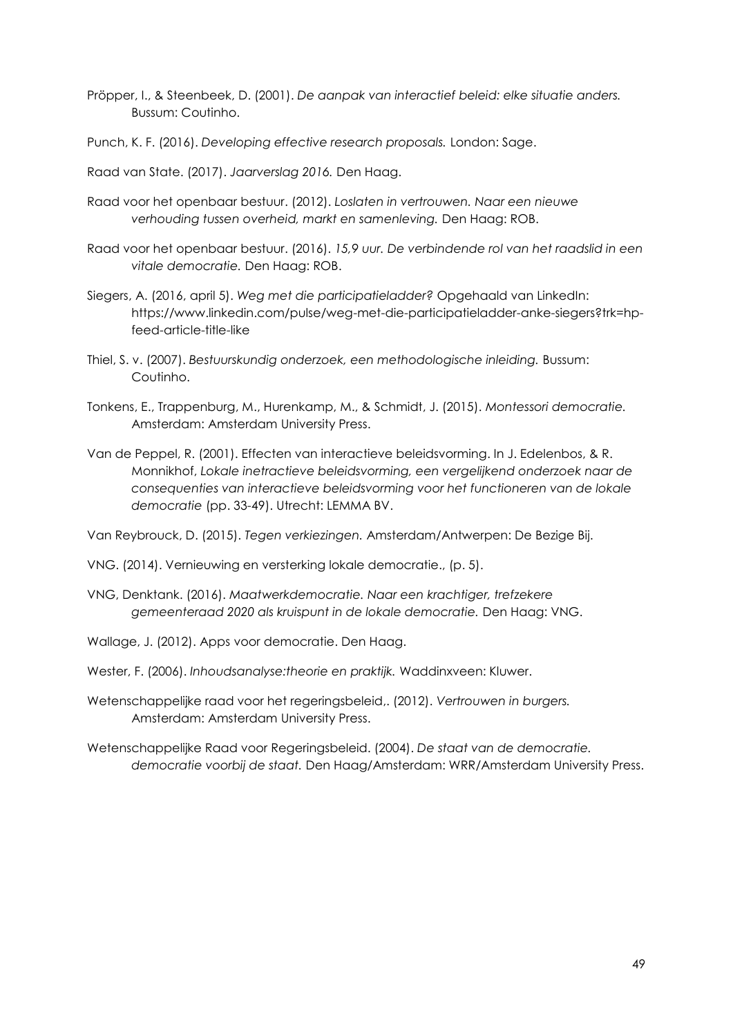Pröpper, I., & Steenbeek, D. (2001). *De aanpak van interactief beleid: elke situatie anders.* Bussum: Coutinho.

Punch, K. F. (2016). *Developing effective research proposals.* London: Sage.

Raad van State. (2017). *Jaarverslag 2016.* Den Haag.

Raad voor het openbaar bestuur. (2012). *Loslaten in vertrouwen. Naar een nieuwe verhouding tussen overheid, markt en samenleving.* Den Haag: ROB.

Raad voor het openbaar bestuur. (2016). *15,9 uur. De verbindende rol van het raadslid in een vitale democratie.* Den Haag: ROB.

Siegers, A. (2016, april 5). *Weg met die participatieladder?* Opgehaald van LinkedIn: https://www.linkedin.com/pulse/weg-met-die-participatieladder-anke-siegers?trk=hp-feed-article-title-like

Thiel, S. v. (2007). *Bestuurskundig onderzoek, een methodologische inleiding.* Bussum: Coutinho.

Tonkens, E., Trappenburg, M., Hurenkamp, M., & Schmidt, J. (2015). *Montessori democratie.* Amsterdam: Amsterdam University Press.

Van de Peppel, R. (2001). Effecten van interactieve beleidsvorming. In J. Edelenbos, & R. Monnikhof, *Lokale inetractieve beleidsvorming, een vergelijkend onderzoek naar de consequenties van interactieve beleidsvorming voor het functioneren van de lokale democratie* (pp. 33-49). Utrecht: LEMMA BV.

Van Reybrouck, D. (2015). *Tegen verkiezingen.* Amsterdam/Antwerpen: De Bezige Bij.

VNG. (2014). Vernieuwing en versterking lokale democratie., (p. 5).

VNG, Denktank. (2016). *Maatwerkdemocratie. Naar een krachtiger, trefzekere gemeenteraad 2020 als kruispunt in de lokale democratie.* Den Haag: VNG.

Wallage, J. (2012). Apps voor democratie. Den Haag.

Wester, F. (2006). *Inhoudsanalyse:theorie en praktijk.* Waddinxveen: Kluwer.

Wetenschappelijke raad voor het regeringsbeleid,. (2012). *Vertrouwen in burgers.* Amsterdam: Amsterdam University Press.

Wetenschappelijke Raad voor Regeringsbeleid. (2004). *De staat van de democratie. democratie voorbij de staat.* Den Haag/Amsterdam: WRR/Amsterdam University Press.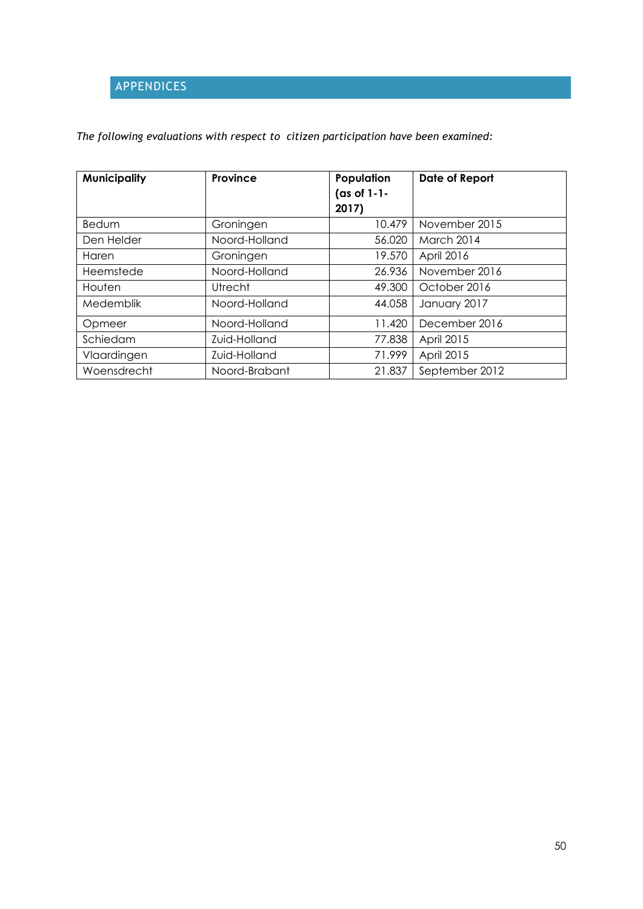# APPENDICES

*The following evaluations with respect to citizen participation have been examined:*

| Municipality | Province | Population (as of 1-1-2017) | Date of Report |
|---|---|---|---|
| Bedum | Groningen | 10.479 | November 2015 |
| Den Helder | Noord-Holland | 56.020 | March 2014 |
| Haren | Groningen | 19.570 | April 2016 |
| Heemstede | Noord-Holland | 26.936 | November 2016 |
| Houten | Utrecht | 49.300 | October 2016 |
| Medemblik | Noord-Holland | 44.058 | January 2017 |
| Opmeer | Noord-Holland | 11.420 | December 2016 |
| Schiedam | Zuid-Holland | 77.838 | April 2015 |
| Vlaardingen | Zuid-Holland | 71.999 | April 2015 |
| Woensdrecht | Noord-Brabant | 21.837 | September 2012 |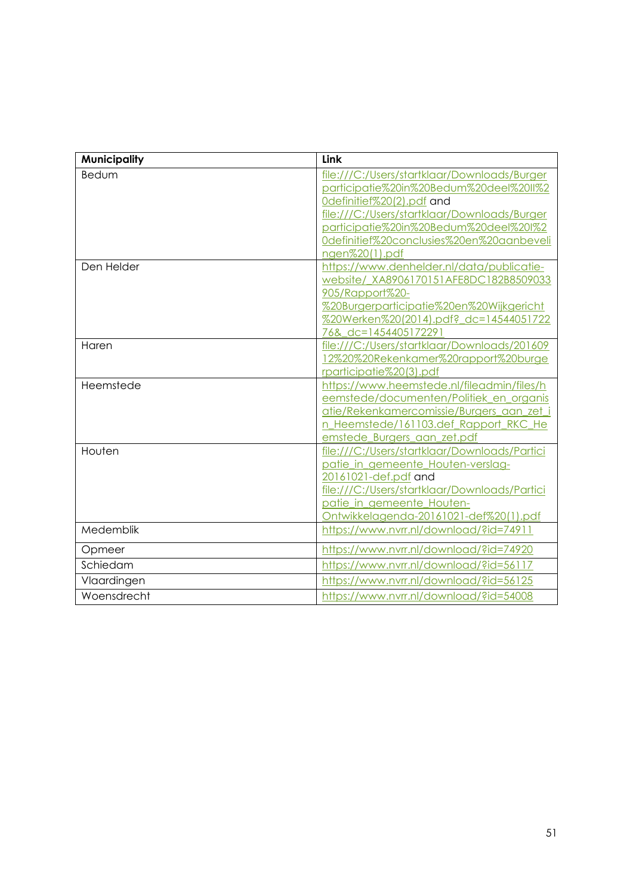| Municipality | Link |
| --- | --- |
| Bedum | file:///C:/Users/startklaar/Downloads/Burgerparticipatie%20in%20Bedum%20deel%20II%20definitief%20(2).pdf and file:///C:/Users/startklaar/Downloads/Burgerparticipatie%20in%20Bedum%20deel%20I%20definitief%20conclusies%20en%20aanbevelingen%20(1).pdf |
| Den Helder | https://www.denhelder.nl/data/publicatie-website/_XA8906170151AFE8DC182B8509033905/Rapport%20-%20Burgerparticipatie%20en%20Wijkgericht%20Werken%20(2014).pdf?_dc=1454405172276&_dc=1454405172291 |
| Haren | file:///C:/Users/startklaar/Downloads/20160912%20%20Rekenkamer%20rapport%20burgerparticipatie%20(3).pdf |
| Heemstede | https://www.heemstede.nl/fileadmin/files/heemstede/documenten/Politiek_en_organisatie/Rekenkamercomissie/Burgers_aan_zet_in_Heemstede/161103.def_Rapport_RKC_Heemstede_Burgers_aan_zet.pdf |
| Houten | file:///C:/Users/startklaar/Downloads/Participatie_in_gemeente_Houten-verslag-20161021-def.pdf and file:///C:/Users/startklaar/Downloads/Participatie_in_gemeente_Houten-Ontwikkelagenda-20161021-def%20(1).pdf |
| Medemblik | https://www.nvrr.nl/download/?id=74911 |
| Opmeer | https://www.nvrr.nl/download/?id=74920 |
| Schiedam | https://www.nvrr.nl/download/?id=56117 |
| Vlaardingen | https://www.nvrr.nl/download/?id=56125 |
| Woensdrecht | https://www.nvrr.nl/download/?id=54008 |